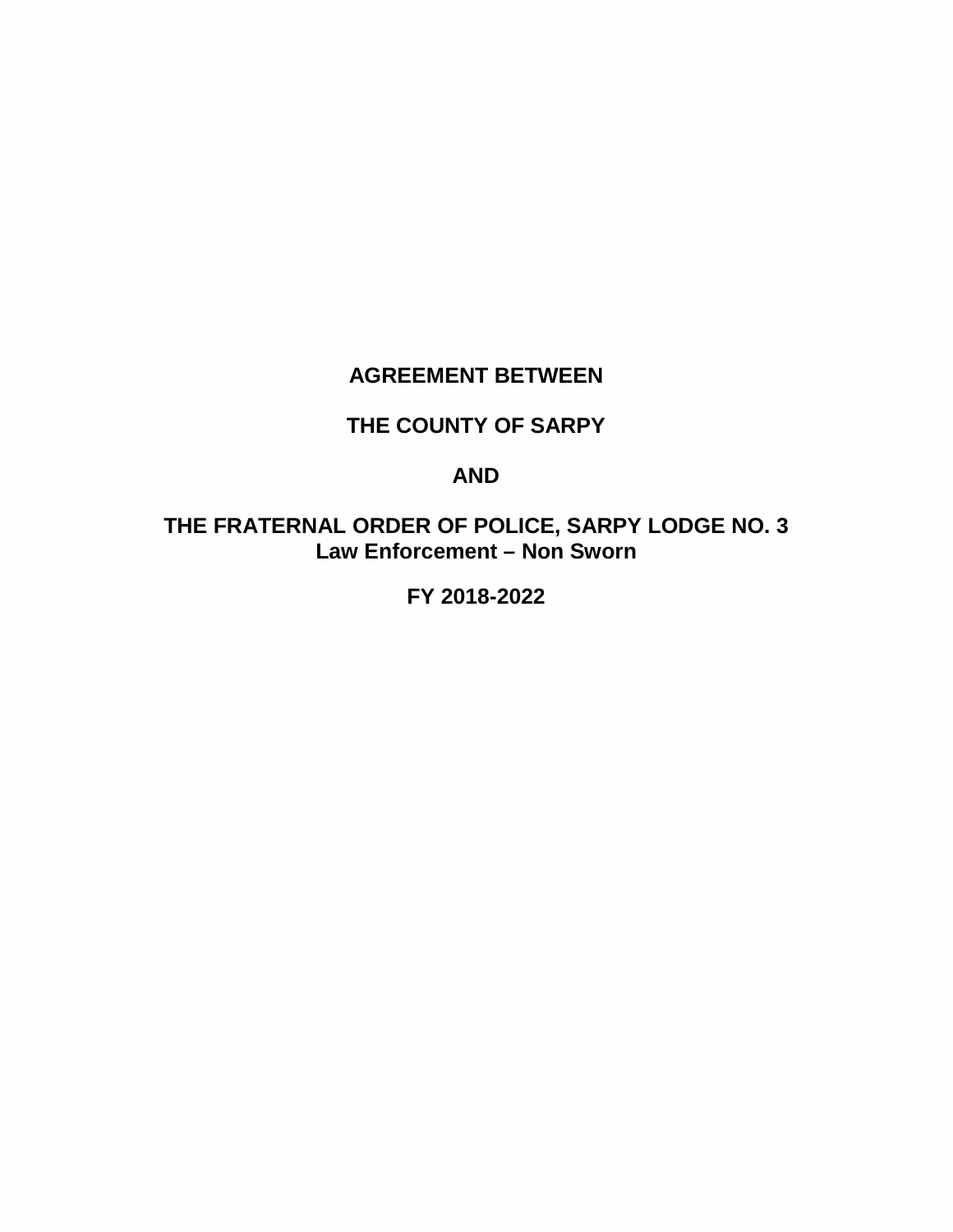# AGREEMENT BETWEEN

# THE COUNTY OF SARPY

# AND

# THE FRATERNAL ORDER OF POLICE, SARPY LODGE NO. 3
## Law Enforcement – Non Sworn

## FY 2018-2022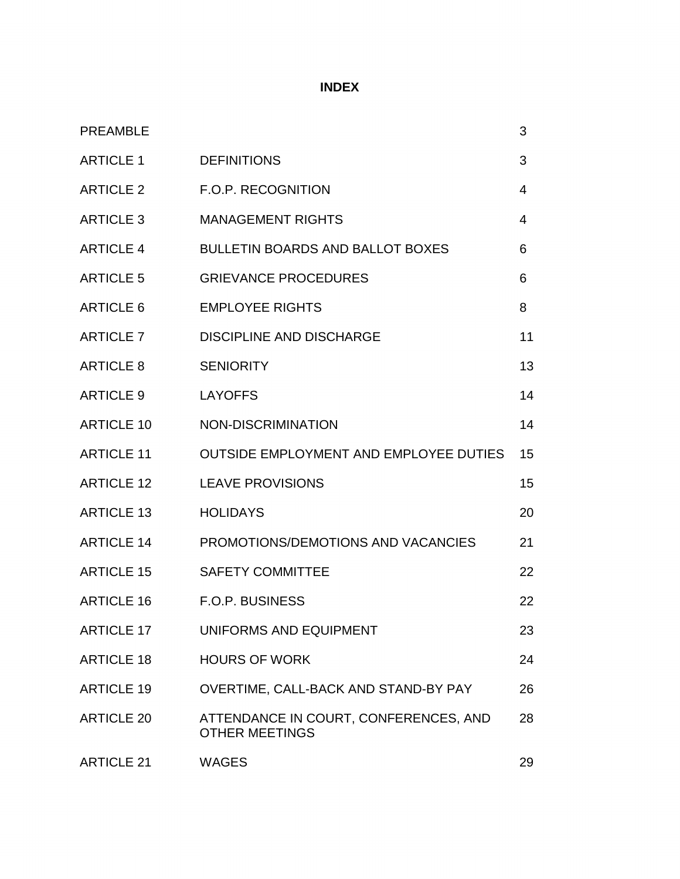# INDEX

| | | |
|---|---|---|
| PREAMBLE | | 3 |
| ARTICLE 1 | DEFINITIONS | 3 |
| ARTICLE 2 | F.O.P. RECOGNITION | 4 |
| ARTICLE 3 | MANAGEMENT RIGHTS | 4 |
| ARTICLE 4 | BULLETIN BOARDS AND BALLOT BOXES | 6 |
| ARTICLE 5 | GRIEVANCE PROCEDURES | 6 |
| ARTICLE 6 | EMPLOYEE RIGHTS | 8 |
| ARTICLE 7 | DISCIPLINE AND DISCHARGE | 11 |
| ARTICLE 8 | SENIORITY | 13 |
| ARTICLE 9 | LAYOFFS | 14 |
| ARTICLE 10 | NON-DISCRIMINATION | 14 |
| ARTICLE 11 | OUTSIDE EMPLOYMENT AND EMPLOYEE DUTIES | 15 |
| ARTICLE 12 | LEAVE PROVISIONS | 15 |
| ARTICLE 13 | HOLIDAYS | 20 |
| ARTICLE 14 | PROMOTIONS/DEMOTIONS AND VACANCIES | 21 |
| ARTICLE 15 | SAFETY COMMITTEE | 22 |
| ARTICLE 16 | F.O.P. BUSINESS | 22 |
| ARTICLE 17 | UNIFORMS AND EQUIPMENT | 23 |
| ARTICLE 18 | HOURS OF WORK | 24 |
| ARTICLE 19 | OVERTIME, CALL-BACK AND STAND-BY PAY | 26 |
| ARTICLE 20 | ATTENDANCE IN COURT, CONFERENCES, AND OTHER MEETINGS | 28 |
| ARTICLE 21 | WAGES | 29 |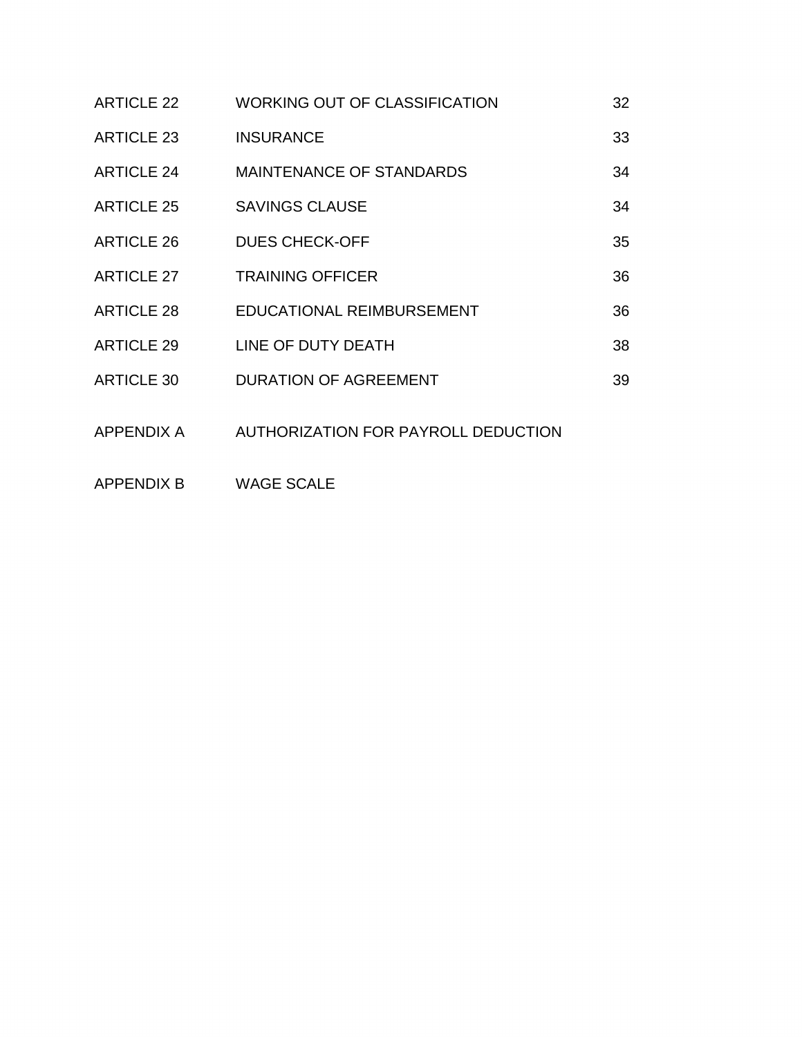| | | |
|---|---|---|
| ARTICLE 22 | WORKING OUT OF CLASSIFICATION | 32 |
| ARTICLE 23 | INSURANCE | 33 |
| ARTICLE 24 | MAINTENANCE OF STANDARDS | 34 |
| ARTICLE 25 | SAVINGS CLAUSE | 34 |
| ARTICLE 26 | DUES CHECK-OFF | 35 |
| ARTICLE 27 | TRAINING OFFICER | 36 |
| ARTICLE 28 | EDUCATIONAL REIMBURSEMENT | 36 |
| ARTICLE 29 | LINE OF DUTY DEATH | 38 |
| ARTICLE 30 | DURATION OF AGREEMENT | 39 |
| APPENDIX A | AUTHORIZATION FOR PAYROLL DEDUCTION | |
| APPENDIX B | WAGE SCALE | |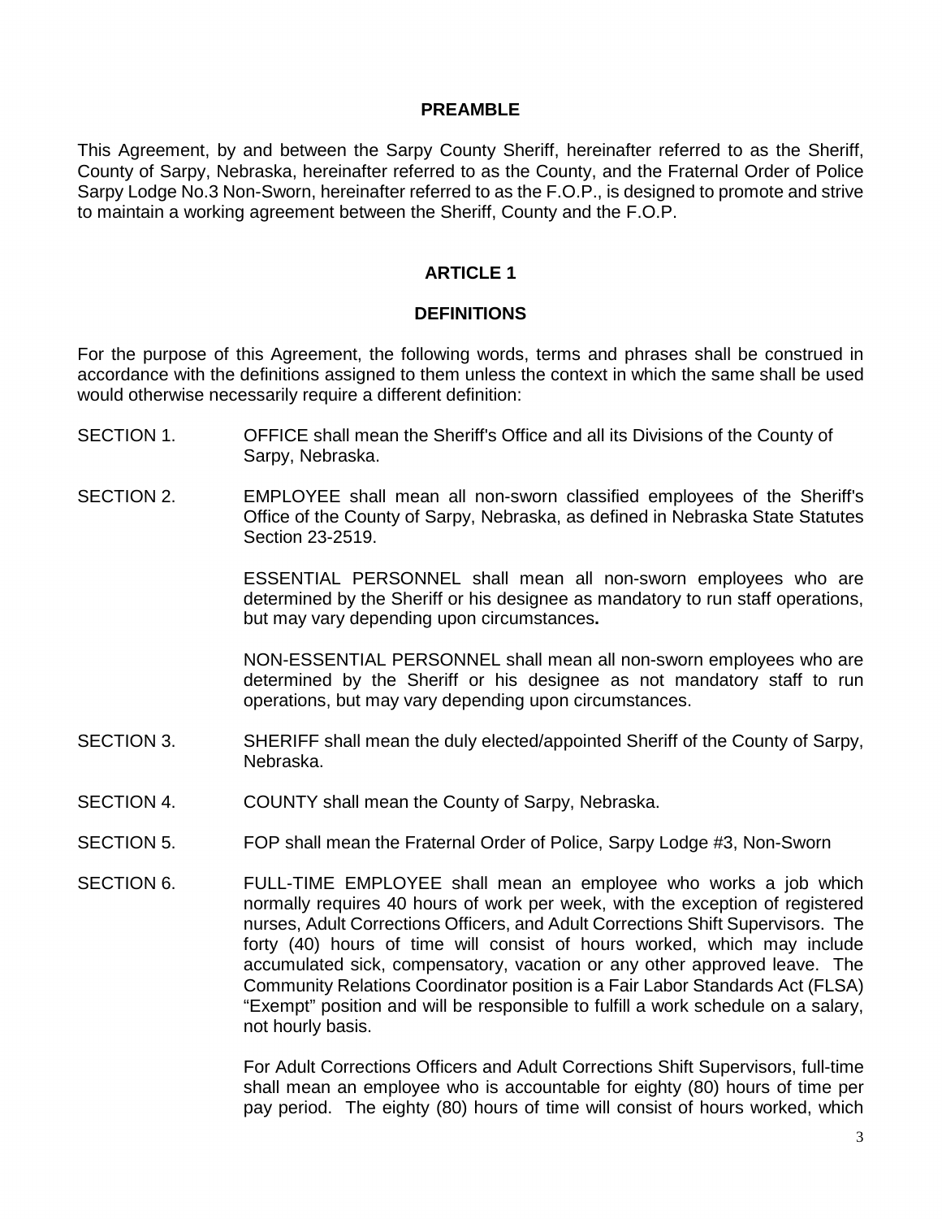## PREAMBLE

This Agreement, by and between the Sarpy County Sheriff, hereinafter referred to as the Sheriff, County of Sarpy, Nebraska, hereinafter referred to as the County, and the Fraternal Order of Police Sarpy Lodge No.3 Non-Sworn, hereinafter referred to as the F.O.P., is designed to promote and strive to maintain a working agreement between the Sheriff, County and the F.O.P.

## ARTICLE 1

## DEFINITIONS

For the purpose of this Agreement, the following words, terms and phrases shall be construed in accordance with the definitions assigned to them unless the context in which the same shall be used would otherwise necessarily require a different definition:

SECTION 1. OFFICE shall mean the Sheriff's Office and all its Divisions of the County of Sarpy, Nebraska.

SECTION 2. EMPLOYEE shall mean all non-sworn classified employees of the Sheriff's Office of the County of Sarpy, Nebraska, as defined in Nebraska State Statutes Section 23-2519.

ESSENTIAL PERSONNEL shall mean all non-sworn employees who are determined by the Sheriff or his designee as mandatory to run staff operations, but may vary depending upon circumstances**.**

NON-ESSENTIAL PERSONNEL shall mean all non-sworn employees who are determined by the Sheriff or his designee as not mandatory staff to run operations, but may vary depending upon circumstances.

SECTION 3. SHERIFF shall mean the duly elected/appointed Sheriff of the County of Sarpy, Nebraska.

SECTION 4. COUNTY shall mean the County of Sarpy, Nebraska.

SECTION 5. FOP shall mean the Fraternal Order of Police, Sarpy Lodge #3, Non-Sworn

SECTION 6. FULL-TIME EMPLOYEE shall mean an employee who works a job which normally requires 40 hours of work per week, with the exception of registered nurses, Adult Corrections Officers, and Adult Corrections Shift Supervisors. The forty (40) hours of time will consist of hours worked, which may include accumulated sick, compensatory, vacation or any other approved leave. The Community Relations Coordinator position is a Fair Labor Standards Act (FLSA) “Exempt” position and will be responsible to fulfill a work schedule on a salary, not hourly basis.

For Adult Corrections Officers and Adult Corrections Shift Supervisors, full-time shall mean an employee who is accountable for eighty (80) hours of time per pay period. The eighty (80) hours of time will consist of hours worked, which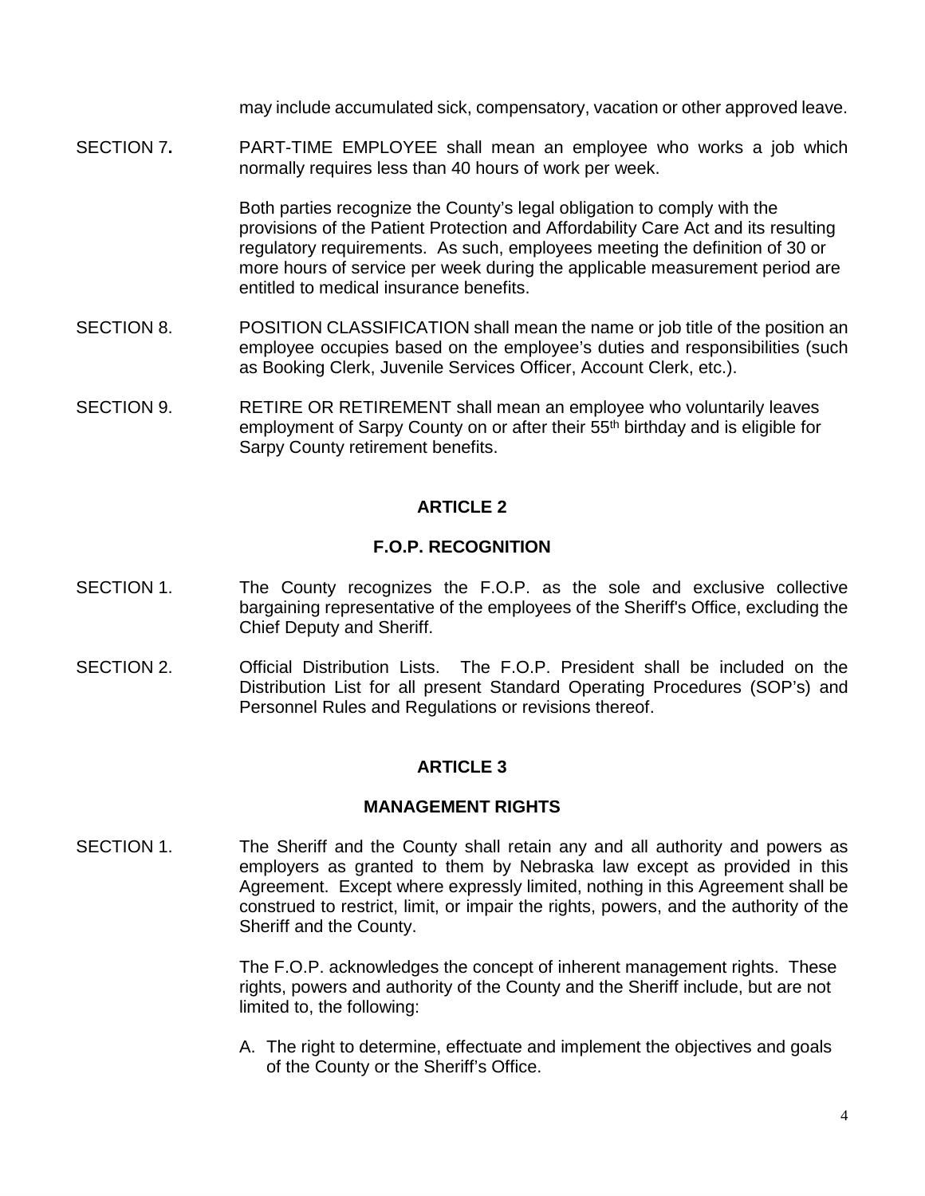may include accumulated sick, compensatory, vacation or other approved leave.

SECTION 7**.** PART-TIME EMPLOYEE shall mean an employee who works a job which normally requires less than 40 hours of work per week.

Both parties recognize the County's legal obligation to comply with the provisions of the Patient Protection and Affordability Care Act and its resulting regulatory requirements. As such, employees meeting the definition of 30 or more hours of service per week during the applicable measurement period are entitled to medical insurance benefits.

SECTION 8. POSITION CLASSIFICATION shall mean the name or job title of the position an employee occupies based on the employee's duties and responsibilities (such as Booking Clerk, Juvenile Services Officer, Account Clerk, etc.).

SECTION 9. RETIRE OR RETIREMENT shall mean an employee who voluntarily leaves employment of Sarpy County on or after their 55th birthday and is eligible for Sarpy County retirement benefits.

## ARTICLE 2

## F.O.P. RECOGNITION

SECTION 1. The County recognizes the F.O.P. as the sole and exclusive collective bargaining representative of the employees of the Sheriff's Office, excluding the Chief Deputy and Sheriff.

SECTION 2. Official Distribution Lists. The F.O.P. President shall be included on the Distribution List for all present Standard Operating Procedures (SOP's) and Personnel Rules and Regulations or revisions thereof.

## ARTICLE 3

## MANAGEMENT RIGHTS

SECTION 1. The Sheriff and the County shall retain any and all authority and powers as employers as granted to them by Nebraska law except as provided in this Agreement. Except where expressly limited, nothing in this Agreement shall be construed to restrict, limit, or impair the rights, powers, and the authority of the Sheriff and the County.

The F.O.P. acknowledges the concept of inherent management rights. These rights, powers and authority of the County and the Sheriff include, but are not limited to, the following:

A. The right to determine, effectuate and implement the objectives and goals of the County or the Sheriff's Office.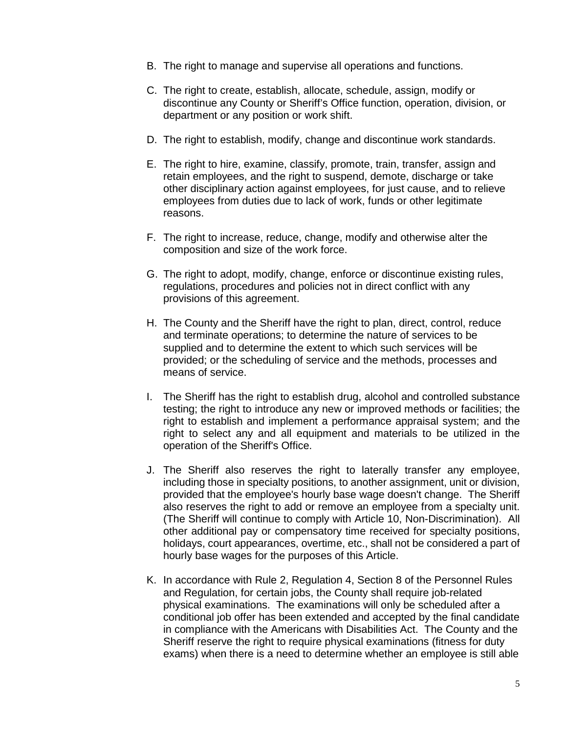B. The right to manage and supervise all operations and functions.

C. The right to create, establish, allocate, schedule, assign, modify or discontinue any County or Sheriff's Office function, operation, division, or department or any position or work shift.

D. The right to establish, modify, change and discontinue work standards.

E. The right to hire, examine, classify, promote, train, transfer, assign and retain employees, and the right to suspend, demote, discharge or take other disciplinary action against employees, for just cause, and to relieve employees from duties due to lack of work, funds or other legitimate reasons.

F. The right to increase, reduce, change, modify and otherwise alter the composition and size of the work force.

G. The right to adopt, modify, change, enforce or discontinue existing rules, regulations, procedures and policies not in direct conflict with any provisions of this agreement.

H. The County and the Sheriff have the right to plan, direct, control, reduce and terminate operations; to determine the nature of services to be supplied and to determine the extent to which such services will be provided; or the scheduling of service and the methods, processes and means of service.

I. The Sheriff has the right to establish drug, alcohol and controlled substance testing; the right to introduce any new or improved methods or facilities; the right to establish and implement a performance appraisal system; and the right to select any and all equipment and materials to be utilized in the operation of the Sheriff's Office.

J. The Sheriff also reserves the right to laterally transfer any employee, including those in specialty positions, to another assignment, unit or division, provided that the employee's hourly base wage doesn't change. The Sheriff also reserves the right to add or remove an employee from a specialty unit. (The Sheriff will continue to comply with Article 10, Non-Discrimination). All other additional pay or compensatory time received for specialty positions, holidays, court appearances, overtime, etc., shall not be considered a part of hourly base wages for the purposes of this Article.

K. In accordance with Rule 2, Regulation 4, Section 8 of the Personnel Rules and Regulation, for certain jobs, the County shall require job-related physical examinations. The examinations will only be scheduled after a conditional job offer has been extended and accepted by the final candidate in compliance with the Americans with Disabilities Act. The County and the Sheriff reserve the right to require physical examinations (fitness for duty exams) when there is a need to determine whether an employee is still able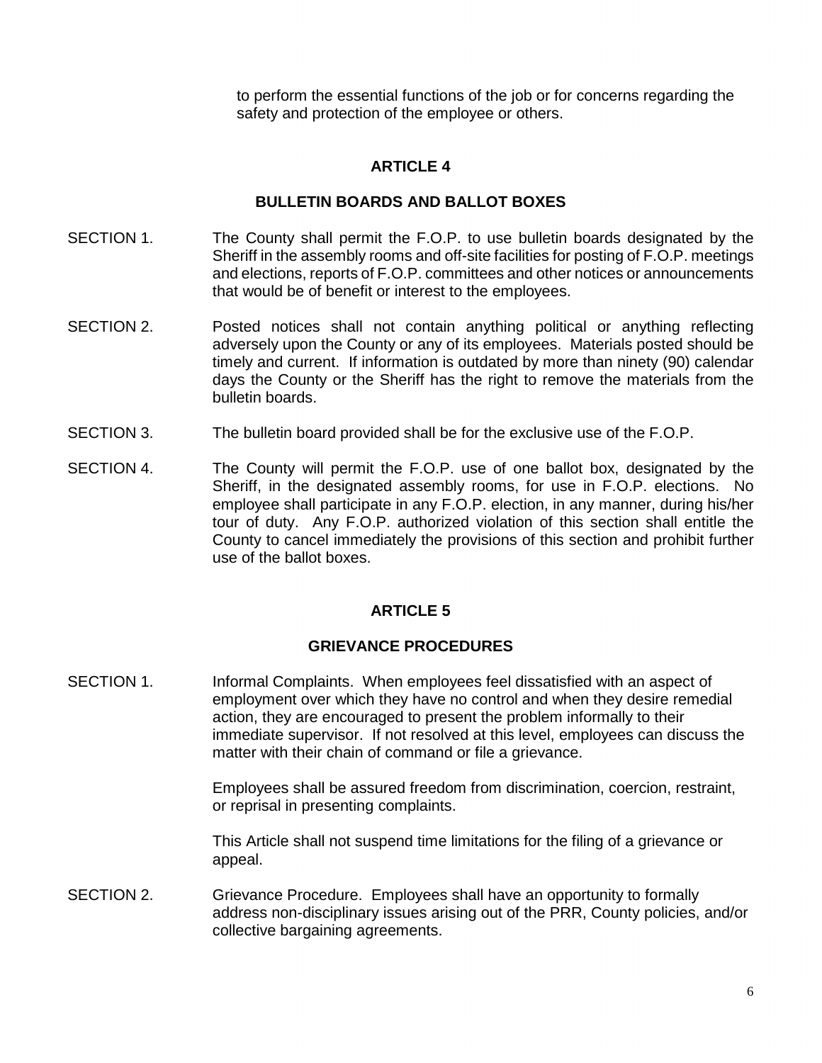to perform the essential functions of the job or for concerns regarding the safety and protection of the employee or others.

## ARTICLE 4

## BULLETIN BOARDS AND BALLOT BOXES

SECTION 1. The County shall permit the F.O.P. to use bulletin boards designated by the Sheriff in the assembly rooms and off-site facilities for posting of F.O.P. meetings and elections, reports of F.O.P. committees and other notices or announcements that would be of benefit or interest to the employees.

SECTION 2. Posted notices shall not contain anything political or anything reflecting adversely upon the County or any of its employees. Materials posted should be timely and current. If information is outdated by more than ninety (90) calendar days the County or the Sheriff has the right to remove the materials from the bulletin boards.

SECTION 3. The bulletin board provided shall be for the exclusive use of the F.O.P.

SECTION 4. The County will permit the F.O.P. use of one ballot box, designated by the Sheriff, in the designated assembly rooms, for use in F.O.P. elections. No employee shall participate in any F.O.P. election, in any manner, during his/her tour of duty. Any F.O.P. authorized violation of this section shall entitle the County to cancel immediately the provisions of this section and prohibit further use of the ballot boxes.

## ARTICLE 5

## GRIEVANCE PROCEDURES

SECTION 1. Informal Complaints. When employees feel dissatisfied with an aspect of employment over which they have no control and when they desire remedial action, they are encouraged to present the problem informally to their immediate supervisor. If not resolved at this level, employees can discuss the matter with their chain of command or file a grievance.

Employees shall be assured freedom from discrimination, coercion, restraint, or reprisal in presenting complaints.

This Article shall not suspend time limitations for the filing of a grievance or appeal.

SECTION 2. Grievance Procedure. Employees shall have an opportunity to formally address non-disciplinary issues arising out of the PRR, County policies, and/or collective bargaining agreements.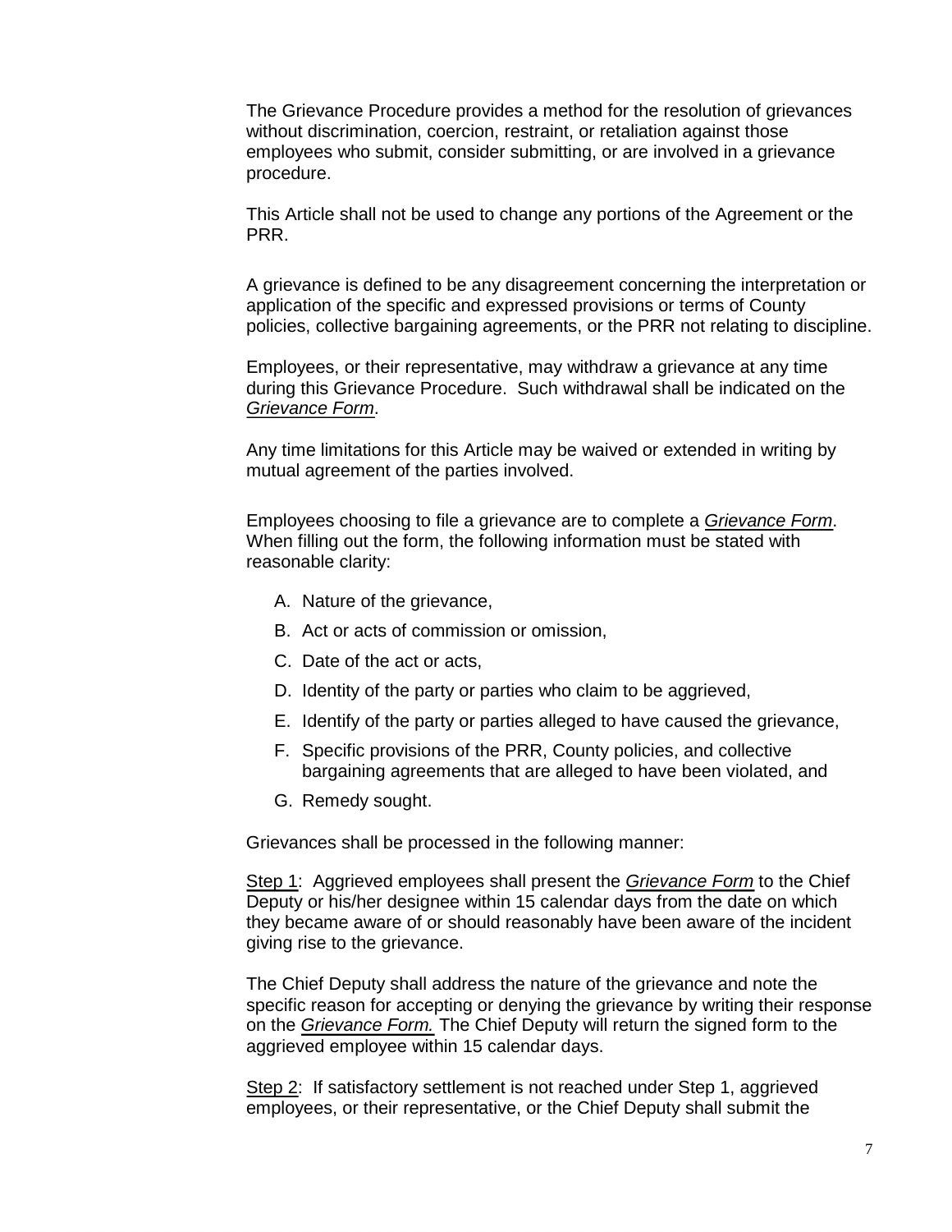The Grievance Procedure provides a method for the resolution of grievances without discrimination, coercion, restraint, or retaliation against those employees who submit, consider submitting, or are involved in a grievance procedure.

This Article shall not be used to change any portions of the Agreement or the PRR.

A grievance is defined to be any disagreement concerning the interpretation or application of the specific and expressed provisions or terms of County policies, collective bargaining agreements, or the PRR not relating to discipline.

Employees, or their representative, may withdraw a grievance at any time during this Grievance Procedure. Such withdrawal shall be indicated on the *Grievance Form*.

Any time limitations for this Article may be waived or extended in writing by mutual agreement of the parties involved.

Employees choosing to file a grievance are to complete a *Grievance Form*. When filling out the form, the following information must be stated with reasonable clarity:

A. Nature of the grievance,

B. Act or acts of commission or omission,

C. Date of the act or acts,

D. Identity of the party or parties who claim to be aggrieved,

E. Identify of the party or parties alleged to have caused the grievance,

F. Specific provisions of the PRR, County policies, and collective bargaining agreements that are alleged to have been violated, and

G. Remedy sought.

Grievances shall be processed in the following manner:

Step 1: Aggrieved employees shall present the *Grievance Form* to the Chief Deputy or his/her designee within 15 calendar days from the date on which they became aware of or should reasonably have been aware of the incident giving rise to the grievance.

The Chief Deputy shall address the nature of the grievance and note the specific reason for accepting or denying the grievance by writing their response on the *Grievance Form.* The Chief Deputy will return the signed form to the aggrieved employee within 15 calendar days.

Step 2: If satisfactory settlement is not reached under Step 1, aggrieved employees, or their representative, or the Chief Deputy shall submit the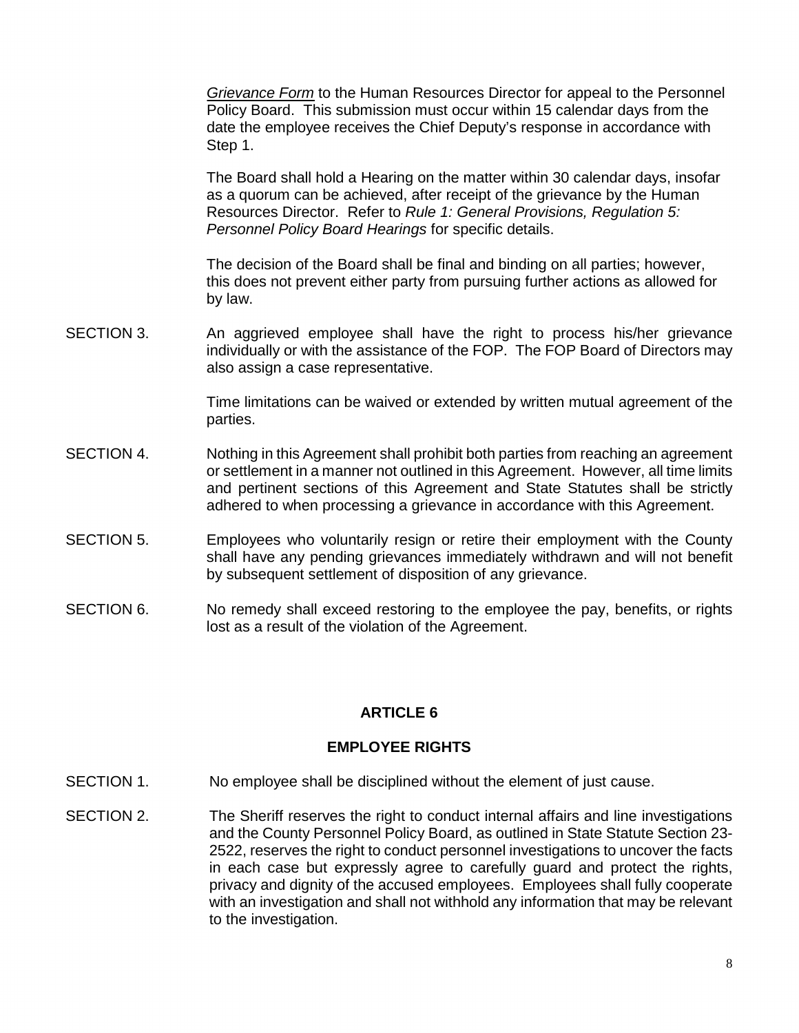*Grievance Form* to the Human Resources Director for appeal to the Personnel Policy Board. This submission must occur within 15 calendar days from the date the employee receives the Chief Deputy's response in accordance with Step 1.

The Board shall hold a Hearing on the matter within 30 calendar days, insofar as a quorum can be achieved, after receipt of the grievance by the Human Resources Director. Refer to *Rule 1: General Provisions, Regulation 5: Personnel Policy Board Hearings* for specific details.

The decision of the Board shall be final and binding on all parties; however, this does not prevent either party from pursuing further actions as allowed for by law.

SECTION 3. An aggrieved employee shall have the right to process his/her grievance individually or with the assistance of the FOP. The FOP Board of Directors may also assign a case representative.

Time limitations can be waived or extended by written mutual agreement of the parties.

SECTION 4. Nothing in this Agreement shall prohibit both parties from reaching an agreement or settlement in a manner not outlined in this Agreement. However, all time limits and pertinent sections of this Agreement and State Statutes shall be strictly adhered to when processing a grievance in accordance with this Agreement.

SECTION 5. Employees who voluntarily resign or retire their employment with the County shall have any pending grievances immediately withdrawn and will not benefit by subsequent settlement of disposition of any grievance.

SECTION 6. No remedy shall exceed restoring to the employee the pay, benefits, or rights lost as a result of the violation of the Agreement.

## ARTICLE 6

## EMPLOYEE RIGHTS

SECTION 1. No employee shall be disciplined without the element of just cause.

SECTION 2. The Sheriff reserves the right to conduct internal affairs and line investigations and the County Personnel Policy Board, as outlined in State Statute Section 23-2522, reserves the right to conduct personnel investigations to uncover the facts in each case but expressly agree to carefully guard and protect the rights, privacy and dignity of the accused employees. Employees shall fully cooperate with an investigation and shall not withhold any information that may be relevant to the investigation.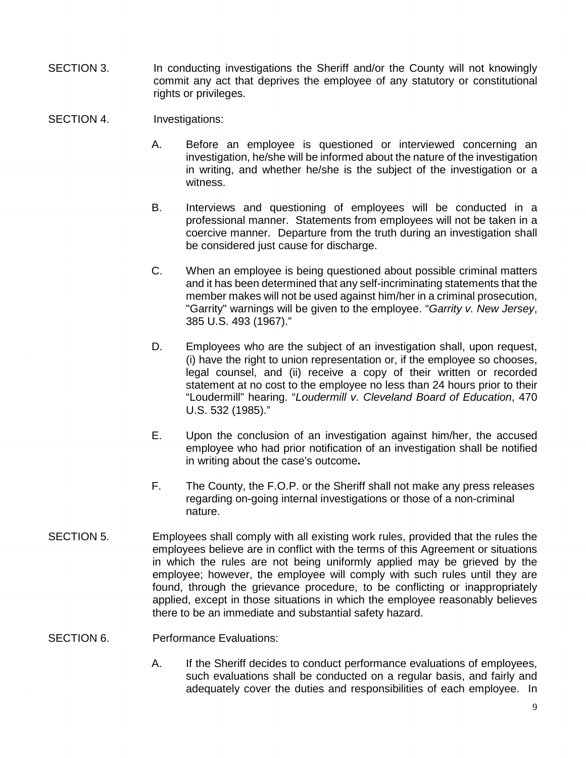SECTION 3. In conducting investigations the Sheriff and/or the County will not knowingly commit any act that deprives the employee of any statutory or constitutional rights or privileges.

SECTION 4. Investigations:

A. Before an employee is questioned or interviewed concerning an investigation, he/she will be informed about the nature of the investigation in writing, and whether he/she is the subject of the investigation or a witness.

B. Interviews and questioning of employees will be conducted in a professional manner. Statements from employees will not be taken in a coercive manner. Departure from the truth during an investigation shall be considered just cause for discharge.

C. When an employee is being questioned about possible criminal matters and it has been determined that any self-incriminating statements that the member makes will not be used against him/her in a criminal prosecution, "Garrity" warnings will be given to the employee. "*Garrity v. New Jersey*, 385 U.S. 493 (1967)."

D. Employees who are the subject of an investigation shall, upon request, (i) have the right to union representation or, if the employee so chooses, legal counsel, and (ii) receive a copy of their written or recorded statement at no cost to the employee no less than 24 hours prior to their "Loudermill" hearing. "*Loudermill v. Cleveland Board of Education*, 470 U.S. 532 (1985)."

E. Upon the conclusion of an investigation against him/her, the accused employee who had prior notification of an investigation shall be notified in writing about the case's outcome**.**

F. The County, the F.O.P. or the Sheriff shall not make any press releases regarding on-going internal investigations or those of a non-criminal nature.

SECTION 5. Employees shall comply with all existing work rules, provided that the rules the employees believe are in conflict with the terms of this Agreement or situations in which the rules are not being uniformly applied may be grieved by the employee; however, the employee will comply with such rules until they are found, through the grievance procedure, to be conflicting or inappropriately applied, except in those situations in which the employee reasonably believes there to be an immediate and substantial safety hazard.

SECTION 6. Performance Evaluations:

A. If the Sheriff decides to conduct performance evaluations of employees, such evaluations shall be conducted on a regular basis, and fairly and adequately cover the duties and responsibilities of each employee. In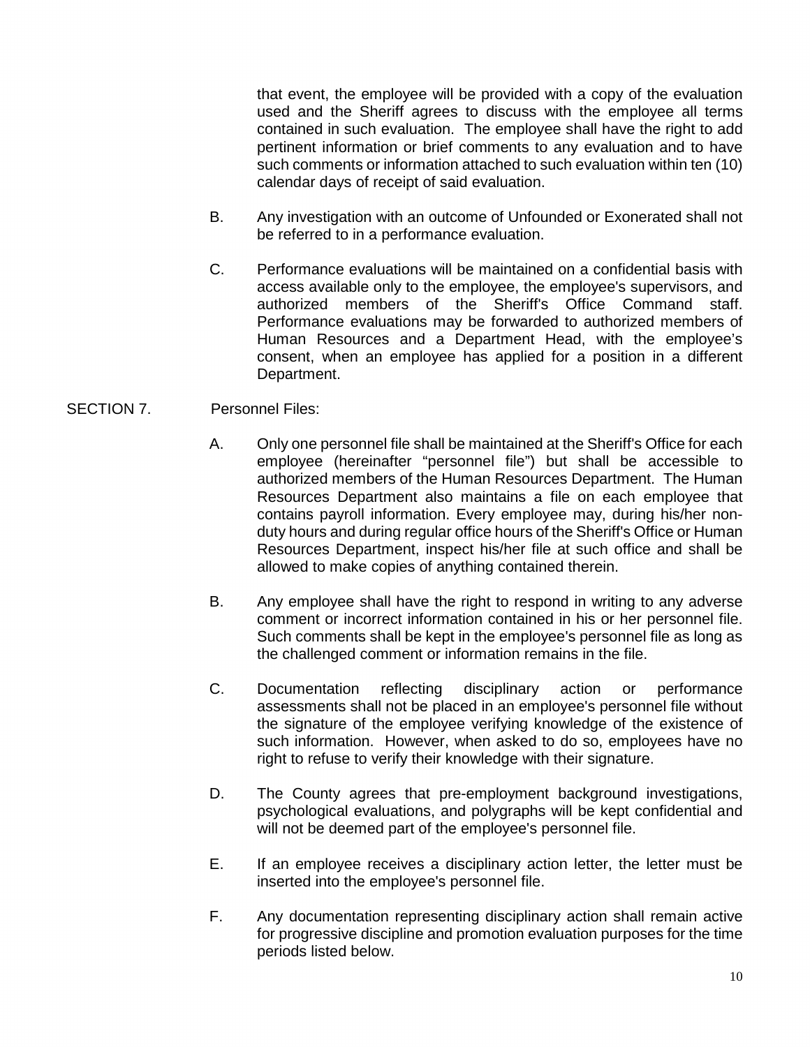that event, the employee will be provided with a copy of the evaluation used and the Sheriff agrees to discuss with the employee all terms contained in such evaluation. The employee shall have the right to add pertinent information or brief comments to any evaluation and to have such comments or information attached to such evaluation within ten (10) calendar days of receipt of said evaluation.

B. Any investigation with an outcome of Unfounded or Exonerated shall not be referred to in a performance evaluation.

C. Performance evaluations will be maintained on a confidential basis with access available only to the employee, the employee's supervisors, and authorized members of the Sheriff's Office Command staff. Performance evaluations may be forwarded to authorized members of Human Resources and a Department Head, with the employee's consent, when an employee has applied for a position in a different Department.

SECTION 7. Personnel Files:

A. Only one personnel file shall be maintained at the Sheriff's Office for each employee (hereinafter "personnel file") but shall be accessible to authorized members of the Human Resources Department. The Human Resources Department also maintains a file on each employee that contains payroll information. Every employee may, during his/her non-duty hours and during regular office hours of the Sheriff's Office or Human Resources Department, inspect his/her file at such office and shall be allowed to make copies of anything contained therein.

B. Any employee shall have the right to respond in writing to any adverse comment or incorrect information contained in his or her personnel file. Such comments shall be kept in the employee's personnel file as long as the challenged comment or information remains in the file.

C. Documentation reflecting disciplinary action or performance assessments shall not be placed in an employee's personnel file without the signature of the employee verifying knowledge of the existence of such information. However, when asked to do so, employees have no right to refuse to verify their knowledge with their signature.

D. The County agrees that pre-employment background investigations, psychological evaluations, and polygraphs will be kept confidential and will not be deemed part of the employee's personnel file.

E. If an employee receives a disciplinary action letter, the letter must be inserted into the employee's personnel file.

F. Any documentation representing disciplinary action shall remain active for progressive discipline and promotion evaluation purposes for the time periods listed below.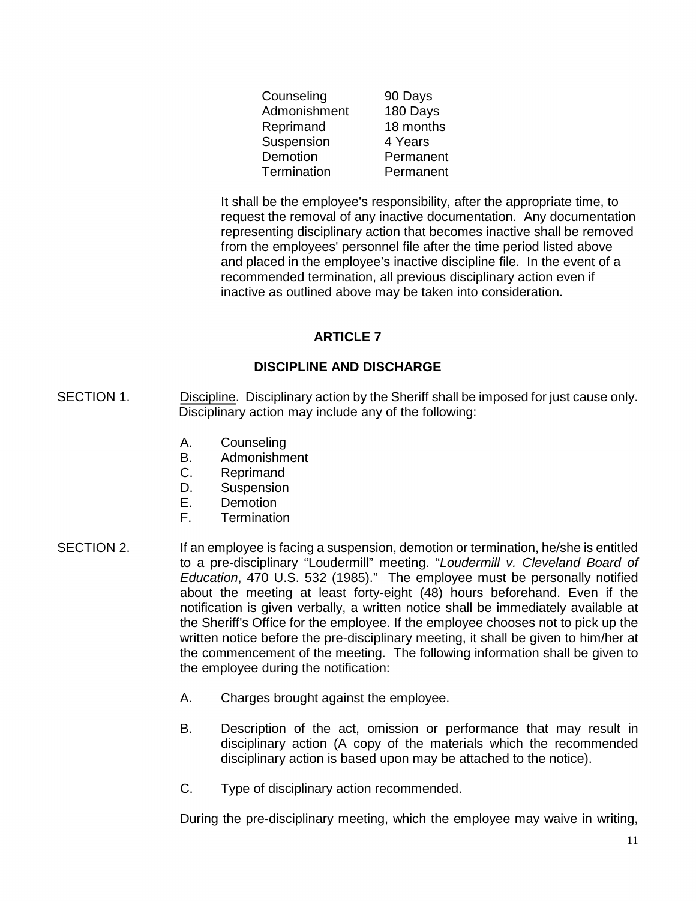| | |
|---|---|
| Counseling | 90 Days |
| Admonishment | 180 Days |
| Reprimand | 18 months |
| Suspension | 4 Years |
| Demotion | Permanent |
| Termination | Permanent |

It shall be the employee's responsibility, after the appropriate time, to request the removal of any inactive documentation. Any documentation representing disciplinary action that becomes inactive shall be removed from the employees' personnel file after the time period listed above and placed in the employee's inactive discipline file. In the event of a recommended termination, all previous disciplinary action even if inactive as outlined above may be taken into consideration.

## ARTICLE 7

## DISCIPLINE AND DISCHARGE

SECTION 1. Discipline. Disciplinary action by the Sheriff shall be imposed for just cause only. Disciplinary action may include any of the following:

A. Counseling
B. Admonishment
C. Reprimand
D. Suspension
E. Demotion
F. Termination

SECTION 2. If an employee is facing a suspension, demotion or termination, he/she is entitled to a pre-disciplinary "Loudermill" meeting. "*Loudermill v. Cleveland Board of Education*, 470 U.S. 532 (1985)." The employee must be personally notified about the meeting at least forty-eight (48) hours beforehand. Even if the notification is given verbally, a written notice shall be immediately available at the Sheriff's Office for the employee. If the employee chooses not to pick up the written notice before the pre-disciplinary meeting, it shall be given to him/her at the commencement of the meeting. The following information shall be given to the employee during the notification:

A. Charges brought against the employee.

B. Description of the act, omission or performance that may result in disciplinary action (A copy of the materials which the recommended disciplinary action is based upon may be attached to the notice).

C. Type of disciplinary action recommended.

During the pre-disciplinary meeting, which the employee may waive in writing,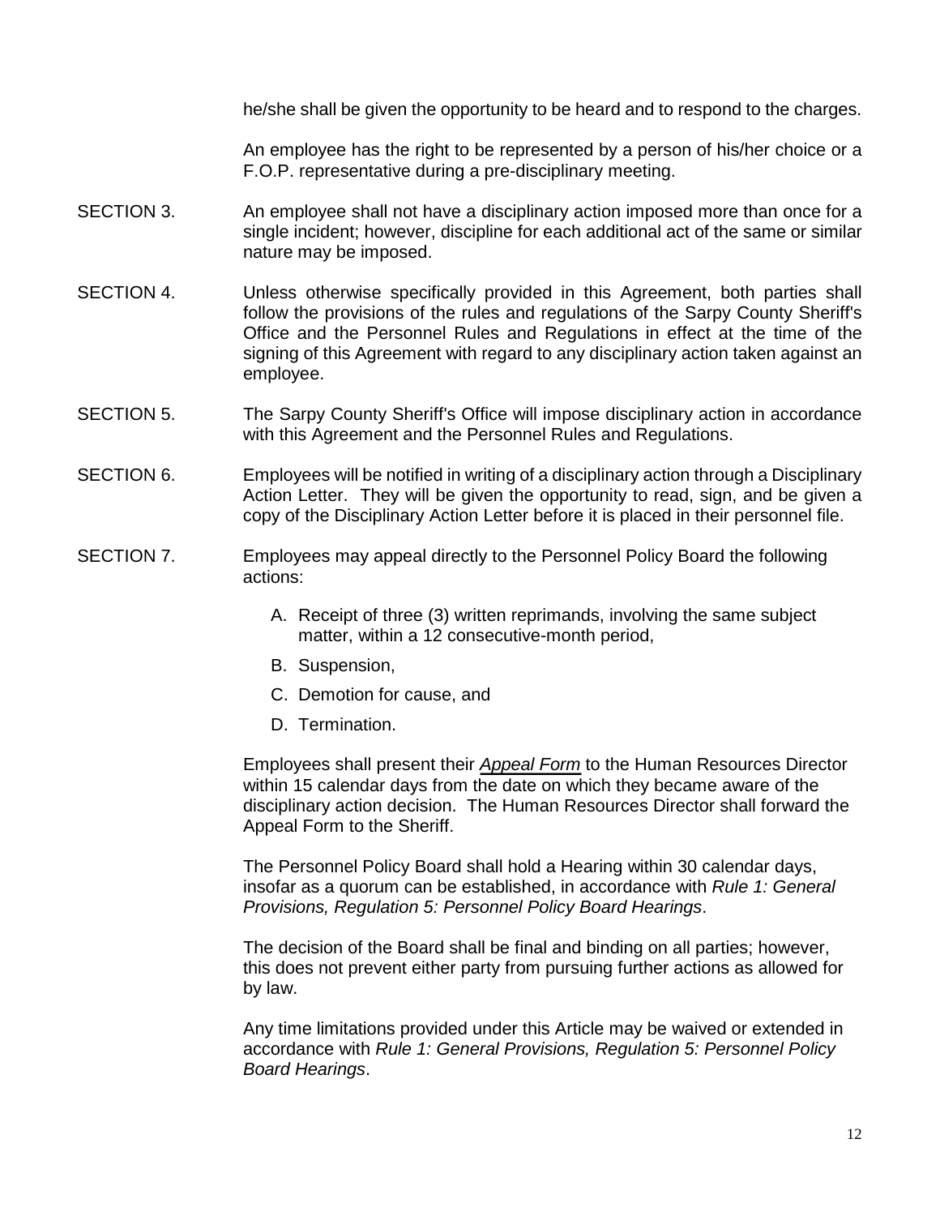he/she shall be given the opportunity to be heard and to respond to the charges.

An employee has the right to be represented by a person of his/her choice or a F.O.P. representative during a pre-disciplinary meeting.

SECTION 3. An employee shall not have a disciplinary action imposed more than once for a single incident; however, discipline for each additional act of the same or similar nature may be imposed.

SECTION 4. Unless otherwise specifically provided in this Agreement, both parties shall follow the provisions of the rules and regulations of the Sarpy County Sheriff's Office and the Personnel Rules and Regulations in effect at the time of the signing of this Agreement with regard to any disciplinary action taken against an employee.

SECTION 5. The Sarpy County Sheriff's Office will impose disciplinary action in accordance with this Agreement and the Personnel Rules and Regulations.

SECTION 6. Employees will be notified in writing of a disciplinary action through a Disciplinary Action Letter. They will be given the opportunity to read, sign, and be given a copy of the Disciplinary Action Letter before it is placed in their personnel file.

SECTION 7. Employees may appeal directly to the Personnel Policy Board the following actions:

A. Receipt of three (3) written reprimands, involving the same subject matter, within a 12 consecutive-month period,
B. Suspension,
C. Demotion for cause, and
D. Termination.

Employees shall present their ***Appeal Form*** to the Human Resources Director within 15 calendar days from the date on which they became aware of the disciplinary action decision. The Human Resources Director shall forward the Appeal Form to the Sheriff.

The Personnel Policy Board shall hold a Hearing within 30 calendar days, insofar as a quorum can be established, in accordance with *Rule 1: General Provisions, Regulation 5: Personnel Policy Board Hearings*.

The decision of the Board shall be final and binding on all parties; however, this does not prevent either party from pursuing further actions as allowed for by law.

Any time limitations provided under this Article may be waived or extended in accordance with *Rule 1: General Provisions, Regulation 5: Personnel Policy Board Hearings*.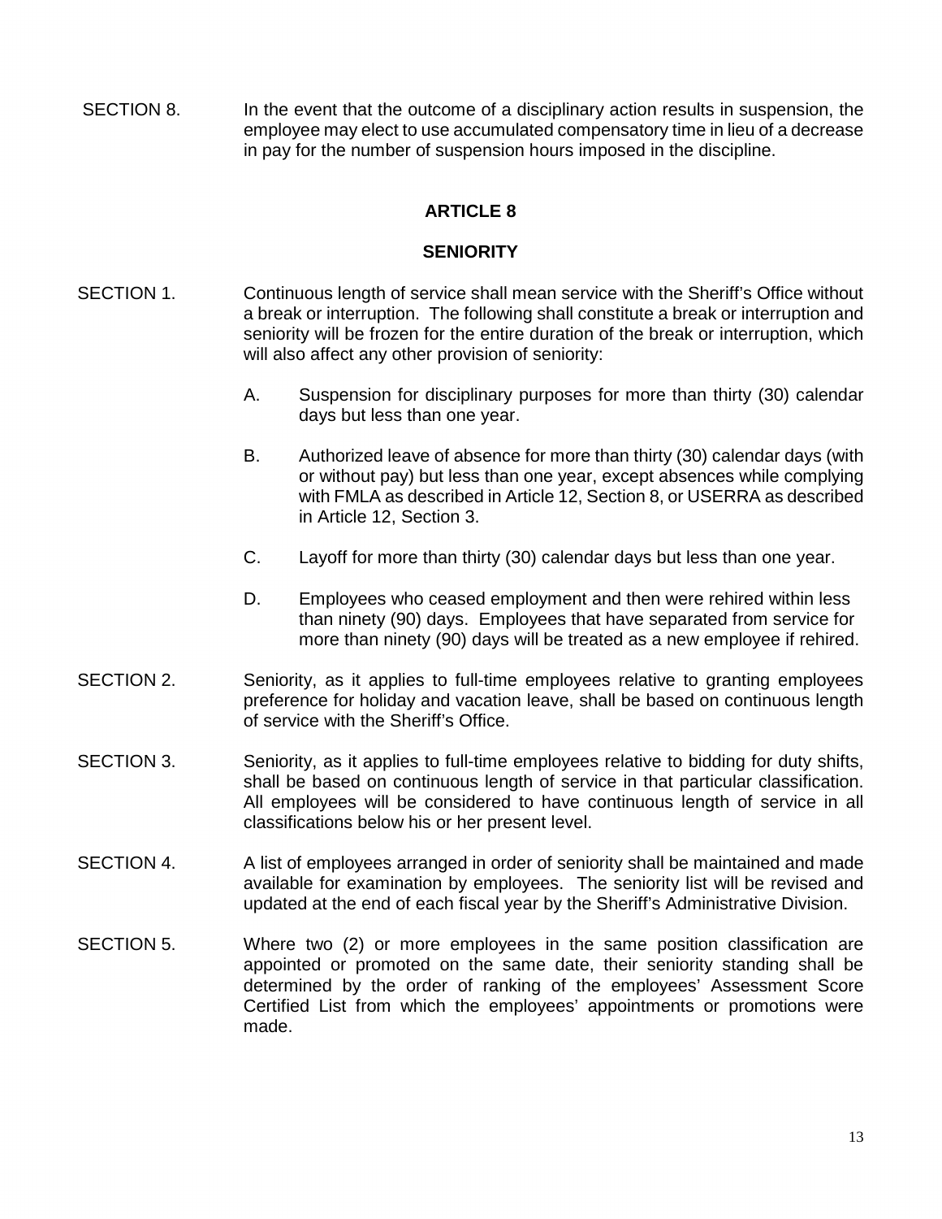SECTION 8. In the event that the outcome of a disciplinary action results in suspension, the employee may elect to use accumulated compensatory time in lieu of a decrease in pay for the number of suspension hours imposed in the discipline.

## ARTICLE 8

## SENIORITY

SECTION 1. Continuous length of service shall mean service with the Sheriff's Office without a break or interruption. The following shall constitute a break or interruption and seniority will be frozen for the entire duration of the break or interruption, which will also affect any other provision of seniority:

A. Suspension for disciplinary purposes for more than thirty (30) calendar days but less than one year.

B. Authorized leave of absence for more than thirty (30) calendar days (with or without pay) but less than one year, except absences while complying with FMLA as described in Article 12, Section 8, or USERRA as described in Article 12, Section 3.

C. Layoff for more than thirty (30) calendar days but less than one year.

D. Employees who ceased employment and then were rehired within less than ninety (90) days. Employees that have separated from service for more than ninety (90) days will be treated as a new employee if rehired.

SECTION 2. Seniority, as it applies to full-time employees relative to granting employees preference for holiday and vacation leave, shall be based on continuous length of service with the Sheriff's Office.

SECTION 3. Seniority, as it applies to full-time employees relative to bidding for duty shifts, shall be based on continuous length of service in that particular classification. All employees will be considered to have continuous length of service in all classifications below his or her present level.

SECTION 4. A list of employees arranged in order of seniority shall be maintained and made available for examination by employees. The seniority list will be revised and updated at the end of each fiscal year by the Sheriff's Administrative Division.

SECTION 5. Where two (2) or more employees in the same position classification are appointed or promoted on the same date, their seniority standing shall be determined by the order of ranking of the employees' Assessment Score Certified List from which the employees' appointments or promotions were made.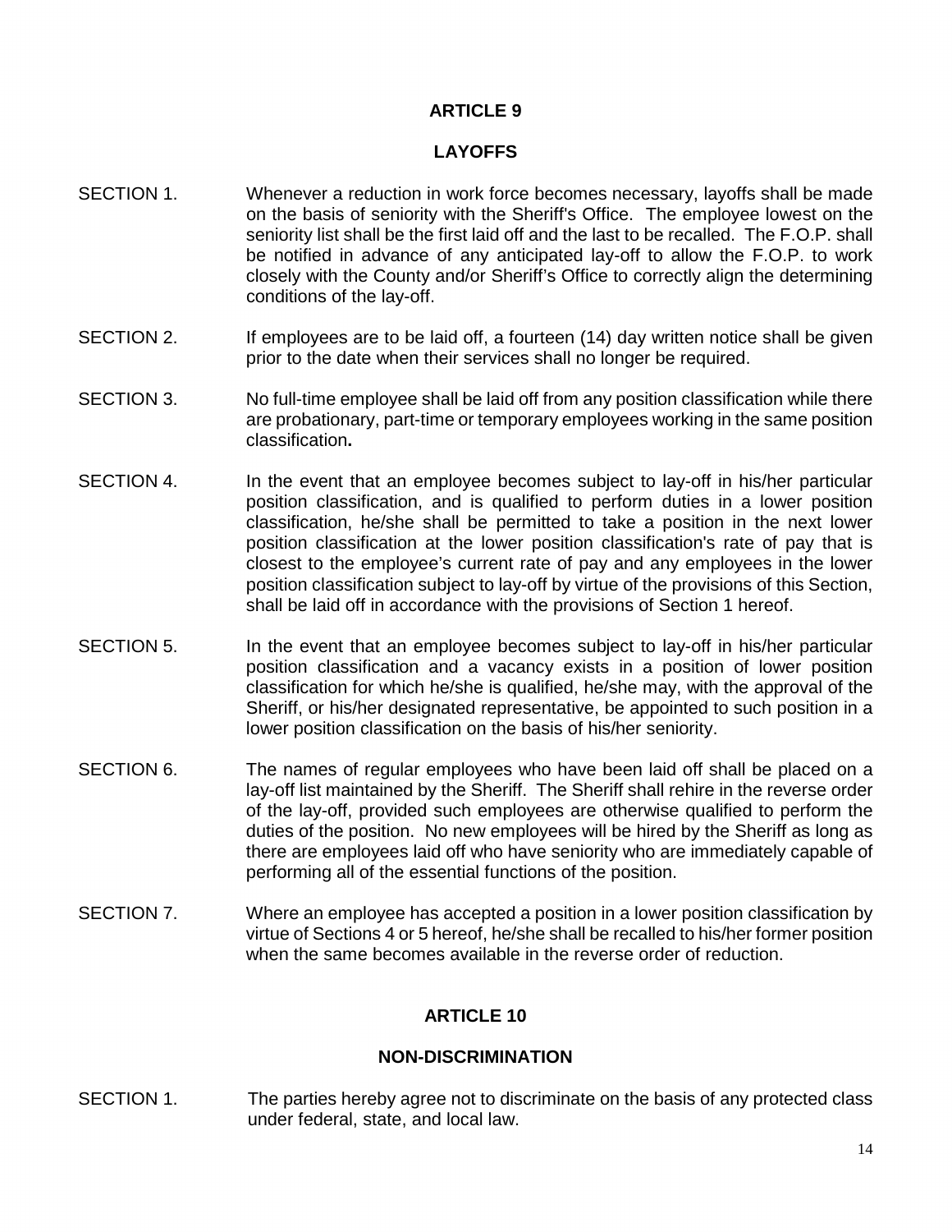## ARTICLE 9

### LAYOFFS

SECTION 1. Whenever a reduction in work force becomes necessary, layoffs shall be made on the basis of seniority with the Sheriff's Office. The employee lowest on the seniority list shall be the first laid off and the last to be recalled. The F.O.P. shall be notified in advance of any anticipated lay-off to allow the F.O.P. to work closely with the County and/or Sheriff's Office to correctly align the determining conditions of the lay-off.

SECTION 2. If employees are to be laid off, a fourteen (14) day written notice shall be given prior to the date when their services shall no longer be required.

SECTION 3. No full-time employee shall be laid off from any position classification while there are probationary, part-time or temporary employees working in the same position classification**.**

SECTION 4. In the event that an employee becomes subject to lay-off in his/her particular position classification, and is qualified to perform duties in a lower position classification, he/she shall be permitted to take a position in the next lower position classification at the lower position classification's rate of pay that is closest to the employee's current rate of pay and any employees in the lower position classification subject to lay-off by virtue of the provisions of this Section, shall be laid off in accordance with the provisions of Section 1 hereof.

SECTION 5. In the event that an employee becomes subject to lay-off in his/her particular position classification and a vacancy exists in a position of lower position classification for which he/she is qualified, he/she may, with the approval of the Sheriff, or his/her designated representative, be appointed to such position in a lower position classification on the basis of his/her seniority.

SECTION 6. The names of regular employees who have been laid off shall be placed on a lay-off list maintained by the Sheriff. The Sheriff shall rehire in the reverse order of the lay-off, provided such employees are otherwise qualified to perform the duties of the position. No new employees will be hired by the Sheriff as long as there are employees laid off who have seniority who are immediately capable of performing all of the essential functions of the position.

SECTION 7. Where an employee has accepted a position in a lower position classification by virtue of Sections 4 or 5 hereof, he/she shall be recalled to his/her former position when the same becomes available in the reverse order of reduction.

## ARTICLE 10

### NON-DISCRIMINATION

SECTION 1. The parties hereby agree not to discriminate on the basis of any protected class under federal, state, and local law.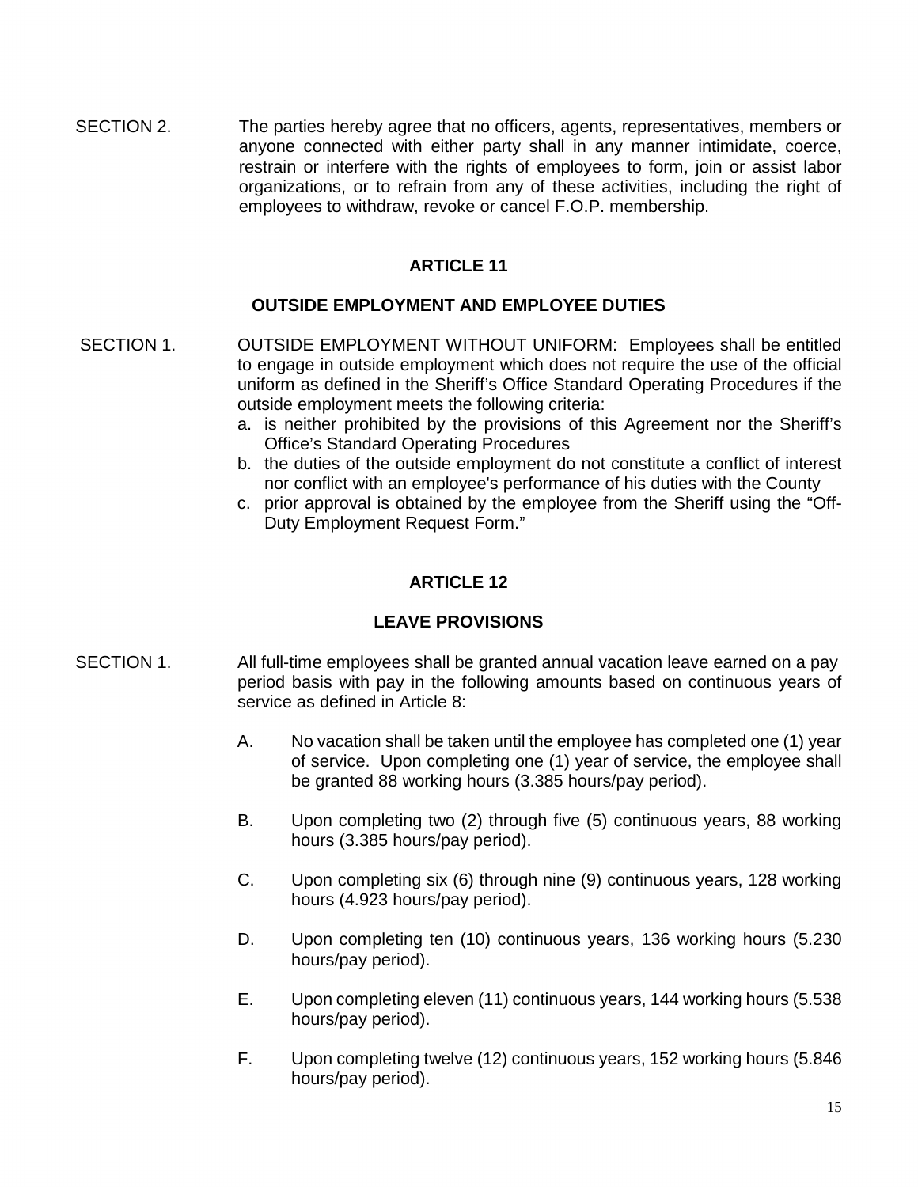SECTION 2. The parties hereby agree that no officers, agents, representatives, members or anyone connected with either party shall in any manner intimidate, coerce, restrain or interfere with the rights of employees to form, join or assist labor organizations, or to refrain from any of these activities, including the right of employees to withdraw, revoke or cancel F.O.P. membership.

## ARTICLE 11

### OUTSIDE EMPLOYMENT AND EMPLOYEE DUTIES

SECTION 1. OUTSIDE EMPLOYMENT WITHOUT UNIFORM: Employees shall be entitled to engage in outside employment which does not require the use of the official uniform as defined in the Sheriff's Office Standard Operating Procedures if the outside employment meets the following criteria:

a. is neither prohibited by the provisions of this Agreement nor the Sheriff's Office's Standard Operating Procedures
b. the duties of the outside employment do not constitute a conflict of interest nor conflict with an employee's performance of his duties with the County
c. prior approval is obtained by the employee from the Sheriff using the "Off-Duty Employment Request Form."

## ARTICLE 12

### LEAVE PROVISIONS

SECTION 1. All full-time employees shall be granted annual vacation leave earned on a pay period basis with pay in the following amounts based on continuous years of service as defined in Article 8:

A. No vacation shall be taken until the employee has completed one (1) year of service. Upon completing one (1) year of service, the employee shall be granted 88 working hours (3.385 hours/pay period).

B. Upon completing two (2) through five (5) continuous years, 88 working hours (3.385 hours/pay period).

C. Upon completing six (6) through nine (9) continuous years, 128 working hours (4.923 hours/pay period).

D. Upon completing ten (10) continuous years, 136 working hours (5.230 hours/pay period).

E. Upon completing eleven (11) continuous years, 144 working hours (5.538 hours/pay period).

F. Upon completing twelve (12) continuous years, 152 working hours (5.846 hours/pay period).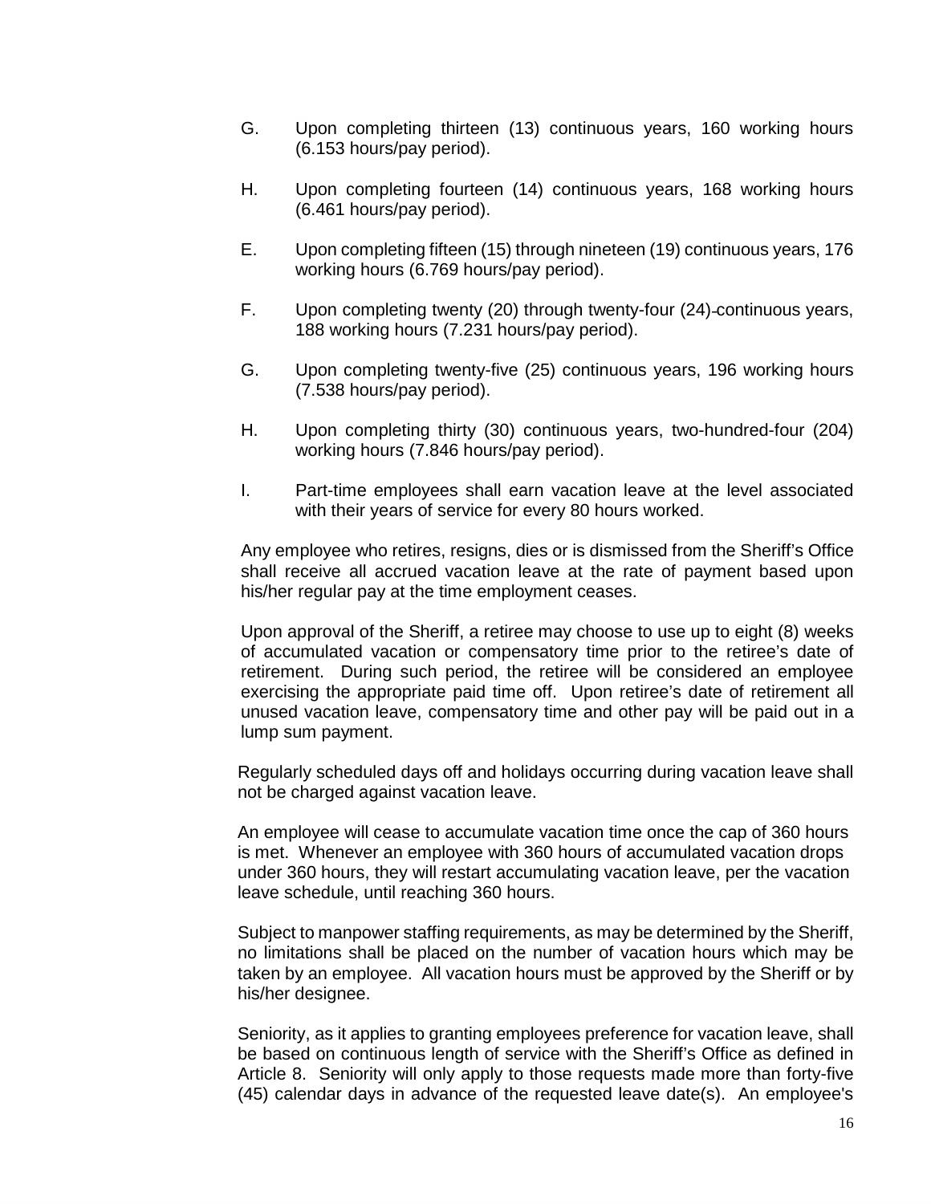G. Upon completing thirteen (13) continuous years, 160 working hours (6.153 hours/pay period).

H. Upon completing fourteen (14) continuous years, 168 working hours (6.461 hours/pay period).

E. Upon completing fifteen (15) through nineteen (19) continuous years, 176 working hours (6.769 hours/pay period).

F. Upon completing twenty (20) through twenty-four (24) continuous years, 188 working hours (7.231 hours/pay period).

G. Upon completing twenty-five (25) continuous years, 196 working hours (7.538 hours/pay period).

H. Upon completing thirty (30) continuous years, two-hundred-four (204) working hours (7.846 hours/pay period).

I. Part-time employees shall earn vacation leave at the level associated with their years of service for every 80 hours worked.

Any employee who retires, resigns, dies or is dismissed from the Sheriff's Office shall receive all accrued vacation leave at the rate of payment based upon his/her regular pay at the time employment ceases.

Upon approval of the Sheriff, a retiree may choose to use up to eight (8) weeks of accumulated vacation or compensatory time prior to the retiree's date of retirement. During such period, the retiree will be considered an employee exercising the appropriate paid time off. Upon retiree's date of retirement all unused vacation leave, compensatory time and other pay will be paid out in a lump sum payment.

Regularly scheduled days off and holidays occurring during vacation leave shall not be charged against vacation leave.

An employee will cease to accumulate vacation time once the cap of 360 hours is met. Whenever an employee with 360 hours of accumulated vacation drops under 360 hours, they will restart accumulating vacation leave, per the vacation leave schedule, until reaching 360 hours.

Subject to manpower staffing requirements, as may be determined by the Sheriff, no limitations shall be placed on the number of vacation hours which may be taken by an employee. All vacation hours must be approved by the Sheriff or by his/her designee.

Seniority, as it applies to granting employees preference for vacation leave, shall be based on continuous length of service with the Sheriff's Office as defined in Article 8. Seniority will only apply to those requests made more than forty-five (45) calendar days in advance of the requested leave date(s). An employee's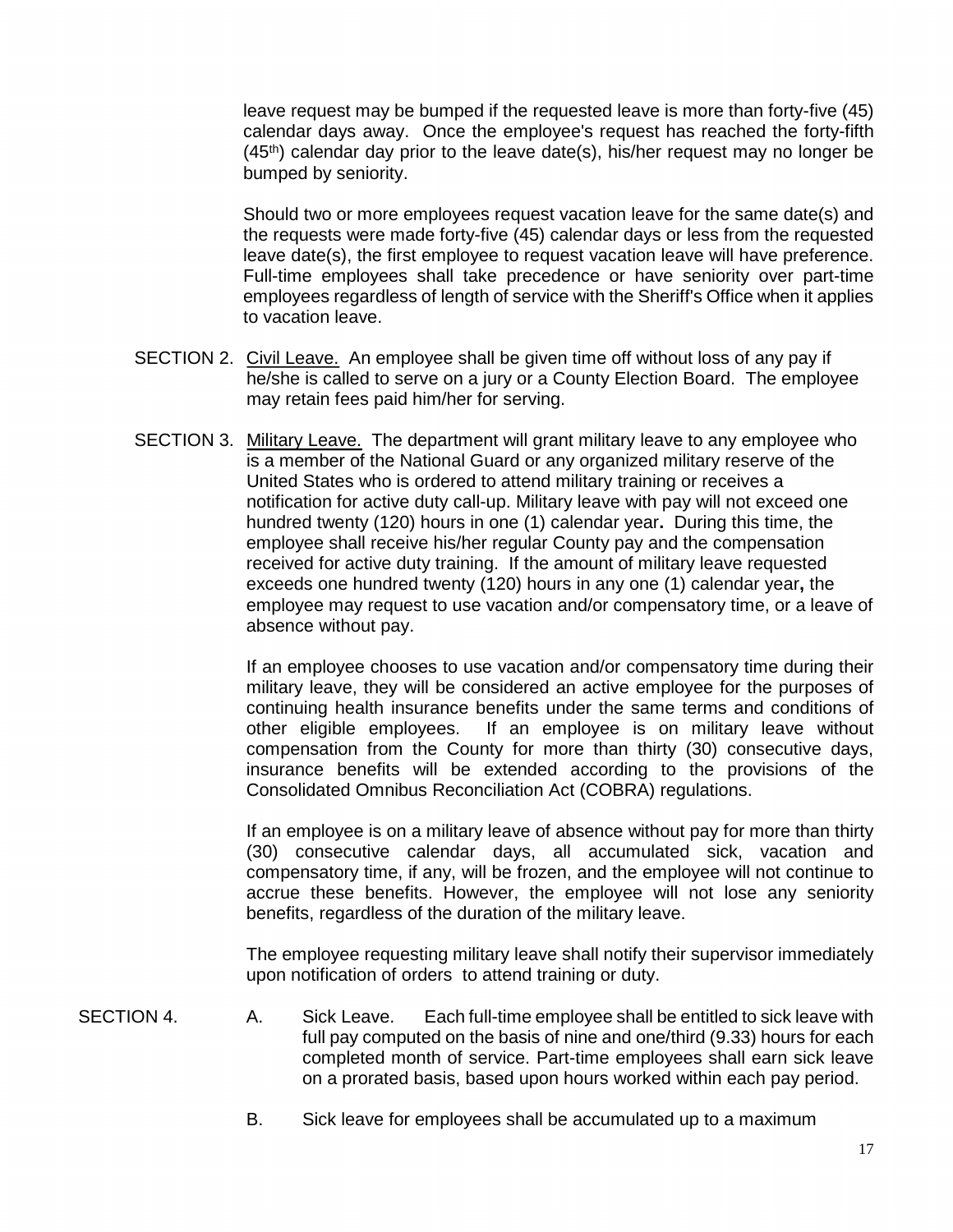leave request may be bumped if the requested leave is more than forty-five (45) calendar days away. Once the employee's request has reached the forty-fifth (45th) calendar day prior to the leave date(s), his/her request may no longer be bumped by seniority.

Should two or more employees request vacation leave for the same date(s) and the requests were made forty-five (45) calendar days or less from the requested leave date(s), the first employee to request vacation leave will have preference. Full-time employees shall take precedence or have seniority over part-time employees regardless of length of service with the Sheriff's Office when it applies to vacation leave.

SECTION 2. Civil Leave. An employee shall be given time off without loss of any pay if he/she is called to serve on a jury or a County Election Board. The employee may retain fees paid him/her for serving.

SECTION 3. Military Leave. The department will grant military leave to any employee who is a member of the National Guard or any organized military reserve of the United States who is ordered to attend military training or receives a notification for active duty call-up. Military leave with pay will not exceed one hundred twenty (120) hours in one (1) calendar year**.** During this time, the employee shall receive his/her regular County pay and the compensation received for active duty training. If the amount of military leave requested exceeds one hundred twenty (120) hours in any one (1) calendar year**,** the employee may request to use vacation and/or compensatory time, or a leave of absence without pay.

If an employee chooses to use vacation and/or compensatory time during their military leave, they will be considered an active employee for the purposes of continuing health insurance benefits under the same terms and conditions of other eligible employees. If an employee is on military leave without compensation from the County for more than thirty (30) consecutive days, insurance benefits will be extended according to the provisions of the Consolidated Omnibus Reconciliation Act (COBRA) regulations.

If an employee is on a military leave of absence without pay for more than thirty (30) consecutive calendar days, all accumulated sick, vacation and compensatory time, if any, will be frozen, and the employee will not continue to accrue these benefits. However, the employee will not lose any seniority benefits, regardless of the duration of the military leave.

The employee requesting military leave shall notify their supervisor immediately upon notification of orders to attend training or duty.

SECTION 4.

A. Sick Leave. Each full-time employee shall be entitled to sick leave with full pay computed on the basis of nine and one/third (9.33) hours for each completed month of service. Part-time employees shall earn sick leave on a prorated basis, based upon hours worked within each pay period.

B. Sick leave for employees shall be accumulated up to a maximum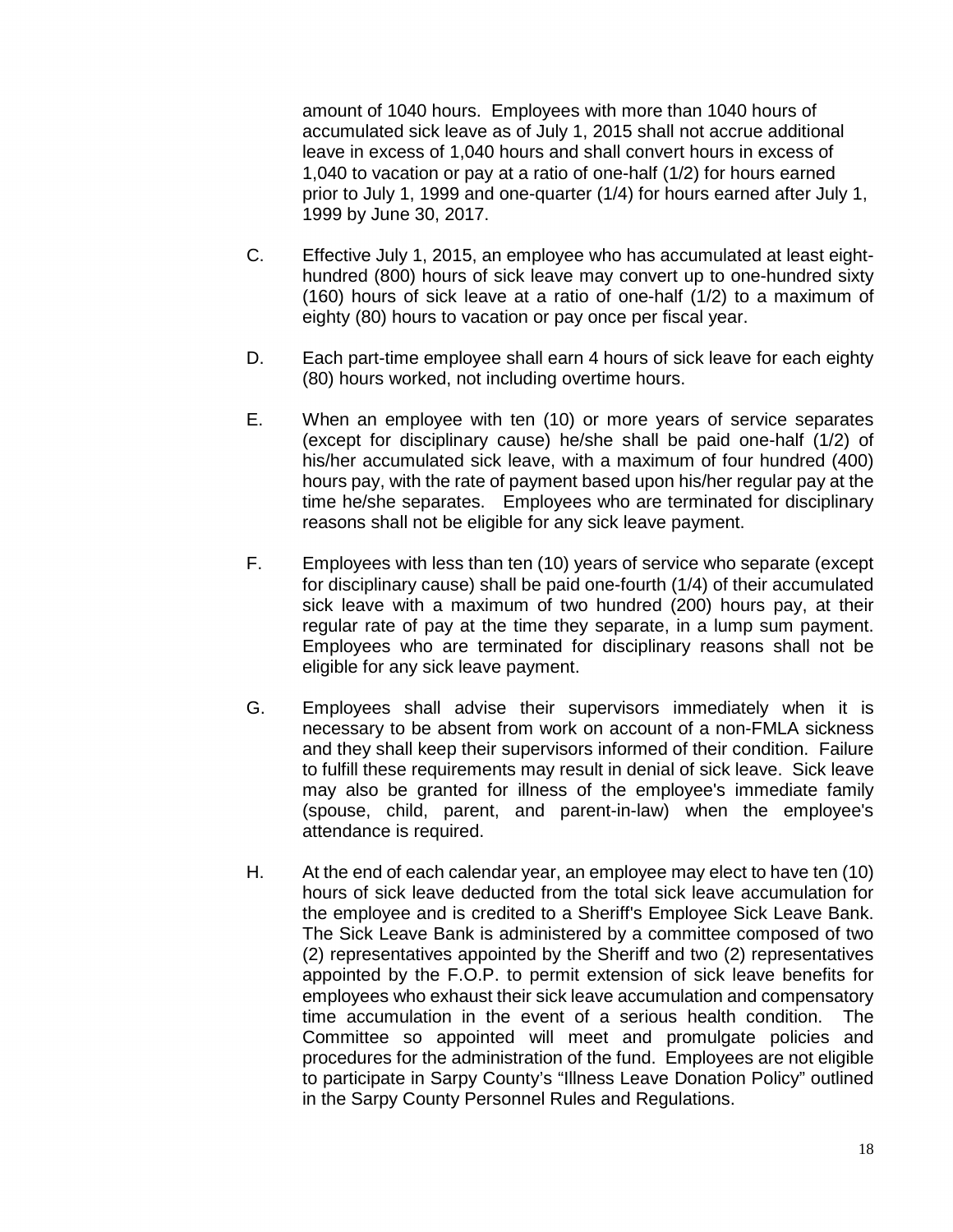amount of 1040 hours. Employees with more than 1040 hours of accumulated sick leave as of July 1, 2015 shall not accrue additional leave in excess of 1,040 hours and shall convert hours in excess of 1,040 to vacation or pay at a ratio of one-half (1/2) for hours earned prior to July 1, 1999 and one-quarter (1/4) for hours earned after July 1, 1999 by June 30, 2017.

C. Effective July 1, 2015, an employee who has accumulated at least eight-hundred (800) hours of sick leave may convert up to one-hundred sixty (160) hours of sick leave at a ratio of one-half (1/2) to a maximum of eighty (80) hours to vacation or pay once per fiscal year.

D. Each part-time employee shall earn 4 hours of sick leave for each eighty (80) hours worked, not including overtime hours.

E. When an employee with ten (10) or more years of service separates (except for disciplinary cause) he/she shall be paid one-half (1/2) of his/her accumulated sick leave, with a maximum of four hundred (400) hours pay, with the rate of payment based upon his/her regular pay at the time he/she separates. Employees who are terminated for disciplinary reasons shall not be eligible for any sick leave payment.

F. Employees with less than ten (10) years of service who separate (except for disciplinary cause) shall be paid one-fourth (1/4) of their accumulated sick leave with a maximum of two hundred (200) hours pay, at their regular rate of pay at the time they separate, in a lump sum payment. Employees who are terminated for disciplinary reasons shall not be eligible for any sick leave payment.

G. Employees shall advise their supervisors immediately when it is necessary to be absent from work on account of a non-FMLA sickness and they shall keep their supervisors informed of their condition. Failure to fulfill these requirements may result in denial of sick leave. Sick leave may also be granted for illness of the employee's immediate family (spouse, child, parent, and parent-in-law) when the employee's attendance is required.

H. At the end of each calendar year, an employee may elect to have ten (10) hours of sick leave deducted from the total sick leave accumulation for the employee and is credited to a Sheriff's Employee Sick Leave Bank. The Sick Leave Bank is administered by a committee composed of two (2) representatives appointed by the Sheriff and two (2) representatives appointed by the F.O.P. to permit extension of sick leave benefits for employees who exhaust their sick leave accumulation and compensatory time accumulation in the event of a serious health condition. The Committee so appointed will meet and promulgate policies and procedures for the administration of the fund. Employees are not eligible to participate in Sarpy County's "Illness Leave Donation Policy" outlined in the Sarpy County Personnel Rules and Regulations.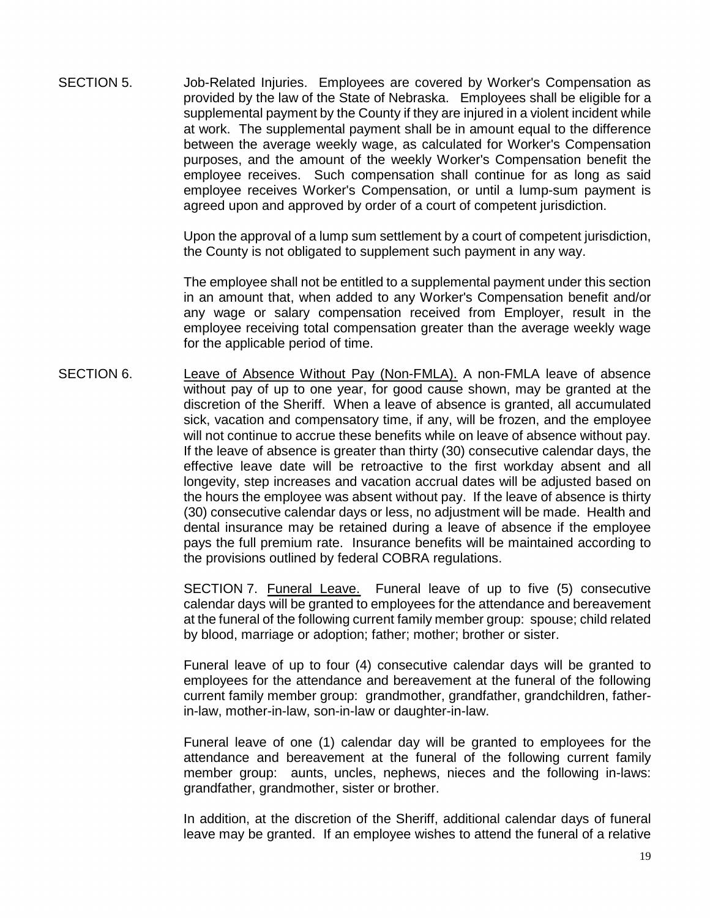SECTION 5. Job-Related Injuries. Employees are covered by Worker's Compensation as provided by the law of the State of Nebraska. Employees shall be eligible for a supplemental payment by the County if they are injured in a violent incident while at work. The supplemental payment shall be in amount equal to the difference between the average weekly wage, as calculated for Worker's Compensation purposes, and the amount of the weekly Worker's Compensation benefit the employee receives. Such compensation shall continue for as long as said employee receives Worker's Compensation, or until a lump-sum payment is agreed upon and approved by order of a court of competent jurisdiction.

Upon the approval of a lump sum settlement by a court of competent jurisdiction, the County is not obligated to supplement such payment in any way.

The employee shall not be entitled to a supplemental payment under this section in an amount that, when added to any Worker's Compensation benefit and/or any wage or salary compensation received from Employer, result in the employee receiving total compensation greater than the average weekly wage for the applicable period of time.

SECTION 6. Leave of Absence Without Pay (Non-FMLA). A non-FMLA leave of absence without pay of up to one year, for good cause shown, may be granted at the discretion of the Sheriff. When a leave of absence is granted, all accumulated sick, vacation and compensatory time, if any, will be frozen, and the employee will not continue to accrue these benefits while on leave of absence without pay. If the leave of absence is greater than thirty (30) consecutive calendar days, the effective leave date will be retroactive to the first workday absent and all longevity, step increases and vacation accrual dates will be adjusted based on the hours the employee was absent without pay. If the leave of absence is thirty (30) consecutive calendar days or less, no adjustment will be made. Health and dental insurance may be retained during a leave of absence if the employee pays the full premium rate. Insurance benefits will be maintained according to the provisions outlined by federal COBRA regulations.

SECTION 7. Funeral Leave. Funeral leave of up to five (5) consecutive calendar days will be granted to employees for the attendance and bereavement at the funeral of the following current family member group: spouse; child related by blood, marriage or adoption; father; mother; brother or sister.

Funeral leave of up to four (4) consecutive calendar days will be granted to employees for the attendance and bereavement at the funeral of the following current family member group: grandmother, grandfather, grandchildren, father-in-law, mother-in-law, son-in-law or daughter-in-law.

Funeral leave of one (1) calendar day will be granted to employees for the attendance and bereavement at the funeral of the following current family member group: aunts, uncles, nephews, nieces and the following in-laws: grandfather, grandmother, sister or brother.

In addition, at the discretion of the Sheriff, additional calendar days of funeral leave may be granted. If an employee wishes to attend the funeral of a relative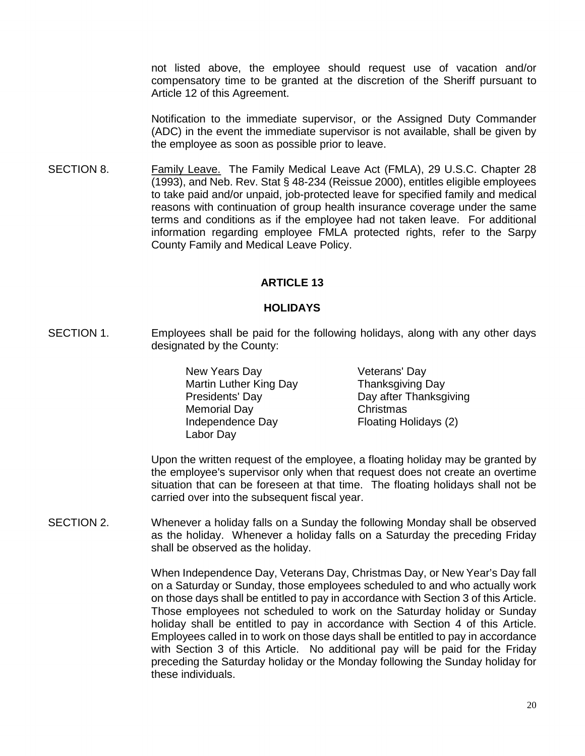not listed above, the employee should request use of vacation and/or compensatory time to be granted at the discretion of the Sheriff pursuant to Article 12 of this Agreement.

Notification to the immediate supervisor, or the Assigned Duty Commander (ADC) in the event the immediate supervisor is not available, shall be given by the employee as soon as possible prior to leave.

SECTION 8. Family Leave. The Family Medical Leave Act (FMLA), 29 U.S.C. Chapter 28 (1993), and Neb. Rev. Stat § 48-234 (Reissue 2000), entitles eligible employees to take paid and/or unpaid, job-protected leave for specified family and medical reasons with continuation of group health insurance coverage under the same terms and conditions as if the employee had not taken leave. For additional information regarding employee FMLA protected rights, refer to the Sarpy County Family and Medical Leave Policy.

## ARTICLE 13

## HOLIDAYS

SECTION 1. Employees shall be paid for the following holidays, along with any other days designated by the County:

| | |
|---|---|
| New Years Day | Veterans' Day |
| Martin Luther King Day | Thanksgiving Day |
| Presidents' Day | Day after Thanksgiving |
| Memorial Day | Christmas |
| Independence Day | Floating Holidays (2) |
| Labor Day | |

Upon the written request of the employee, a floating holiday may be granted by the employee's supervisor only when that request does not create an overtime situation that can be foreseen at that time. The floating holidays shall not be carried over into the subsequent fiscal year.

SECTION 2. Whenever a holiday falls on a Sunday the following Monday shall be observed as the holiday. Whenever a holiday falls on a Saturday the preceding Friday shall be observed as the holiday.

When Independence Day, Veterans Day, Christmas Day, or New Year's Day fall on a Saturday or Sunday, those employees scheduled to and who actually work on those days shall be entitled to pay in accordance with Section 3 of this Article. Those employees not scheduled to work on the Saturday holiday or Sunday holiday shall be entitled to pay in accordance with Section 4 of this Article. Employees called in to work on those days shall be entitled to pay in accordance with Section 3 of this Article. No additional pay will be paid for the Friday preceding the Saturday holiday or the Monday following the Sunday holiday for these individuals.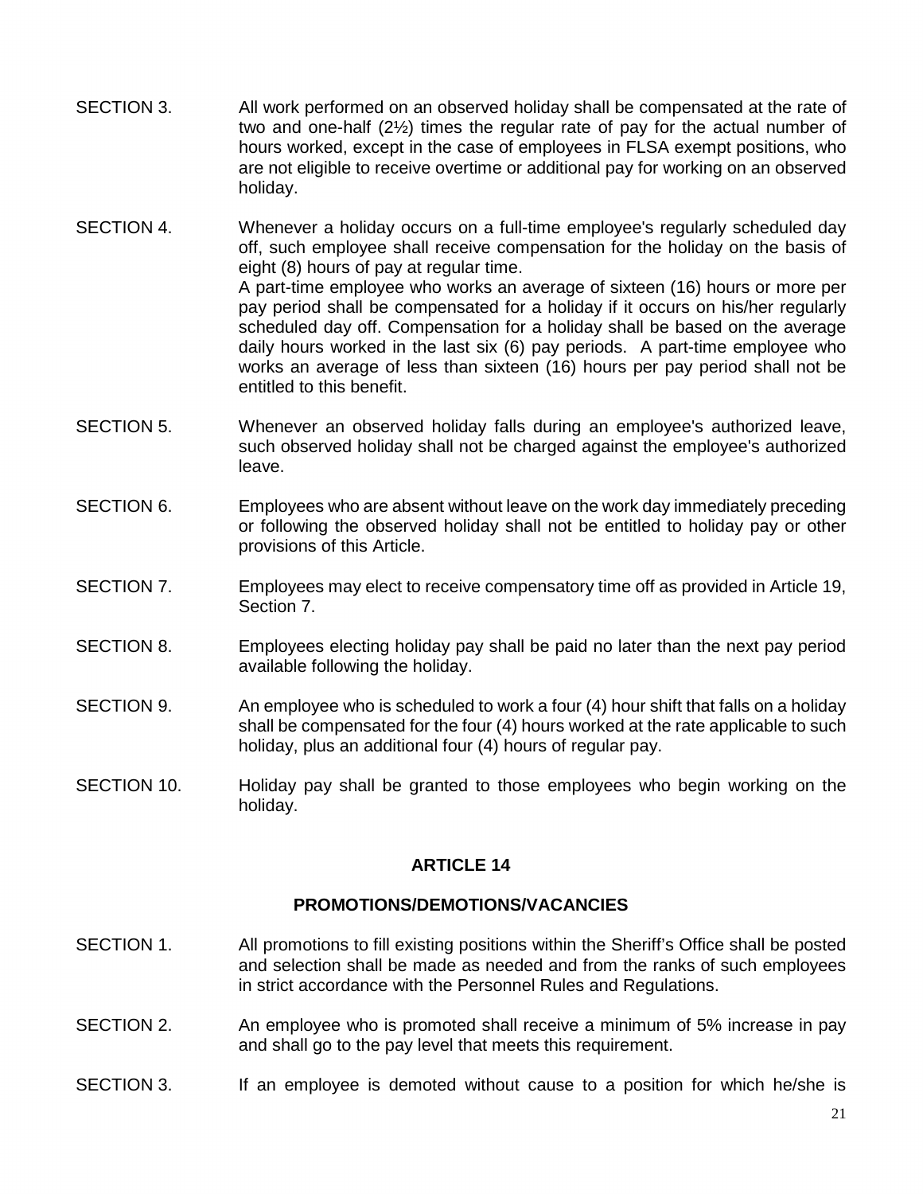SECTION 3. All work performed on an observed holiday shall be compensated at the rate of two and one-half (2½) times the regular rate of pay for the actual number of hours worked, except in the case of employees in FLSA exempt positions, who are not eligible to receive overtime or additional pay for working on an observed holiday.

SECTION 4. Whenever a holiday occurs on a full-time employee's regularly scheduled day off, such employee shall receive compensation for the holiday on the basis of eight (8) hours of pay at regular time.
A part-time employee who works an average of sixteen (16) hours or more per pay period shall be compensated for a holiday if it occurs on his/her regularly scheduled day off. Compensation for a holiday shall be based on the average daily hours worked in the last six (6) pay periods. A part-time employee who works an average of less than sixteen (16) hours per pay period shall not be entitled to this benefit.

SECTION 5. Whenever an observed holiday falls during an employee's authorized leave, such observed holiday shall not be charged against the employee's authorized leave.

SECTION 6. Employees who are absent without leave on the work day immediately preceding or following the observed holiday shall not be entitled to holiday pay or other provisions of this Article.

SECTION 7. Employees may elect to receive compensatory time off as provided in Article 19, Section 7.

SECTION 8. Employees electing holiday pay shall be paid no later than the next pay period available following the holiday.

SECTION 9. An employee who is scheduled to work a four (4) hour shift that falls on a holiday shall be compensated for the four (4) hours worked at the rate applicable to such holiday, plus an additional four (4) hours of regular pay.

SECTION 10. Holiday pay shall be granted to those employees who begin working on the holiday.

## ARTICLE 14

## PROMOTIONS/DEMOTIONS/VACANCIES

SECTION 1. All promotions to fill existing positions within the Sheriff's Office shall be posted and selection shall be made as needed and from the ranks of such employees in strict accordance with the Personnel Rules and Regulations.

SECTION 2. An employee who is promoted shall receive a minimum of 5% increase in pay and shall go to the pay level that meets this requirement.

SECTION 3. If an employee is demoted without cause to a position for which he/she is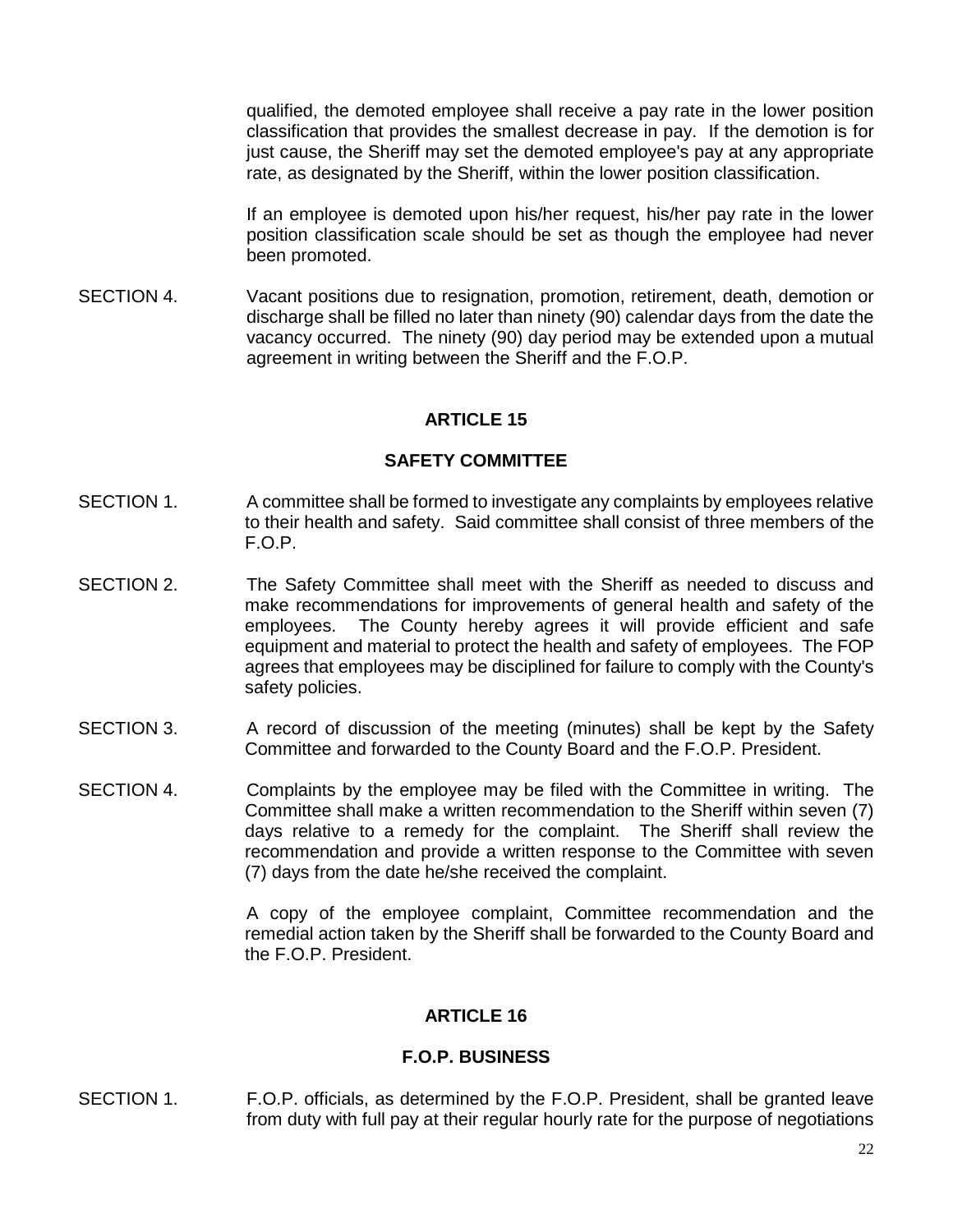qualified, the demoted employee shall receive a pay rate in the lower position classification that provides the smallest decrease in pay. If the demotion is for just cause, the Sheriff may set the demoted employee's pay at any appropriate rate, as designated by the Sheriff, within the lower position classification.

If an employee is demoted upon his/her request, his/her pay rate in the lower position classification scale should be set as though the employee had never been promoted.

SECTION 4. Vacant positions due to resignation, promotion, retirement, death, demotion or discharge shall be filled no later than ninety (90) calendar days from the date the vacancy occurred. The ninety (90) day period may be extended upon a mutual agreement in writing between the Sheriff and the F.O.P.

## ARTICLE 15

## SAFETY COMMITTEE

SECTION 1. A committee shall be formed to investigate any complaints by employees relative to their health and safety. Said committee shall consist of three members of the F.O.P.

SECTION 2. The Safety Committee shall meet with the Sheriff as needed to discuss and make recommendations for improvements of general health and safety of the employees. The County hereby agrees it will provide efficient and safe equipment and material to protect the health and safety of employees. The FOP agrees that employees may be disciplined for failure to comply with the County's safety policies.

SECTION 3. A record of discussion of the meeting (minutes) shall be kept by the Safety Committee and forwarded to the County Board and the F.O.P. President.

SECTION 4. Complaints by the employee may be filed with the Committee in writing. The Committee shall make a written recommendation to the Sheriff within seven (7) days relative to a remedy for the complaint. The Sheriff shall review the recommendation and provide a written response to the Committee with seven (7) days from the date he/she received the complaint.

A copy of the employee complaint, Committee recommendation and the remedial action taken by the Sheriff shall be forwarded to the County Board and the F.O.P. President.

## ARTICLE 16

## F.O.P. BUSINESS

SECTION 1. F.O.P. officials, as determined by the F.O.P. President, shall be granted leave from duty with full pay at their regular hourly rate for the purpose of negotiations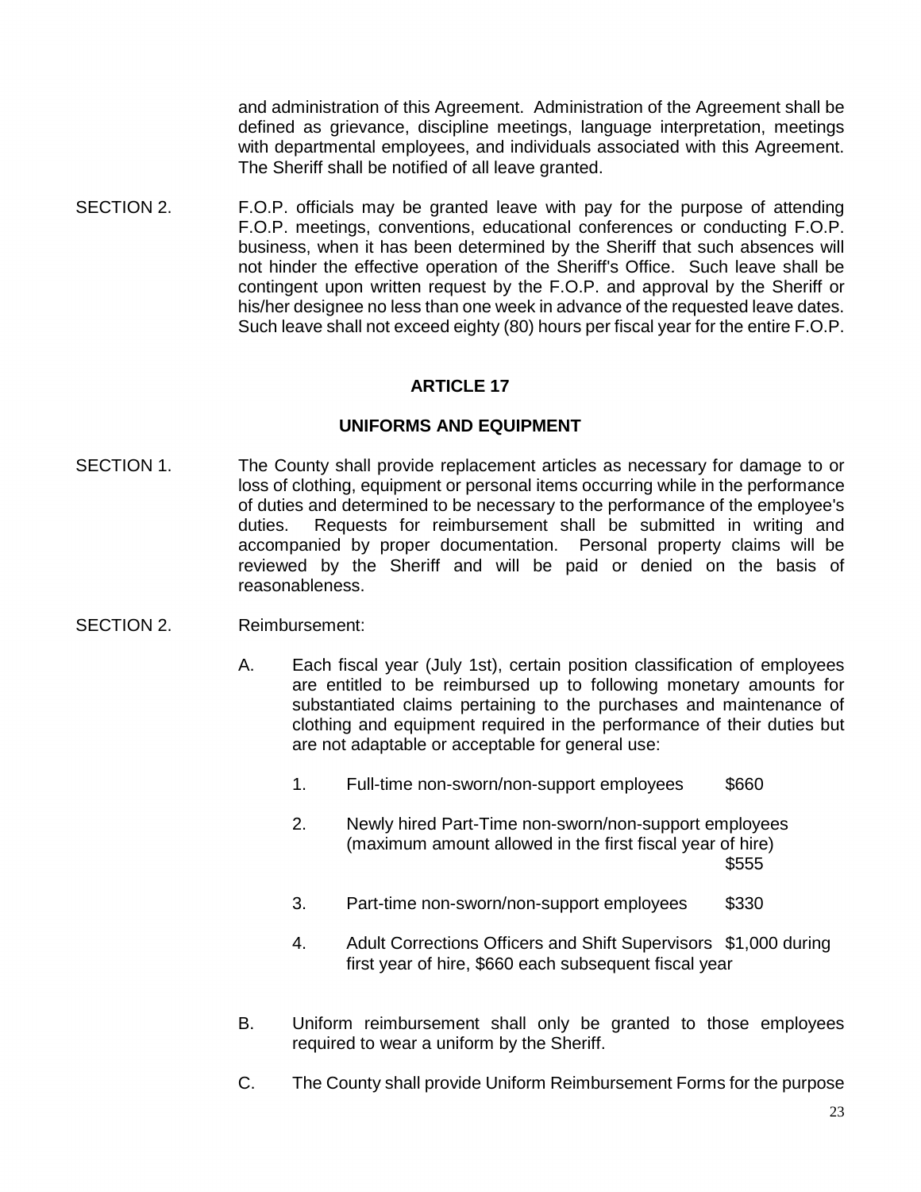and administration of this Agreement. Administration of the Agreement shall be defined as grievance, discipline meetings, language interpretation, meetings with departmental employees, and individuals associated with this Agreement. The Sheriff shall be notified of all leave granted.

SECTION 2. F.O.P. officials may be granted leave with pay for the purpose of attending F.O.P. meetings, conventions, educational conferences or conducting F.O.P. business, when it has been determined by the Sheriff that such absences will not hinder the effective operation of the Sheriff's Office. Such leave shall be contingent upon written request by the F.O.P. and approval by the Sheriff or his/her designee no less than one week in advance of the requested leave dates. Such leave shall not exceed eighty (80) hours per fiscal year for the entire F.O.P.

## ARTICLE 17

## UNIFORMS AND EQUIPMENT

SECTION 1. The County shall provide replacement articles as necessary for damage to or loss of clothing, equipment or personal items occurring while in the performance of duties and determined to be necessary to the performance of the employee's duties. Requests for reimbursement shall be submitted in writing and accompanied by proper documentation. Personal property claims will be reviewed by the Sheriff and will be paid or denied on the basis of reasonableness.

SECTION 2. Reimbursement:

A. Each fiscal year (July 1st), certain position classification of employees are entitled to be reimbursed up to following monetary amounts for substantiated claims pertaining to the purchases and maintenance of clothing and equipment required in the performance of their duties but are not adaptable or acceptable for general use:

1. Full-time non-sworn/non-support employees $660

2. Newly hired Part-Time non-sworn/non-support employees (maximum amount allowed in the first fiscal year of hire) $555

3. Part-time non-sworn/non-support employees $330

4. Adult Corrections Officers and Shift Supervisors $1,000 during first year of hire, $660 each subsequent fiscal year

B. Uniform reimbursement shall only be granted to those employees required to wear a uniform by the Sheriff.

C. The County shall provide Uniform Reimbursement Forms for the purpose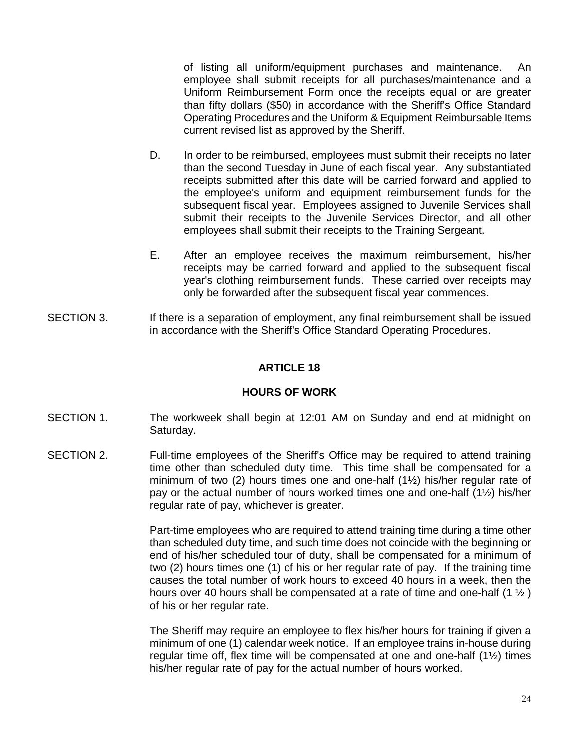of listing all uniform/equipment purchases and maintenance. An employee shall submit receipts for all purchases/maintenance and a Uniform Reimbursement Form once the receipts equal or are greater than fifty dollars ($50) in accordance with the Sheriff's Office Standard Operating Procedures and the Uniform & Equipment Reimbursable Items current revised list as approved by the Sheriff.

D. In order to be reimbursed, employees must submit their receipts no later than the second Tuesday in June of each fiscal year. Any substantiated receipts submitted after this date will be carried forward and applied to the employee's uniform and equipment reimbursement funds for the subsequent fiscal year. Employees assigned to Juvenile Services shall submit their receipts to the Juvenile Services Director, and all other employees shall submit their receipts to the Training Sergeant.

E. After an employee receives the maximum reimbursement, his/her receipts may be carried forward and applied to the subsequent fiscal year's clothing reimbursement funds. These carried over receipts may only be forwarded after the subsequent fiscal year commences.

SECTION 3. If there is a separation of employment, any final reimbursement shall be issued in accordance with the Sheriff's Office Standard Operating Procedures.

## ARTICLE 18

## HOURS OF WORK

SECTION 1. The workweek shall begin at 12:01 AM on Sunday and end at midnight on Saturday.

SECTION 2. Full-time employees of the Sheriff's Office may be required to attend training time other than scheduled duty time. This time shall be compensated for a minimum of two (2) hours times one and one-half (1½) his/her regular rate of pay or the actual number of hours worked times one and one-half (1½) his/her regular rate of pay, whichever is greater.

Part-time employees who are required to attend training time during a time other than scheduled duty time, and such time does not coincide with the beginning or end of his/her scheduled tour of duty, shall be compensated for a minimum of two (2) hours times one (1) of his or her regular rate of pay. If the training time causes the total number of work hours to exceed 40 hours in a week, then the hours over 40 hours shall be compensated at a rate of time and one-half (1 ½ ) of his or her regular rate.

The Sheriff may require an employee to flex his/her hours for training if given a minimum of one (1) calendar week notice. If an employee trains in-house during regular time off, flex time will be compensated at one and one-half (1½) times his/her regular rate of pay for the actual number of hours worked.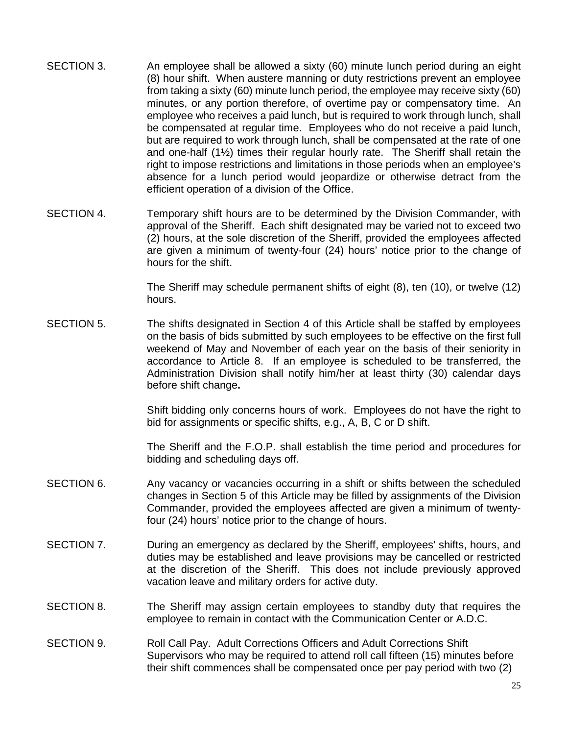SECTION 3. An employee shall be allowed a sixty (60) minute lunch period during an eight (8) hour shift. When austere manning or duty restrictions prevent an employee from taking a sixty (60) minute lunch period, the employee may receive sixty (60) minutes, or any portion therefore, of overtime pay or compensatory time. An employee who receives a paid lunch, but is required to work through lunch, shall be compensated at regular time. Employees who do not receive a paid lunch, but are required to work through lunch, shall be compensated at the rate of one and one-half (1½) times their regular hourly rate. The Sheriff shall retain the right to impose restrictions and limitations in those periods when an employee's absence for a lunch period would jeopardize or otherwise detract from the efficient operation of a division of the Office.

SECTION 4. Temporary shift hours are to be determined by the Division Commander, with approval of the Sheriff. Each shift designated may be varied not to exceed two (2) hours, at the sole discretion of the Sheriff, provided the employees affected are given a minimum of twenty-four (24) hours' notice prior to the change of hours for the shift.

The Sheriff may schedule permanent shifts of eight (8), ten (10), or twelve (12) hours.

SECTION 5. The shifts designated in Section 4 of this Article shall be staffed by employees on the basis of bids submitted by such employees to be effective on the first full weekend of May and November of each year on the basis of their seniority in accordance to Article 8. If an employee is scheduled to be transferred, the Administration Division shall notify him/her at least thirty (30) calendar days before shift change**.**

Shift bidding only concerns hours of work. Employees do not have the right to bid for assignments or specific shifts, e.g., A, B, C or D shift.

The Sheriff and the F.O.P. shall establish the time period and procedures for bidding and scheduling days off.

SECTION 6. Any vacancy or vacancies occurring in a shift or shifts between the scheduled changes in Section 5 of this Article may be filled by assignments of the Division Commander, provided the employees affected are given a minimum of twenty-four (24) hours' notice prior to the change of hours.

SECTION 7. During an emergency as declared by the Sheriff, employees' shifts, hours, and duties may be established and leave provisions may be cancelled or restricted at the discretion of the Sheriff. This does not include previously approved vacation leave and military orders for active duty.

SECTION 8. The Sheriff may assign certain employees to standby duty that requires the employee to remain in contact with the Communication Center or A.D.C.

SECTION 9. Roll Call Pay. Adult Corrections Officers and Adult Corrections Shift Supervisors who may be required to attend roll call fifteen (15) minutes before their shift commences shall be compensated once per pay period with two (2)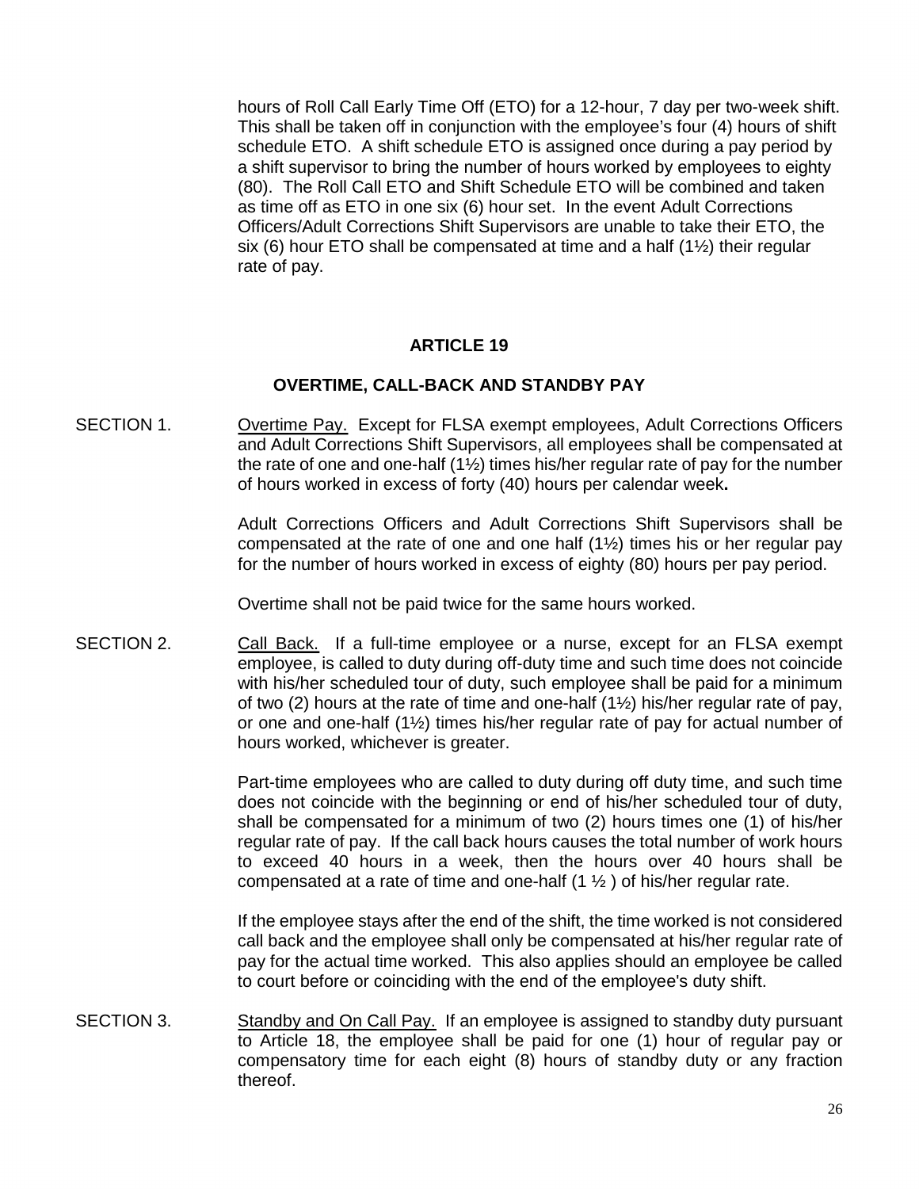hours of Roll Call Early Time Off (ETO) for a 12-hour, 7 day per two-week shift. This shall be taken off in conjunction with the employee's four (4) hours of shift schedule ETO. A shift schedule ETO is assigned once during a pay period by a shift supervisor to bring the number of hours worked by employees to eighty (80). The Roll Call ETO and Shift Schedule ETO will be combined and taken as time off as ETO in one six (6) hour set. In the event Adult Corrections Officers/Adult Corrections Shift Supervisors are unable to take their ETO, the six (6) hour ETO shall be compensated at time and a half (1½) their regular rate of pay.

## ARTICLE 19

## OVERTIME, CALL-BACK AND STANDBY PAY

SECTION 1. Overtime Pay. Except for FLSA exempt employees, Adult Corrections Officers and Adult Corrections Shift Supervisors, all employees shall be compensated at the rate of one and one-half (1½) times his/her regular rate of pay for the number of hours worked in excess of forty (40) hours per calendar week**.**

Adult Corrections Officers and Adult Corrections Shift Supervisors shall be compensated at the rate of one and one half (1½) times his or her regular pay for the number of hours worked in excess of eighty (80) hours per pay period.

Overtime shall not be paid twice for the same hours worked.

SECTION 2. Call Back. If a full-time employee or a nurse, except for an FLSA exempt employee, is called to duty during off-duty time and such time does not coincide with his/her scheduled tour of duty, such employee shall be paid for a minimum of two (2) hours at the rate of time and one-half (1½) his/her regular rate of pay, or one and one-half (1½) times his/her regular rate of pay for actual number of hours worked, whichever is greater.

Part-time employees who are called to duty during off duty time, and such time does not coincide with the beginning or end of his/her scheduled tour of duty, shall be compensated for a minimum of two (2) hours times one (1) of his/her regular rate of pay. If the call back hours causes the total number of work hours to exceed 40 hours in a week, then the hours over 40 hours shall be compensated at a rate of time and one-half (1 ½ ) of his/her regular rate.

If the employee stays after the end of the shift, the time worked is not considered call back and the employee shall only be compensated at his/her regular rate of pay for the actual time worked. This also applies should an employee be called to court before or coinciding with the end of the employee's duty shift.

SECTION 3. Standby and On Call Pay. If an employee is assigned to standby duty pursuant to Article 18, the employee shall be paid for one (1) hour of regular pay or compensatory time for each eight (8) hours of standby duty or any fraction thereof.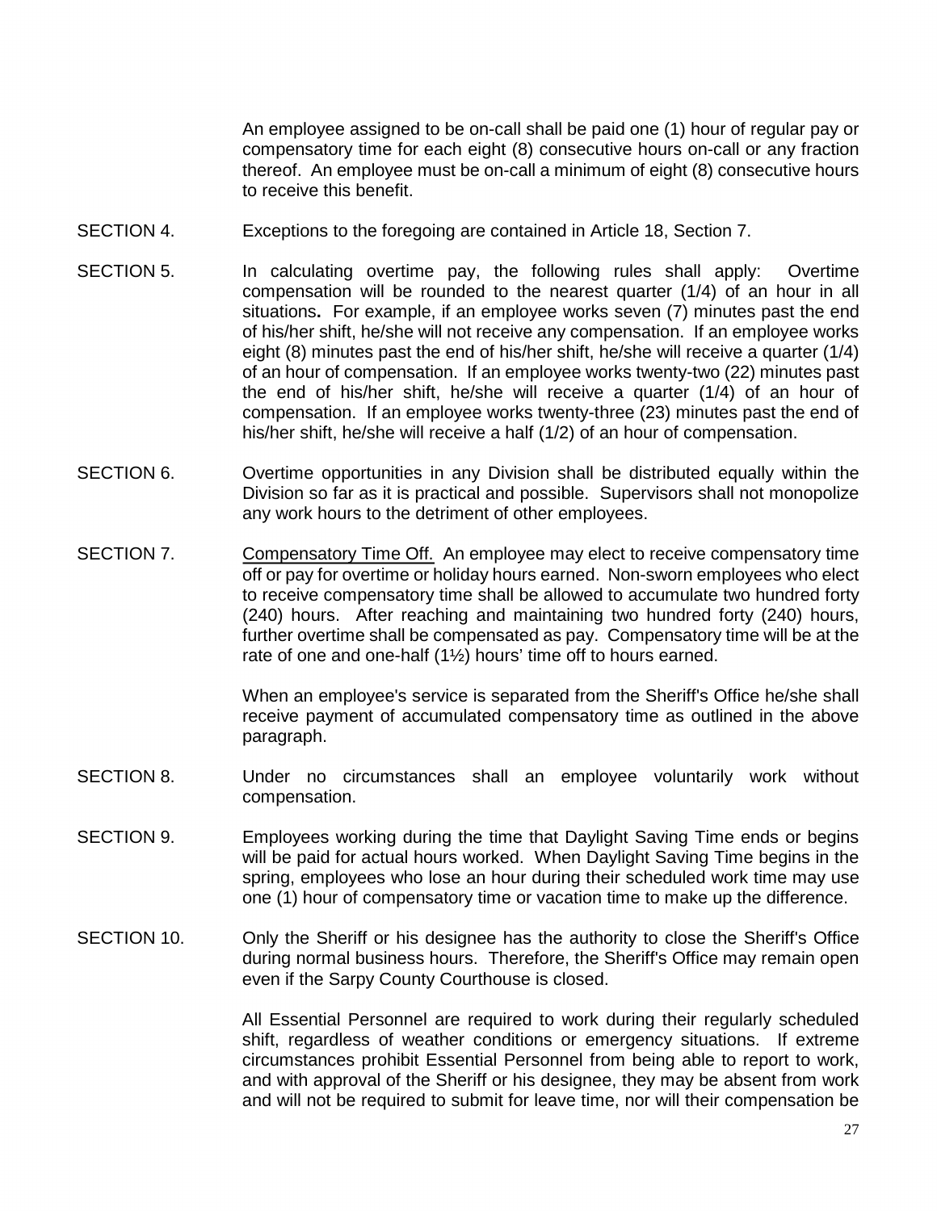An employee assigned to be on-call shall be paid one (1) hour of regular pay or compensatory time for each eight (8) consecutive hours on-call or any fraction thereof. An employee must be on-call a minimum of eight (8) consecutive hours to receive this benefit.

SECTION 4. Exceptions to the foregoing are contained in Article 18, Section 7.

SECTION 5. In calculating overtime pay, the following rules shall apply: Overtime compensation will be rounded to the nearest quarter (1/4) of an hour in all situations**.** For example, if an employee works seven (7) minutes past the end of his/her shift, he/she will not receive any compensation. If an employee works eight (8) minutes past the end of his/her shift, he/she will receive a quarter (1/4) of an hour of compensation. If an employee works twenty-two (22) minutes past the end of his/her shift, he/she will receive a quarter (1/4) of an hour of compensation. If an employee works twenty-three (23) minutes past the end of his/her shift, he/she will receive a half (1/2) of an hour of compensation.

SECTION 6. Overtime opportunities in any Division shall be distributed equally within the Division so far as it is practical and possible. Supervisors shall not monopolize any work hours to the detriment of other employees.

SECTION 7. Compensatory Time Off. An employee may elect to receive compensatory time off or pay for overtime or holiday hours earned. Non-sworn employees who elect to receive compensatory time shall be allowed to accumulate two hundred forty (240) hours. After reaching and maintaining two hundred forty (240) hours, further overtime shall be compensated as pay. Compensatory time will be at the rate of one and one-half (1½) hours' time off to hours earned.

When an employee's service is separated from the Sheriff's Office he/she shall receive payment of accumulated compensatory time as outlined in the above paragraph.

SECTION 8. Under no circumstances shall an employee voluntarily work without compensation.

SECTION 9. Employees working during the time that Daylight Saving Time ends or begins will be paid for actual hours worked. When Daylight Saving Time begins in the spring, employees who lose an hour during their scheduled work time may use one (1) hour of compensatory time or vacation time to make up the difference.

SECTION 10. Only the Sheriff or his designee has the authority to close the Sheriff's Office during normal business hours. Therefore, the Sheriff's Office may remain open even if the Sarpy County Courthouse is closed.

All Essential Personnel are required to work during their regularly scheduled shift, regardless of weather conditions or emergency situations. If extreme circumstances prohibit Essential Personnel from being able to report to work, and with approval of the Sheriff or his designee, they may be absent from work and will not be required to submit for leave time, nor will their compensation be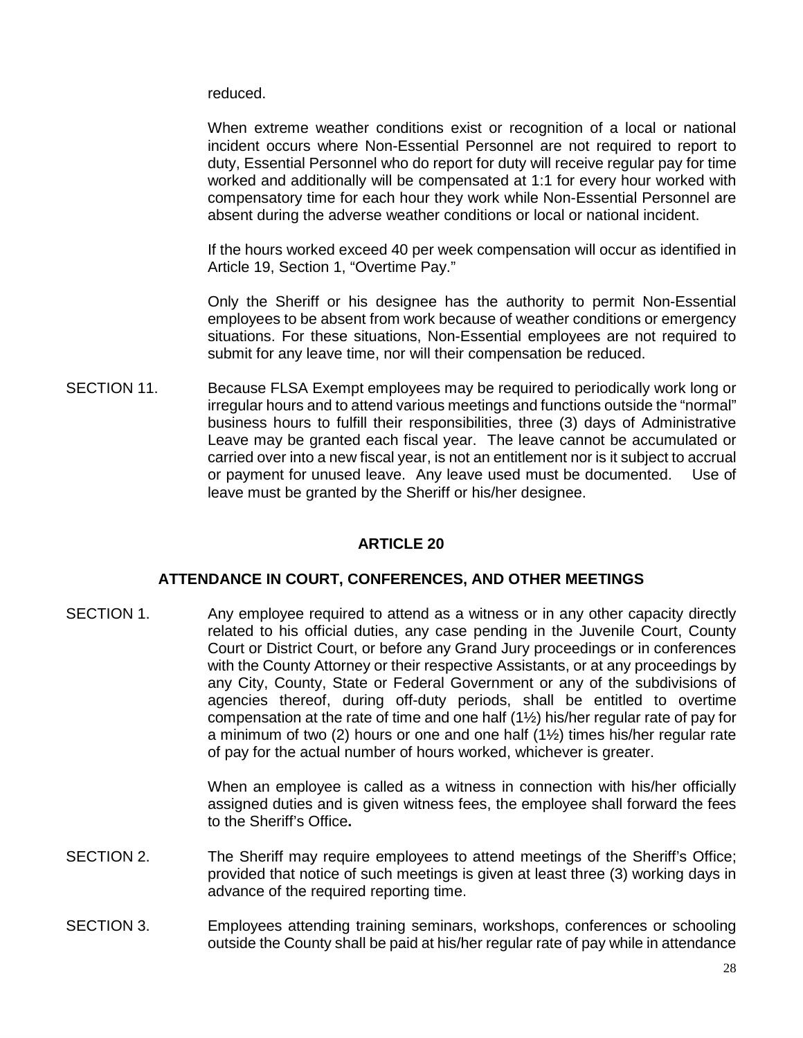reduced.

When extreme weather conditions exist or recognition of a local or national incident occurs where Non-Essential Personnel are not required to report to duty, Essential Personnel who do report for duty will receive regular pay for time worked and additionally will be compensated at 1:1 for every hour worked with compensatory time for each hour they work while Non-Essential Personnel are absent during the adverse weather conditions or local or national incident.

If the hours worked exceed 40 per week compensation will occur as identified in Article 19, Section 1, "Overtime Pay."

Only the Sheriff or his designee has the authority to permit Non-Essential employees to be absent from work because of weather conditions or emergency situations. For these situations, Non-Essential employees are not required to submit for any leave time, nor will their compensation be reduced.

SECTION 11. Because FLSA Exempt employees may be required to periodically work long or irregular hours and to attend various meetings and functions outside the "normal" business hours to fulfill their responsibilities, three (3) days of Administrative Leave may be granted each fiscal year. The leave cannot be accumulated or carried over into a new fiscal year, is not an entitlement nor is it subject to accrual or payment for unused leave. Any leave used must be documented. Use of leave must be granted by the Sheriff or his/her designee.

## ARTICLE 20

## ATTENDANCE IN COURT, CONFERENCES, AND OTHER MEETINGS

SECTION 1. Any employee required to attend as a witness or in any other capacity directly related to his official duties, any case pending in the Juvenile Court, County Court or District Court, or before any Grand Jury proceedings or in conferences with the County Attorney or their respective Assistants, or at any proceedings by any City, County, State or Federal Government or any of the subdivisions of agencies thereof, during off-duty periods, shall be entitled to overtime compensation at the rate of time and one half (1½) his/her regular rate of pay for a minimum of two (2) hours or one and one half (1½) times his/her regular rate of pay for the actual number of hours worked, whichever is greater.

When an employee is called as a witness in connection with his/her officially assigned duties and is given witness fees, the employee shall forward the fees to the Sheriff's Office**.**

SECTION 2. The Sheriff may require employees to attend meetings of the Sheriff's Office; provided that notice of such meetings is given at least three (3) working days in advance of the required reporting time.

SECTION 3. Employees attending training seminars, workshops, conferences or schooling outside the County shall be paid at his/her regular rate of pay while in attendance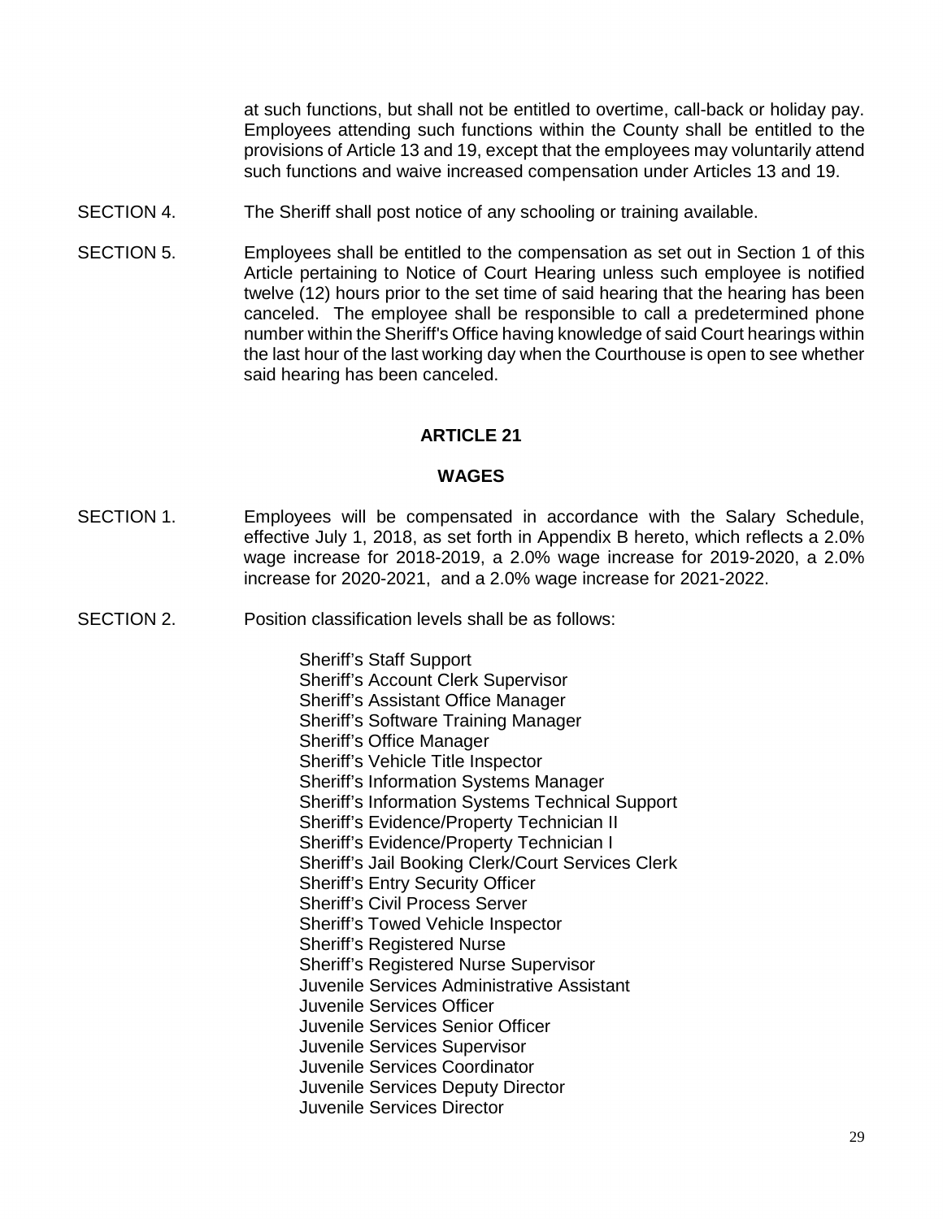at such functions, but shall not be entitled to overtime, call-back or holiday pay. Employees attending such functions within the County shall be entitled to the provisions of Article 13 and 19, except that the employees may voluntarily attend such functions and waive increased compensation under Articles 13 and 19.

SECTION 4. The Sheriff shall post notice of any schooling or training available.

SECTION 5. Employees shall be entitled to the compensation as set out in Section 1 of this Article pertaining to Notice of Court Hearing unless such employee is notified twelve (12) hours prior to the set time of said hearing that the hearing has been canceled. The employee shall be responsible to call a predetermined phone number within the Sheriff's Office having knowledge of said Court hearings within the last hour of the last working day when the Courthouse is open to see whether said hearing has been canceled.

## ARTICLE 21

## WAGES

SECTION 1. Employees will be compensated in accordance with the Salary Schedule, effective July 1, 2018, as set forth in Appendix B hereto, which reflects a 2.0% wage increase for 2018-2019, a 2.0% wage increase for 2019-2020, a 2.0% increase for 2020-2021, and a 2.0% wage increase for 2021-2022.

SECTION 2. Position classification levels shall be as follows:

Sheriff's Staff Support
Sheriff's Account Clerk Supervisor
Sheriff's Assistant Office Manager
Sheriff's Software Training Manager
Sheriff's Office Manager
Sheriff's Vehicle Title Inspector
Sheriff's Information Systems Manager
Sheriff's Information Systems Technical Support
Sheriff's Evidence/Property Technician II
Sheriff's Evidence/Property Technician I
Sheriff's Jail Booking Clerk/Court Services Clerk
Sheriff's Entry Security Officer
Sheriff's Civil Process Server
Sheriff's Towed Vehicle Inspector
Sheriff's Registered Nurse
Sheriff's Registered Nurse Supervisor
Juvenile Services Administrative Assistant
Juvenile Services Officer
Juvenile Services Senior Officer
Juvenile Services Supervisor
Juvenile Services Coordinator
Juvenile Services Deputy Director
Juvenile Services Director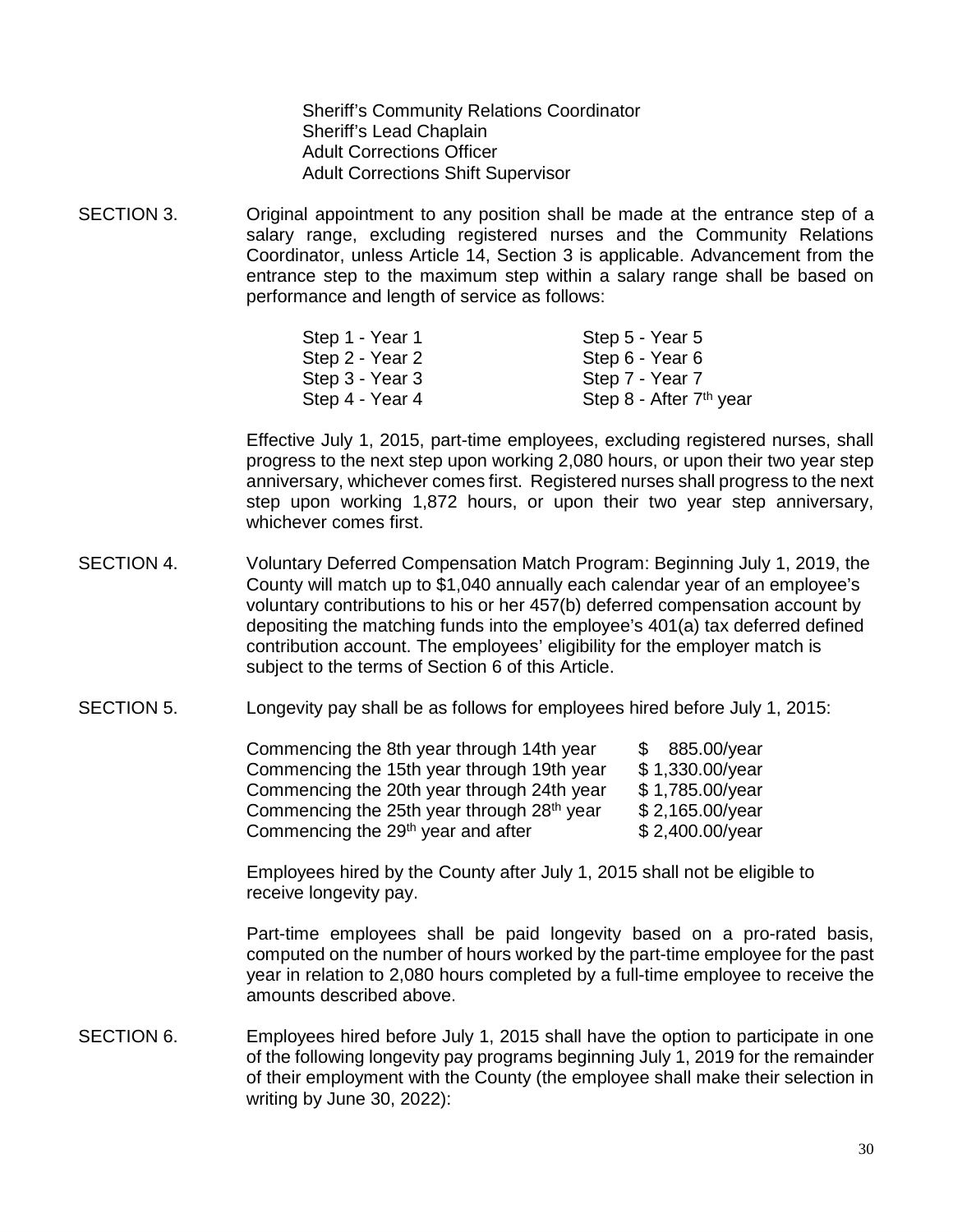Sheriff's Community Relations Coordinator
Sheriff's Lead Chaplain
Adult Corrections Officer
Adult Corrections Shift Supervisor

SECTION 3. Original appointment to any position shall be made at the entrance step of a salary range, excluding registered nurses and the Community Relations Coordinator, unless Article 14, Section 3 is applicable. Advancement from the entrance step to the maximum step within a salary range shall be based on performance and length of service as follows:

| | |
|---|---|
| Step 1 - Year 1 | Step 5 - Year 5 |
| Step 2 - Year 2 | Step 6 - Year 6 |
| Step 3 - Year 3 | Step 7 - Year 7 |
| Step 4 - Year 4 | Step 8 - After 7th year |

Effective July 1, 2015, part-time employees, excluding registered nurses, shall progress to the next step upon working 2,080 hours, or upon their two year step anniversary, whichever comes first. Registered nurses shall progress to the next step upon working 1,872 hours, or upon their two year step anniversary, whichever comes first.

SECTION 4. Voluntary Deferred Compensation Match Program: Beginning July 1, 2019, the County will match up to $1,040 annually each calendar year of an employee's voluntary contributions to his or her 457(b) deferred compensation account by depositing the matching funds into the employee's 401(a) tax deferred defined contribution account. The employees' eligibility for the employer match is subject to the terms of Section 6 of this Article.

SECTION 5. Longevity pay shall be as follows for employees hired before July 1, 2015:

| | |
|---|---|
| Commencing the 8th year through 14th year | $ 885.00/year |
| Commencing the 15th year through 19th year | $ 1,330.00/year |
| Commencing the 20th year through 24th year | $ 1,785.00/year |
| Commencing the 25th year through 28th year | $ 2,165.00/year |
| Commencing the 29th year and after | $ 2,400.00/year |

Employees hired by the County after July 1, 2015 shall not be eligible to receive longevity pay.

Part-time employees shall be paid longevity based on a pro-rated basis, computed on the number of hours worked by the part-time employee for the past year in relation to 2,080 hours completed by a full-time employee to receive the amounts described above.

SECTION 6. Employees hired before July 1, 2015 shall have the option to participate in one of the following longevity pay programs beginning July 1, 2019 for the remainder of their employment with the County (the employee shall make their selection in writing by June 30, 2022):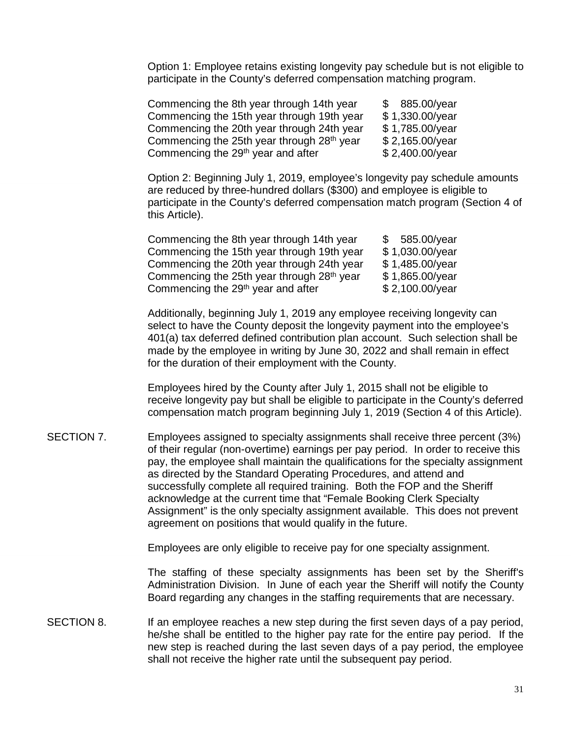Option 1: Employee retains existing longevity pay schedule but is not eligible to participate in the County's deferred compensation matching program.

| | |
|---|---|
| Commencing the 8th year through 14th year | $ 885.00/year |
| Commencing the 15th year through 19th year | $ 1,330.00/year |
| Commencing the 20th year through 24th year | $ 1,785.00/year |
| Commencing the 25th year through 28th year | $ 2,165.00/year |
| Commencing the 29th year and after | $ 2,400.00/year |

Option 2: Beginning July 1, 2019, employee's longevity pay schedule amounts are reduced by three-hundred dollars ($300) and employee is eligible to participate in the County's deferred compensation match program (Section 4 of this Article).

| | |
|---|---|
| Commencing the 8th year through 14th year | $ 585.00/year |
| Commencing the 15th year through 19th year | $ 1,030.00/year |
| Commencing the 20th year through 24th year | $ 1,485.00/year |
| Commencing the 25th year through 28th year | $ 1,865.00/year |
| Commencing the 29th year and after | $ 2,100.00/year |

Additionally, beginning July 1, 2019 any employee receiving longevity can select to have the County deposit the longevity payment into the employee's 401(a) tax deferred defined contribution plan account. Such selection shall be made by the employee in writing by June 30, 2022 and shall remain in effect for the duration of their employment with the County.

Employees hired by the County after July 1, 2015 shall not be eligible to receive longevity pay but shall be eligible to participate in the County's deferred compensation match program beginning July 1, 2019 (Section 4 of this Article).

SECTION 7. Employees assigned to specialty assignments shall receive three percent (3%) of their regular (non-overtime) earnings per pay period. In order to receive this pay, the employee shall maintain the qualifications for the specialty assignment as directed by the Standard Operating Procedures, and attend and successfully complete all required training. Both the FOP and the Sheriff acknowledge at the current time that "Female Booking Clerk Specialty Assignment" is the only specialty assignment available. This does not prevent agreement on positions that would qualify in the future.

Employees are only eligible to receive pay for one specialty assignment.

The staffing of these specialty assignments has been set by the Sheriff's Administration Division. In June of each year the Sheriff will notify the County Board regarding any changes in the staffing requirements that are necessary.

SECTION 8. If an employee reaches a new step during the first seven days of a pay period, he/she shall be entitled to the higher pay rate for the entire pay period. If the new step is reached during the last seven days of a pay period, the employee shall not receive the higher rate until the subsequent pay period.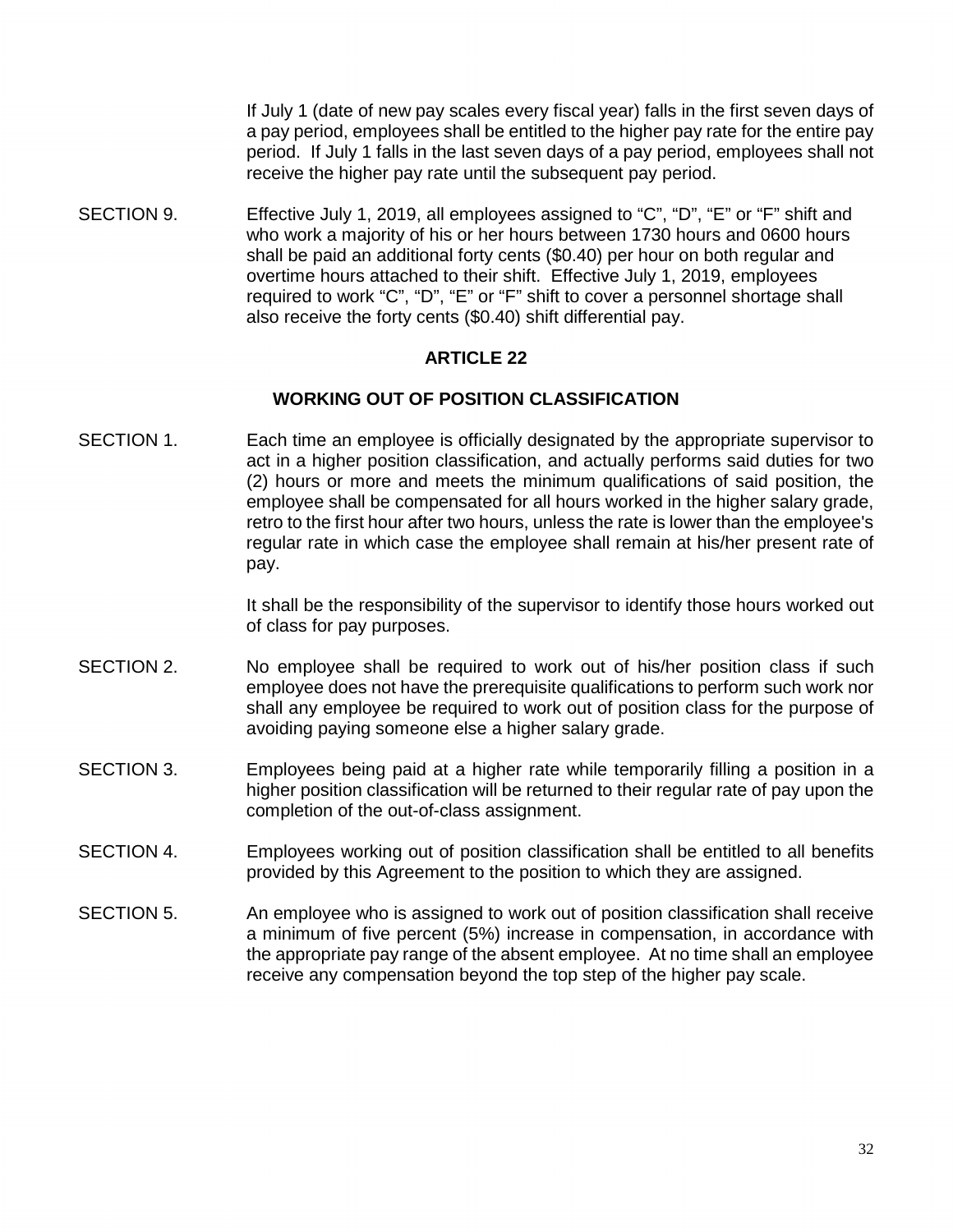If July 1 (date of new pay scales every fiscal year) falls in the first seven days of a pay period, employees shall be entitled to the higher pay rate for the entire pay period. If July 1 falls in the last seven days of a pay period, employees shall not receive the higher pay rate until the subsequent pay period.

SECTION 9. Effective July 1, 2019, all employees assigned to "C", "D", "E" or "F" shift and who work a majority of his or her hours between 1730 hours and 0600 hours shall be paid an additional forty cents ($0.40) per hour on both regular and overtime hours attached to their shift. Effective July 1, 2019, employees required to work "C", "D", "E" or "F" shift to cover a personnel shortage shall also receive the forty cents ($0.40) shift differential pay.

## ARTICLE 22

## WORKING OUT OF POSITION CLASSIFICATION

SECTION 1. Each time an employee is officially designated by the appropriate supervisor to act in a higher position classification, and actually performs said duties for two (2) hours or more and meets the minimum qualifications of said position, the employee shall be compensated for all hours worked in the higher salary grade, retro to the first hour after two hours, unless the rate is lower than the employee's regular rate in which case the employee shall remain at his/her present rate of pay.

It shall be the responsibility of the supervisor to identify those hours worked out of class for pay purposes.

SECTION 2. No employee shall be required to work out of his/her position class if such employee does not have the prerequisite qualifications to perform such work nor shall any employee be required to work out of position class for the purpose of avoiding paying someone else a higher salary grade.

SECTION 3. Employees being paid at a higher rate while temporarily filling a position in a higher position classification will be returned to their regular rate of pay upon the completion of the out-of-class assignment.

SECTION 4. Employees working out of position classification shall be entitled to all benefits provided by this Agreement to the position to which they are assigned.

SECTION 5. An employee who is assigned to work out of position classification shall receive a minimum of five percent (5%) increase in compensation, in accordance with the appropriate pay range of the absent employee. At no time shall an employee receive any compensation beyond the top step of the higher pay scale.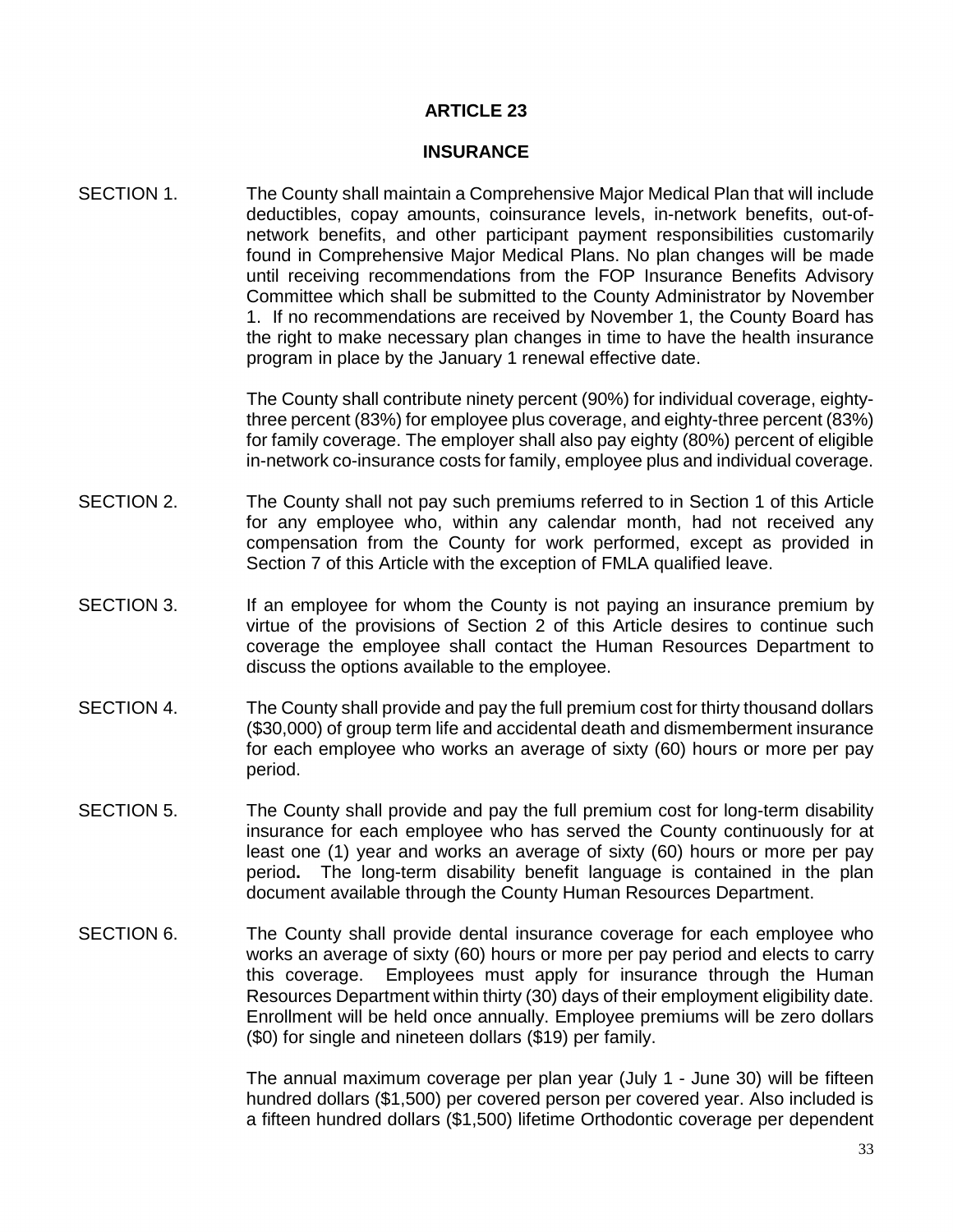# ARTICLE 23

## INSURANCE

SECTION 1. The County shall maintain a Comprehensive Major Medical Plan that will include deductibles, copay amounts, coinsurance levels, in-network benefits, out-of-network benefits, and other participant payment responsibilities customarily found in Comprehensive Major Medical Plans. No plan changes will be made until receiving recommendations from the FOP Insurance Benefits Advisory Committee which shall be submitted to the County Administrator by November 1. If no recommendations are received by November 1, the County Board has the right to make necessary plan changes in time to have the health insurance program in place by the January 1 renewal effective date.

The County shall contribute ninety percent (90%) for individual coverage, eighty-three percent (83%) for employee plus coverage, and eighty-three percent (83%) for family coverage. The employer shall also pay eighty (80%) percent of eligible in-network co-insurance costs for family, employee plus and individual coverage.

SECTION 2. The County shall not pay such premiums referred to in Section 1 of this Article for any employee who, within any calendar month, had not received any compensation from the County for work performed, except as provided in Section 7 of this Article with the exception of FMLA qualified leave.

SECTION 3. If an employee for whom the County is not paying an insurance premium by virtue of the provisions of Section 2 of this Article desires to continue such coverage the employee shall contact the Human Resources Department to discuss the options available to the employee.

SECTION 4. The County shall provide and pay the full premium cost for thirty thousand dollars ($30,000) of group term life and accidental death and dismemberment insurance for each employee who works an average of sixty (60) hours or more per pay period.

SECTION 5. The County shall provide and pay the full premium cost for long-term disability insurance for each employee who has served the County continuously for at least one (1) year and works an average of sixty (60) hours or more per pay period**.** The long-term disability benefit language is contained in the plan document available through the County Human Resources Department.

SECTION 6. The County shall provide dental insurance coverage for each employee who works an average of sixty (60) hours or more per pay period and elects to carry this coverage. Employees must apply for insurance through the Human Resources Department within thirty (30) days of their employment eligibility date. Enrollment will be held once annually. Employee premiums will be zero dollars ($0) for single and nineteen dollars ($19) per family.

The annual maximum coverage per plan year (July 1 - June 30) will be fifteen hundred dollars ($1,500) per covered person per covered year. Also included is a fifteen hundred dollars ($1,500) lifetime Orthodontic coverage per dependent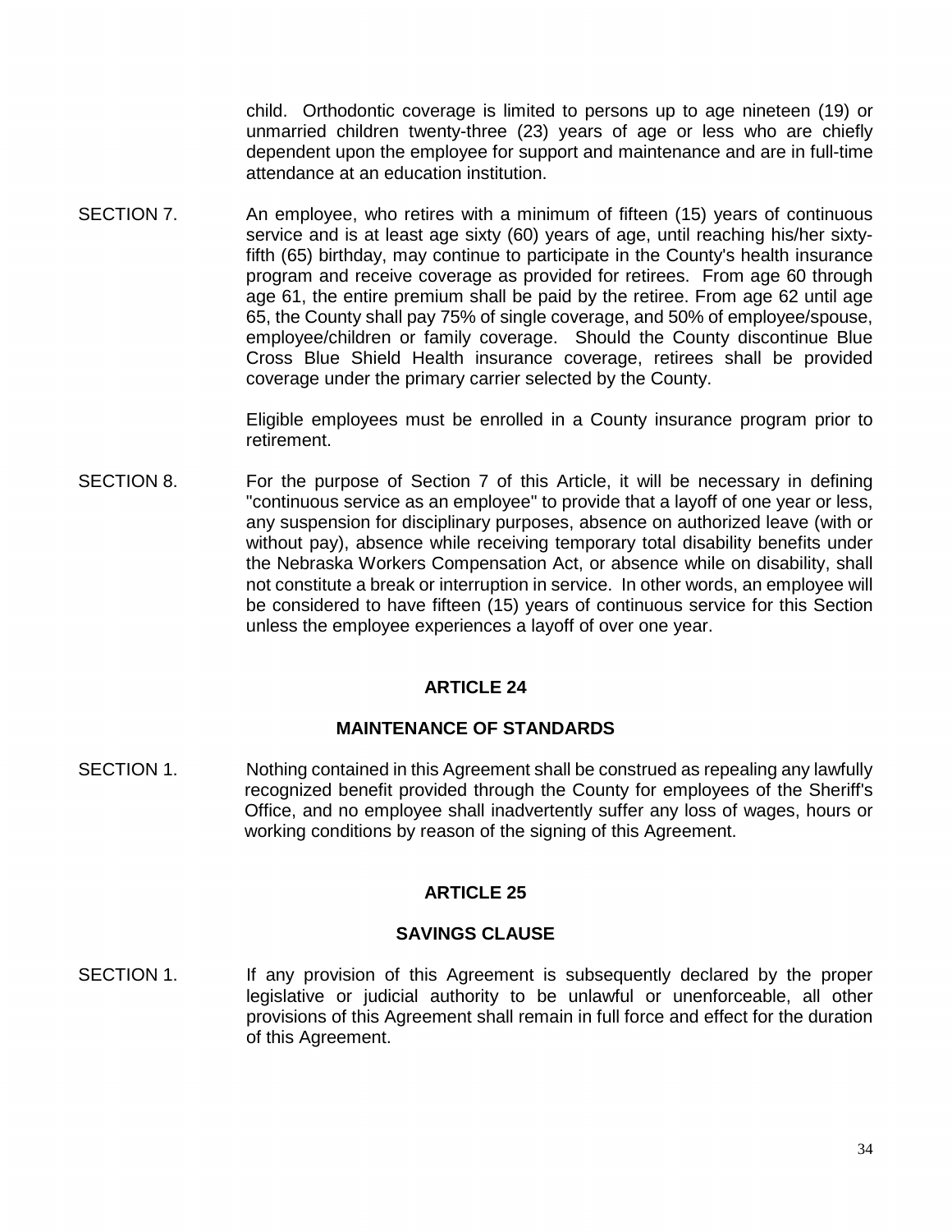child. Orthodontic coverage is limited to persons up to age nineteen (19) or unmarried children twenty-three (23) years of age or less who are chiefly dependent upon the employee for support and maintenance and are in full-time attendance at an education institution.

SECTION 7. An employee, who retires with a minimum of fifteen (15) years of continuous service and is at least age sixty (60) years of age, until reaching his/her sixty-fifth (65) birthday, may continue to participate in the County's health insurance program and receive coverage as provided for retirees. From age 60 through age 61, the entire premium shall be paid by the retiree. From age 62 until age 65, the County shall pay 75% of single coverage, and 50% of employee/spouse, employee/children or family coverage. Should the County discontinue Blue Cross Blue Shield Health insurance coverage, retirees shall be provided coverage under the primary carrier selected by the County.

Eligible employees must be enrolled in a County insurance program prior to retirement.

SECTION 8. For the purpose of Section 7 of this Article, it will be necessary in defining "continuous service as an employee" to provide that a layoff of one year or less, any suspension for disciplinary purposes, absence on authorized leave (with or without pay), absence while receiving temporary total disability benefits under the Nebraska Workers Compensation Act, or absence while on disability, shall not constitute a break or interruption in service. In other words, an employee will be considered to have fifteen (15) years of continuous service for this Section unless the employee experiences a layoff of over one year.

## ARTICLE 24

## MAINTENANCE OF STANDARDS

SECTION 1. Nothing contained in this Agreement shall be construed as repealing any lawfully recognized benefit provided through the County for employees of the Sheriff's Office, and no employee shall inadvertently suffer any loss of wages, hours or working conditions by reason of the signing of this Agreement.

## ARTICLE 25

## SAVINGS CLAUSE

SECTION 1. If any provision of this Agreement is subsequently declared by the proper legislative or judicial authority to be unlawful or unenforceable, all other provisions of this Agreement shall remain in full force and effect for the duration of this Agreement.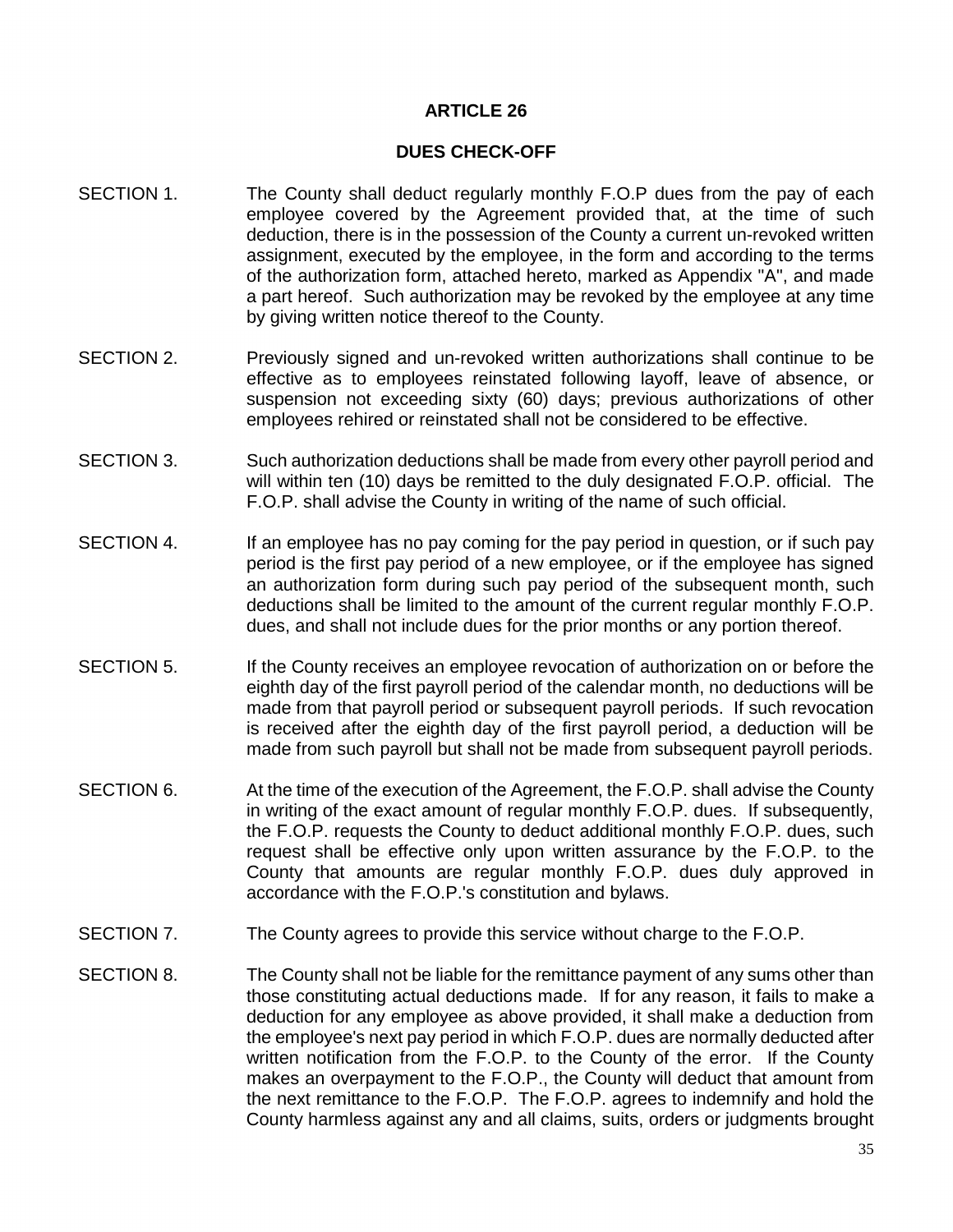# ARTICLE 26

## DUES CHECK-OFF

SECTION 1. The County shall deduct regularly monthly F.O.P dues from the pay of each employee covered by the Agreement provided that, at the time of such deduction, there is in the possession of the County a current un-revoked written assignment, executed by the employee, in the form and according to the terms of the authorization form, attached hereto, marked as Appendix "A", and made a part hereof. Such authorization may be revoked by the employee at any time by giving written notice thereof to the County.

SECTION 2. Previously signed and un-revoked written authorizations shall continue to be effective as to employees reinstated following layoff, leave of absence, or suspension not exceeding sixty (60) days; previous authorizations of other employees rehired or reinstated shall not be considered to be effective.

SECTION 3. Such authorization deductions shall be made from every other payroll period and will within ten (10) days be remitted to the duly designated F.O.P. official. The F.O.P. shall advise the County in writing of the name of such official.

SECTION 4. If an employee has no pay coming for the pay period in question, or if such pay period is the first pay period of a new employee, or if the employee has signed an authorization form during such pay period of the subsequent month, such deductions shall be limited to the amount of the current regular monthly F.O.P. dues, and shall not include dues for the prior months or any portion thereof.

SECTION 5. If the County receives an employee revocation of authorization on or before the eighth day of the first payroll period of the calendar month, no deductions will be made from that payroll period or subsequent payroll periods. If such revocation is received after the eighth day of the first payroll period, a deduction will be made from such payroll but shall not be made from subsequent payroll periods.

SECTION 6. At the time of the execution of the Agreement, the F.O.P. shall advise the County in writing of the exact amount of regular monthly F.O.P. dues. If subsequently, the F.O.P. requests the County to deduct additional monthly F.O.P. dues, such request shall be effective only upon written assurance by the F.O.P. to the County that amounts are regular monthly F.O.P. dues duly approved in accordance with the F.O.P.'s constitution and bylaws.

SECTION 7. The County agrees to provide this service without charge to the F.O.P.

SECTION 8. The County shall not be liable for the remittance payment of any sums other than those constituting actual deductions made. If for any reason, it fails to make a deduction for any employee as above provided, it shall make a deduction from the employee's next pay period in which F.O.P. dues are normally deducted after written notification from the F.O.P. to the County of the error. If the County makes an overpayment to the F.O.P., the County will deduct that amount from the next remittance to the F.O.P. The F.O.P. agrees to indemnify and hold the County harmless against any and all claims, suits, orders or judgments brought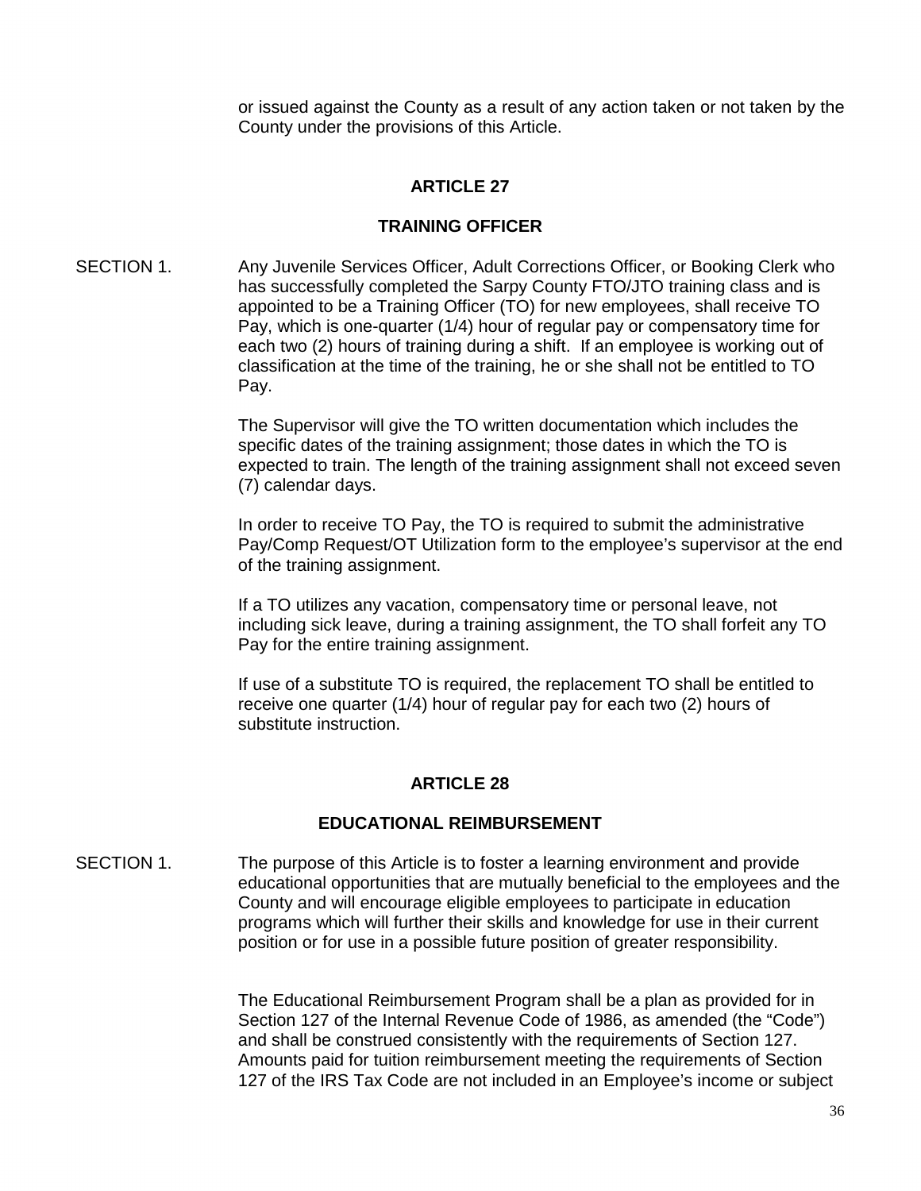or issued against the County as a result of any action taken or not taken by the County under the provisions of this Article.

## ARTICLE 27

## TRAINING OFFICER

SECTION 1. Any Juvenile Services Officer, Adult Corrections Officer, or Booking Clerk who has successfully completed the Sarpy County FTO/JTO training class and is appointed to be a Training Officer (TO) for new employees, shall receive TO Pay, which is one-quarter (1/4) hour of regular pay or compensatory time for each two (2) hours of training during a shift. If an employee is working out of classification at the time of the training, he or she shall not be entitled to TO Pay.

The Supervisor will give the TO written documentation which includes the specific dates of the training assignment; those dates in which the TO is expected to train. The length of the training assignment shall not exceed seven (7) calendar days.

In order to receive TO Pay, the TO is required to submit the administrative Pay/Comp Request/OT Utilization form to the employee's supervisor at the end of the training assignment.

If a TO utilizes any vacation, compensatory time or personal leave, not including sick leave, during a training assignment, the TO shall forfeit any TO Pay for the entire training assignment.

If use of a substitute TO is required, the replacement TO shall be entitled to receive one quarter (1/4) hour of regular pay for each two (2) hours of substitute instruction.

## ARTICLE 28

## EDUCATIONAL REIMBURSEMENT

SECTION 1. The purpose of this Article is to foster a learning environment and provide educational opportunities that are mutually beneficial to the employees and the County and will encourage eligible employees to participate in education programs which will further their skills and knowledge for use in their current position or for use in a possible future position of greater responsibility.

The Educational Reimbursement Program shall be a plan as provided for in Section 127 of the Internal Revenue Code of 1986, as amended (the "Code") and shall be construed consistently with the requirements of Section 127. Amounts paid for tuition reimbursement meeting the requirements of Section 127 of the IRS Tax Code are not included in an Employee's income or subject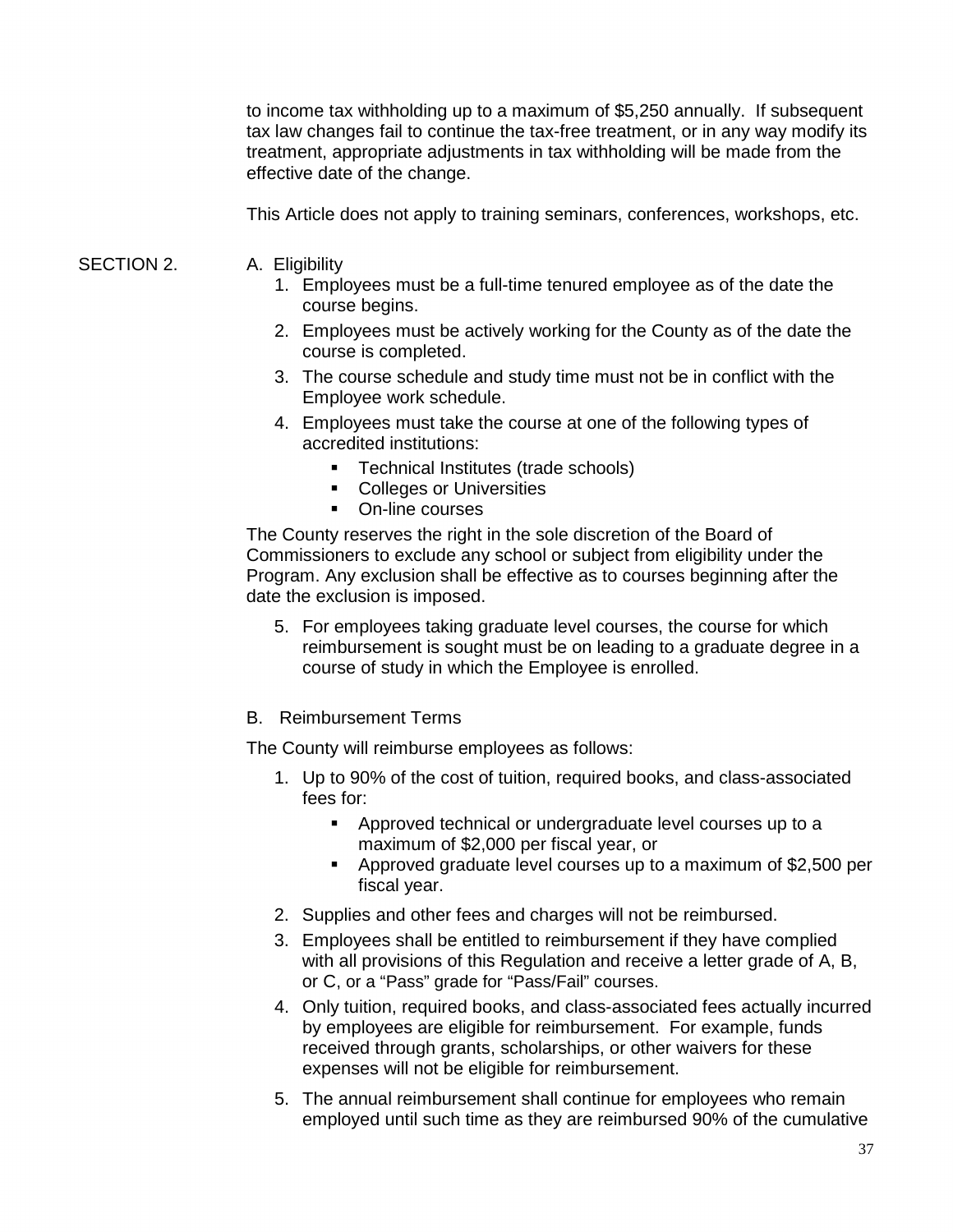to income tax withholding up to a maximum of $5,250 annually. If subsequent tax law changes fail to continue the tax-free treatment, or in any way modify its treatment, appropriate adjustments in tax withholding will be made from the effective date of the change.

This Article does not apply to training seminars, conferences, workshops, etc.

SECTION 2. A. Eligibility

1. Employees must be a full-time tenured employee as of the date the course begins.
2. Employees must be actively working for the County as of the date the course is completed.
3. The course schedule and study time must not be in conflict with the Employee work schedule.
4. Employees must take the course at one of the following types of accredited institutions:
   - Technical Institutes (trade schools)
   - Colleges or Universities
   - On-line courses

The County reserves the right in the sole discretion of the Board of Commissioners to exclude any school or subject from eligibility under the Program. Any exclusion shall be effective as to courses beginning after the date the exclusion is imposed.

5. For employees taking graduate level courses, the course for which reimbursement is sought must be on leading to a graduate degree in a course of study in which the Employee is enrolled.

B. Reimbursement Terms

The County will reimburse employees as follows:

1. Up to 90% of the cost of tuition, required books, and class-associated fees for:
   - Approved technical or undergraduate level courses up to a maximum of $2,000 per fiscal year, or
   - Approved graduate level courses up to a maximum of $2,500 per fiscal year.
2. Supplies and other fees and charges will not be reimbursed.
3. Employees shall be entitled to reimbursement if they have complied with all provisions of this Regulation and receive a letter grade of A, B, or C, or a "Pass" grade for "Pass/Fail" courses.
4. Only tuition, required books, and class-associated fees actually incurred by employees are eligible for reimbursement. For example, funds received through grants, scholarships, or other waivers for these expenses will not be eligible for reimbursement.
5. The annual reimbursement shall continue for employees who remain employed until such time as they are reimbursed 90% of the cumulative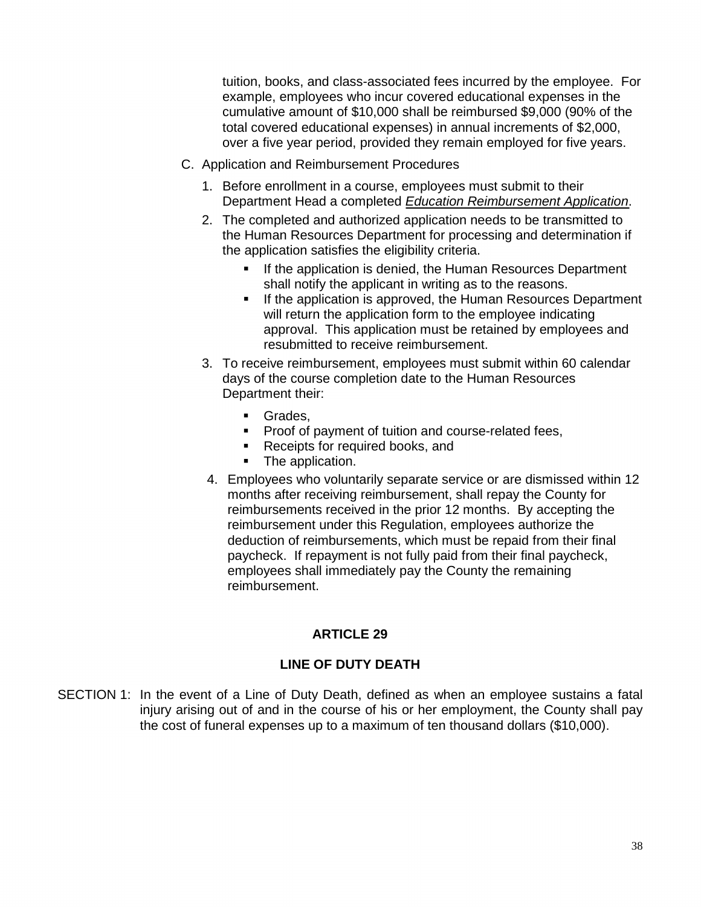tuition, books, and class-associated fees incurred by the employee. For example, employees who incur covered educational expenses in the cumulative amount of $10,000 shall be reimbursed $9,000 (90% of the total covered educational expenses) in annual increments of $2,000, over a five year period, provided they remain employed for five years.

C. Application and Reimbursement Procedures

1. Before enrollment in a course, employees must submit to their Department Head a completed ***Education Reimbursement Application***.
2. The completed and authorized application needs to be transmitted to the Human Resources Department for processing and determination if the application satisfies the eligibility criteria.
   - If the application is denied, the Human Resources Department shall notify the applicant in writing as to the reasons.
   - If the application is approved, the Human Resources Department will return the application form to the employee indicating approval. This application must be retained by employees and resubmitted to receive reimbursement.
3. To receive reimbursement, employees must submit within 60 calendar days of the course completion date to the Human Resources Department their:
   - Grades,
   - Proof of payment of tuition and course-related fees,
   - Receipts for required books, and
   - The application.
4. Employees who voluntarily separate service or are dismissed within 12 months after receiving reimbursement, shall repay the County for reimbursements received in the prior 12 months. By accepting the reimbursement under this Regulation, employees authorize the deduction of reimbursements, which must be repaid from their final paycheck. If repayment is not fully paid from their final paycheck, employees shall immediately pay the County the remaining reimbursement.

## ARTICLE 29

## LINE OF DUTY DEATH

SECTION 1: In the event of a Line of Duty Death, defined as when an employee sustains a fatal injury arising out of and in the course of his or her employment, the County shall pay the cost of funeral expenses up to a maximum of ten thousand dollars ($10,000).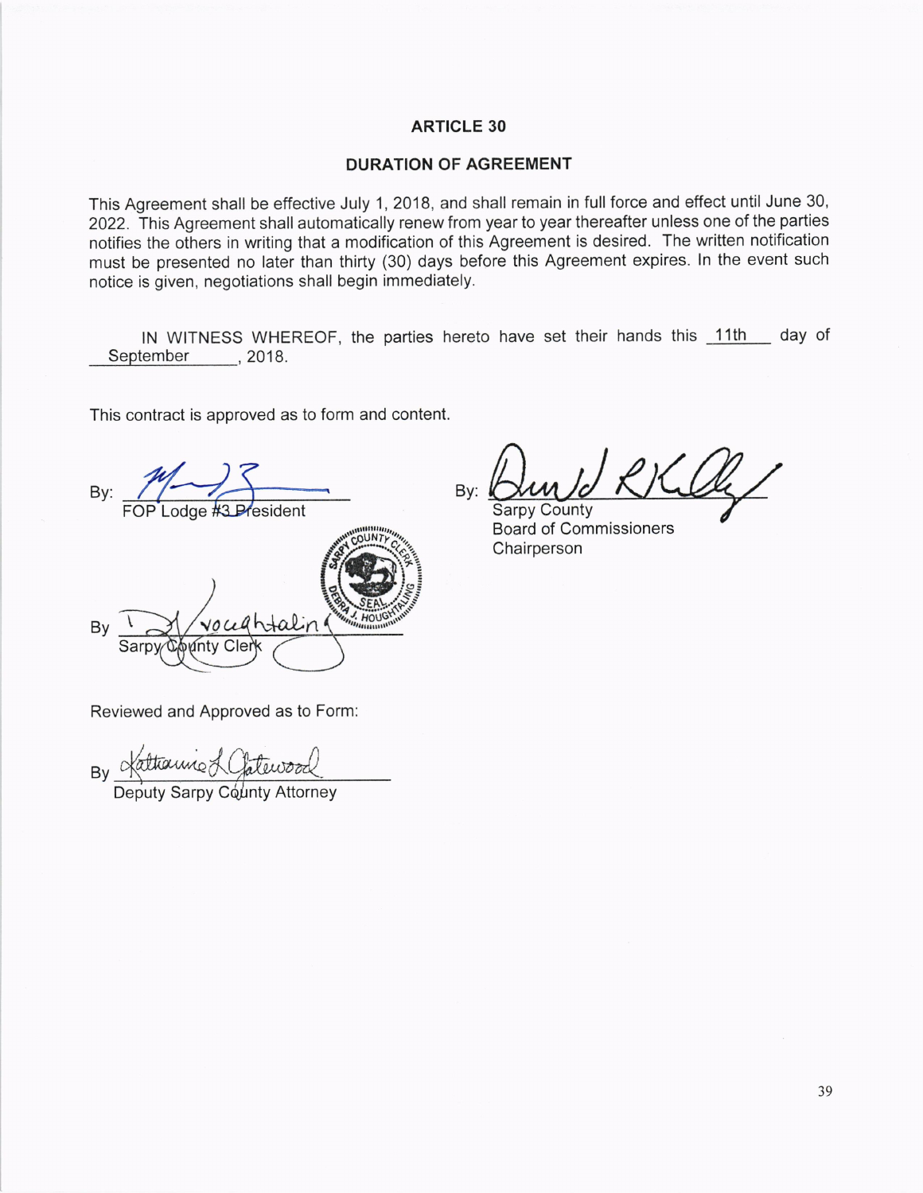## ARTICLE 30

## DURATION OF AGREEMENT

This Agreement shall be effective July 1, 2018, and shall remain in full force and effect until June 30, 2022. This Agreement shall automatically renew from year to year thereafter unless one of the parties notifies the others in writing that a modification of this Agreement is desired. The written notification must be presented no later than thirty (30) days before this Agreement expires. In the event such notice is given, negotiations shall begin immediately.

IN WITNESS WHEREOF, the parties hereto have set their hands this 11th day of September, 2018.

This contract is approved as to form and content.

By: ______________________
FOP Lodge #3 President

By: ______________________
Sarpy County
Board of Commissioners
Chairperson

By ______________________
Sarpy County Clerk

Reviewed and Approved as to Form:

By ______________________
Deputy Sarpy County Attorney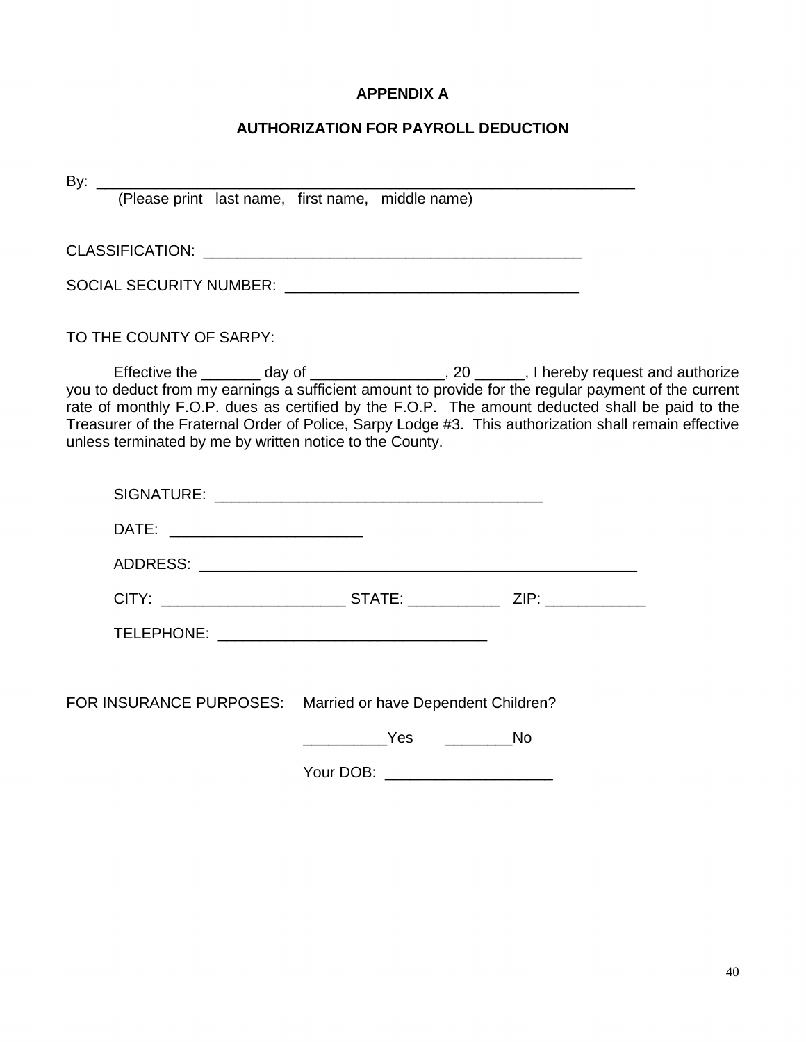**APPENDIX A**

**AUTHORIZATION FOR PAYROLL DEDUCTION**

By: ____________________________________________________________________
(Please print last name, first name, middle name)

CLASSIFICATION: _______________________________________________

SOCIAL SECURITY NUMBER: ____________________________________

TO THE COUNTY OF SARPY:

Effective the _______ day of ________________, 20 ______, I hereby request and authorize you to deduct from my earnings a sufficient amount to provide for the regular payment of the current rate of monthly F.O.P. dues as certified by the F.O.P. The amount deducted shall be paid to the Treasurer of the Fraternal Order of Police, Sarpy Lodge #3. This authorization shall remain effective unless terminated by me by written notice to the County.

SIGNATURE: ________________________________________

DATE: ______________________

ADDRESS: ______________________________________________________

CITY: _____________________ STATE: ___________ ZIP: ____________

TELEPHONE: _______________________________

FOR INSURANCE PURPOSES: Married or have Dependent Children?

__________Yes ________No

Your DOB: ____________________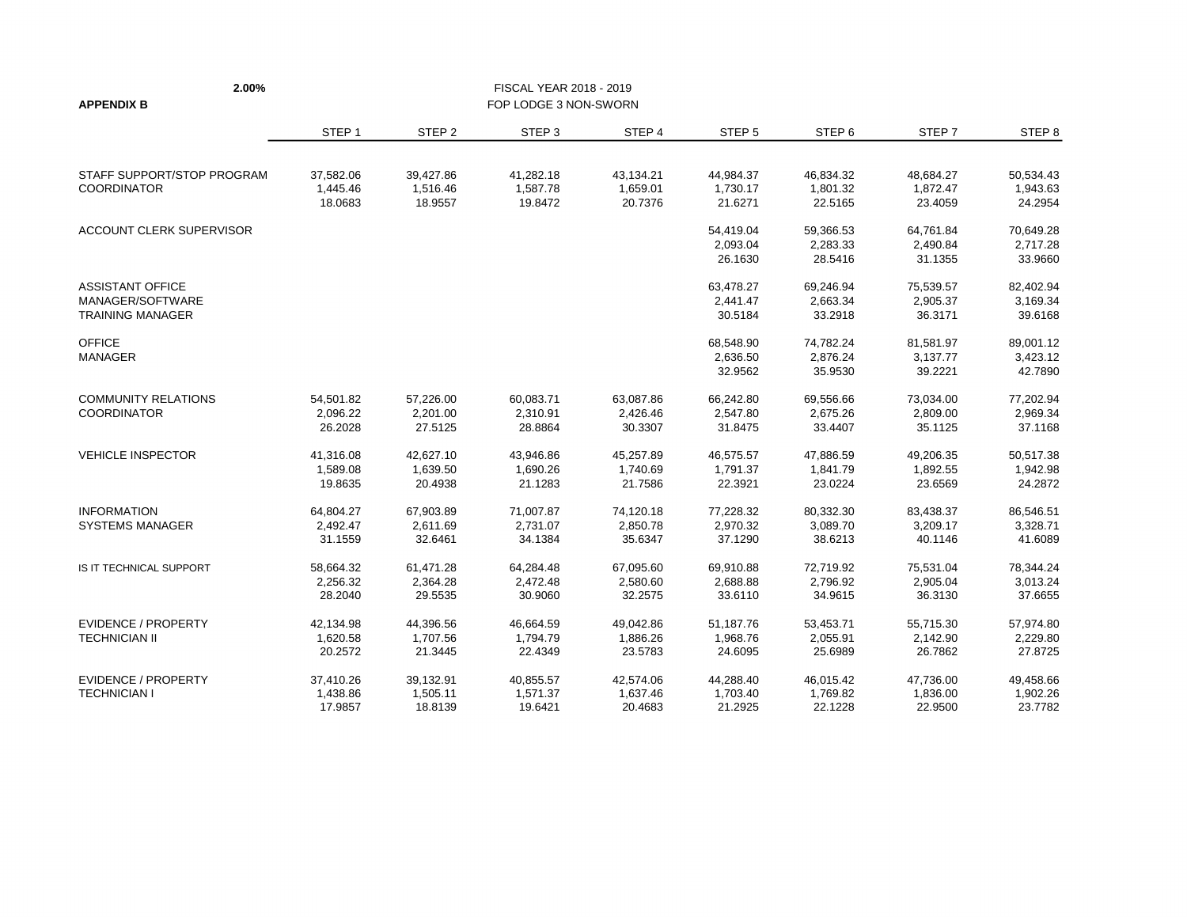**2.00%**

**APPENDIX B**

FISCAL YEAR 2018 - 2019

FOP LODGE 3 NON-SWORN

| | STEP 1 | STEP 2 | STEP 3 | STEP 4 | STEP 5 | STEP 6 | STEP 7 | STEP 8 |
|---|---|---|---|---|---|---|---|---|
| STAFF SUPPORT/STOP PROGRAM | 37,582.06 | 39,427.86 | 41,282.18 | 43,134.21 | 44,984.37 | 46,834.32 | 48,684.27 | 50,534.43 |
| COORDINATOR | 1,445.46 | 1,516.46 | 1,587.78 | 1,659.01 | 1,730.17 | 1,801.32 | 1,872.47 | 1,943.63 |
| | 18.0683 | 18.9557 | 19.8472 | 20.7376 | 21.6271 | 22.5165 | 23.4059 | 24.2954 |
| ACCOUNT CLERK SUPERVISOR | | | | | 54,419.04 | 59,366.53 | 64,761.84 | 70,649.28 |
| | | | | | 2,093.04 | 2,283.33 | 2,490.84 | 2,717.28 |
| | | | | | 26.1630 | 28.5416 | 31.1355 | 33.9660 |
| ASSISTANT OFFICE | | | | | 63,478.27 | 69,246.94 | 75,539.57 | 82,402.94 |
| MANAGER/SOFTWARE | | | | | 2,441.47 | 2,663.34 | 2,905.37 | 3,169.34 |
| TRAINING MANAGER | | | | | 30.5184 | 33.2918 | 36.3171 | 39.6168 |
| OFFICE | | | | | 68,548.90 | 74,782.24 | 81,581.97 | 89,001.12 |
| MANAGER | | | | | 2,636.50 | 2,876.24 | 3,137.77 | 3,423.12 |
| | | | | | 32.9562 | 35.9530 | 39.2221 | 42.7890 |
| COMMUNITY RELATIONS | 54,501.82 | 57,226.00 | 60,083.71 | 63,087.86 | 66,242.80 | 69,556.66 | 73,034.00 | 77,202.94 |
| COORDINATOR | 2,096.22 | 2,201.00 | 2,310.91 | 2,426.46 | 2,547.80 | 2,675.26 | 2,809.00 | 2,969.34 |
| | 26.2028 | 27.5125 | 28.8864 | 30.3307 | 31.8475 | 33.4407 | 35.1125 | 37.1168 |
| VEHICLE INSPECTOR | 41,316.08 | 42,627.10 | 43,946.86 | 45,257.89 | 46,575.57 | 47,886.59 | 49,206.35 | 50,517.38 |
| | 1,589.08 | 1,639.50 | 1,690.26 | 1,740.69 | 1,791.37 | 1,841.79 | 1,892.55 | 1,942.98 |
| | 19.8635 | 20.4938 | 21.1283 | 21.7586 | 22.3921 | 23.0224 | 23.6569 | 24.2872 |
| INFORMATION | 64,804.27 | 67,903.89 | 71,007.87 | 74,120.18 | 77,228.32 | 80,332.30 | 83,438.37 | 86,546.51 |
| SYSTEMS MANAGER | 2,492.47 | 2,611.69 | 2,731.07 | 2,850.78 | 2,970.32 | 3,089.70 | 3,209.17 | 3,328.71 |
| | 31.1559 | 32.6461 | 34.1384 | 35.6347 | 37.1290 | 38.6213 | 40.1146 | 41.6089 |
| IS IT TECHNICAL SUPPORT | 58,664.32 | 61,471.28 | 64,284.48 | 67,095.60 | 69,910.88 | 72,719.92 | 75,531.04 | 78,344.24 |
| | 2,256.32 | 2,364.28 | 2,472.48 | 2,580.60 | 2,688.88 | 2,796.92 | 2,905.04 | 3,013.24 |
| | 28.2040 | 29.5535 | 30.9060 | 32.2575 | 33.6110 | 34.9615 | 36.3130 | 37.6655 |
| EVIDENCE / PROPERTY | 42,134.98 | 44,396.56 | 46,664.59 | 49,042.86 | 51,187.76 | 53,453.71 | 55,715.30 | 57,974.80 |
| TECHNICIAN II | 1,620.58 | 1,707.56 | 1,794.79 | 1,886.26 | 1,968.76 | 2,055.91 | 2,142.90 | 2,229.80 |
| | 20.2572 | 21.3445 | 22.4349 | 23.5783 | 24.6095 | 25.6989 | 26.7862 | 27.8725 |
| EVIDENCE / PROPERTY | 37,410.26 | 39,132.91 | 40,855.57 | 42,574.06 | 44,288.40 | 46,015.42 | 47,736.00 | 49,458.66 |
| TECHNICIAN I | 1,438.86 | 1,505.11 | 1,571.37 | 1,637.46 | 1,703.40 | 1,769.82 | 1,836.00 | 1,902.26 |
| | 17.9857 | 18.8139 | 19.6421 | 20.4683 | 21.2925 | 22.1228 | 22.9500 | 23.7782 |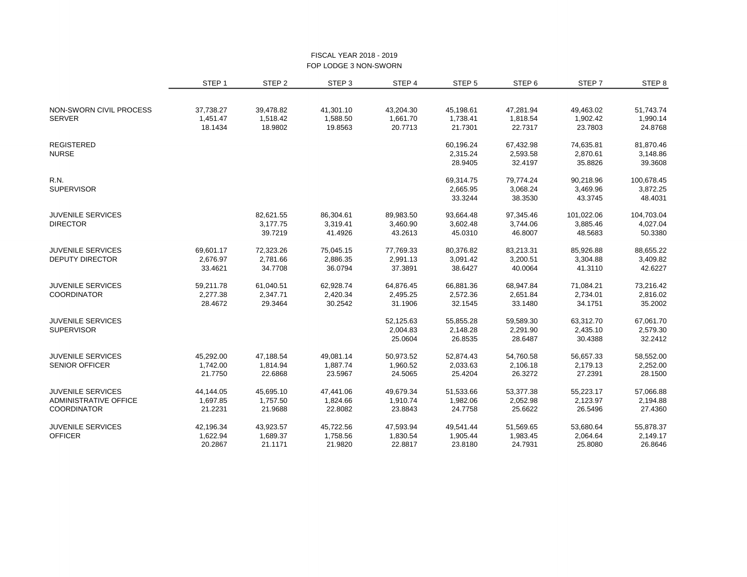FISCAL YEAR 2018 - 2019

FOP LODGE 3 NON-SWORN

| | STEP 1 | STEP 2 | STEP 3 | STEP 4 | STEP 5 | STEP 6 | STEP 7 | STEP 8 |
|---|---|---|---|---|---|---|---|---|
| NON-SWORN CIVIL PROCESS | 37,738.27 | 39,478.82 | 41,301.10 | 43,204.30 | 45,198.61 | 47,281.94 | 49,463.02 | 51,743.74 |
| SERVER | 1,451.47 | 1,518.42 | 1,588.50 | 1,661.70 | 1,738.41 | 1,818.54 | 1,902.42 | 1,990.14 |
| | 18.1434 | 18.9802 | 19.8563 | 20.7713 | 21.7301 | 22.7317 | 23.7803 | 24.8768 |
| REGISTERED | | | | | 60,196.24 | 67,432.98 | 74,635.81 | 81,870.46 |
| NURSE | | | | | 2,315.24 | 2,593.58 | 2,870.61 | 3,148.86 |
| | | | | | 28.9405 | 32.4197 | 35.8826 | 39.3608 |
| R.N. | | | | | 69,314.75 | 79,774.24 | 90,218.96 | 100,678.45 |
| SUPERVISOR | | | | | 2,665.95 | 3,068.24 | 3,469.96 | 3,872.25 |
| | | | | | 33.3244 | 38.3530 | 43.3745 | 48.4031 |
| JUVENILE SERVICES | | 82,621.55 | 86,304.61 | 89,983.50 | 93,664.48 | 97,345.46 | 101,022.06 | 104,703.04 |
| DIRECTOR | | 3,177.75 | 3,319.41 | 3,460.90 | 3,602.48 | 3,744.06 | 3,885.46 | 4,027.04 |
| | | 39.7219 | 41.4926 | 43.2613 | 45.0310 | 46.8007 | 48.5683 | 50.3380 |
| JUVENILE SERVICES | 69,601.17 | 72,323.26 | 75,045.15 | 77,769.33 | 80,376.82 | 83,213.31 | 85,926.88 | 88,655.22 |
| DEPUTY DIRECTOR | 2,676.97 | 2,781.66 | 2,886.35 | 2,991.13 | 3,091.42 | 3,200.51 | 3,304.88 | 3,409.82 |
| | 33.4621 | 34.7708 | 36.0794 | 37.3891 | 38.6427 | 40.0064 | 41.3110 | 42.6227 |
| JUVENILE SERVICES | 59,211.78 | 61,040.51 | 62,928.74 | 64,876.45 | 66,881.36 | 68,947.84 | 71,084.21 | 73,216.42 |
| COORDINATOR | 2,277.38 | 2,347.71 | 2,420.34 | 2,495.25 | 2,572.36 | 2,651.84 | 2,734.01 | 2,816.02 |
| | 28.4672 | 29.3464 | 30.2542 | 31.1906 | 32.1545 | 33.1480 | 34.1751 | 35.2002 |
| JUVENILE SERVICES | | | | 52,125.63 | 55,855.28 | 59,589.30 | 63,312.70 | 67,061.70 |
| SUPERVISOR | | | | 2,004.83 | 2,148.28 | 2,291.90 | 2,435.10 | 2,579.30 |
| | | | | 25.0604 | 26.8535 | 28.6487 | 30.4388 | 32.2412 |
| JUVENILE SERVICES | 45,292.00 | 47,188.54 | 49,081.14 | 50,973.52 | 52,874.43 | 54,760.58 | 56,657.33 | 58,552.00 |
| SENIOR OFFICER | 1,742.00 | 1,814.94 | 1,887.74 | 1,960.52 | 2,033.63 | 2,106.18 | 2,179.13 | 2,252.00 |
| | 21.7750 | 22.6868 | 23.5967 | 24.5065 | 25.4204 | 26.3272 | 27.2391 | 28.1500 |
| JUVENILE SERVICES | 44,144.05 | 45,695.10 | 47,441.06 | 49,679.34 | 51,533.66 | 53,377.38 | 55,223.17 | 57,066.88 |
| ADMINISTRATIVE OFFICE | 1,697.85 | 1,757.50 | 1,824.66 | 1,910.74 | 1,982.06 | 2,052.98 | 2,123.97 | 2,194.88 |
| COORDINATOR | 21.2231 | 21.9688 | 22.8082 | 23.8843 | 24.7758 | 25.6622 | 26.5496 | 27.4360 |
| JUVENILE SERVICES | 42,196.34 | 43,923.57 | 45,722.56 | 47,593.94 | 49,541.44 | 51,569.65 | 53,680.64 | 55,878.37 |
| OFFICER | 1,622.94 | 1,689.37 | 1,758.56 | 1,830.54 | 1,905.44 | 1,983.45 | 2,064.64 | 2,149.17 |
| | 20.2867 | 21.1171 | 21.9820 | 22.8817 | 23.8180 | 24.7931 | 25.8080 | 26.8646 |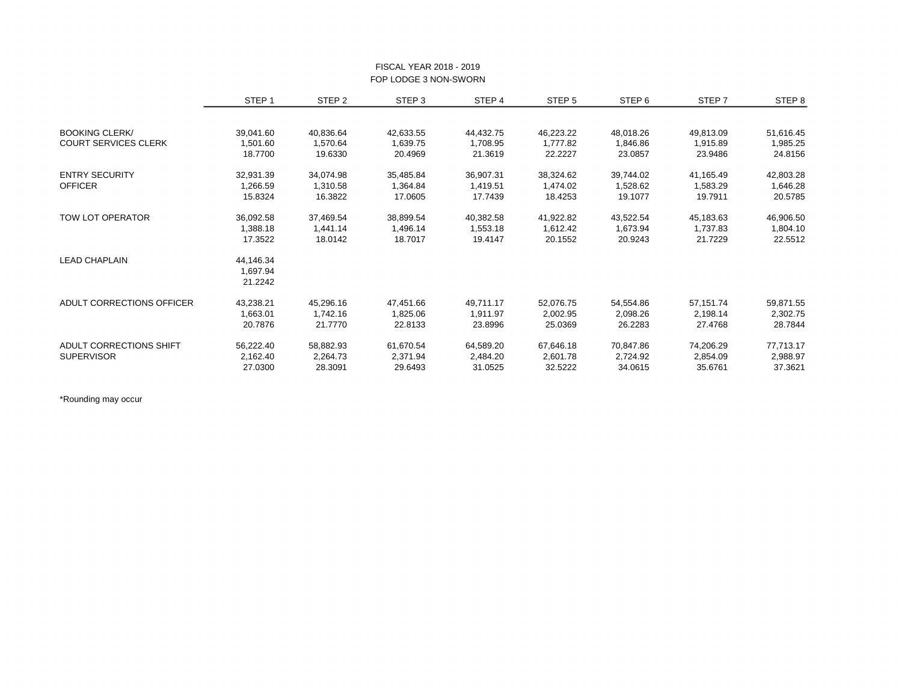FISCAL YEAR 2018 - 2019

FOP LODGE 3 NON-SWORN

| | STEP 1 | STEP 2 | STEP 3 | STEP 4 | STEP 5 | STEP 6 | STEP 7 | STEP 8 |
|---|---|---|---|---|---|---|---|---|
| BOOKING CLERK/ | 39,041.60 | 40,836.64 | 42,633.55 | 44,432.75 | 46,223.22 | 48,018.26 | 49,813.09 | 51,616.45 |
| COURT SERVICES CLERK | 1,501.60 | 1,570.64 | 1,639.75 | 1,708.95 | 1,777.82 | 1,846.86 | 1,915.89 | 1,985.25 |
| | 18.7700 | 19.6330 | 20.4969 | 21.3619 | 22.2227 | 23.0857 | 23.9486 | 24.8156 |
| ENTRY SECURITY | 32,931.39 | 34,074.98 | 35,485.84 | 36,907.31 | 38,324.62 | 39,744.02 | 41,165.49 | 42,803.28 |
| OFFICER | 1,266.59 | 1,310.58 | 1,364.84 | 1,419.51 | 1,474.02 | 1,528.62 | 1,583.29 | 1,646.28 |
| | 15.8324 | 16.3822 | 17.0605 | 17.7439 | 18.4253 | 19.1077 | 19.7911 | 20.5785 |
| TOW LOT OPERATOR | 36,092.58 | 37,469.54 | 38,899.54 | 40,382.58 | 41,922.82 | 43,522.54 | 45,183.63 | 46,906.50 |
| | 1,388.18 | 1,441.14 | 1,496.14 | 1,553.18 | 1,612.42 | 1,673.94 | 1,737.83 | 1,804.10 |
| | 17.3522 | 18.0142 | 18.7017 | 19.4147 | 20.1552 | 20.9243 | 21.7229 | 22.5512 |
| LEAD CHAPLAIN | 44,146.34 | | | | | | | |
| | 1,697.94 | | | | | | | |
| | 21.2242 | | | | | | | |
| ADULT CORRECTIONS OFFICER | 43,238.21 | 45,296.16 | 47,451.66 | 49,711.17 | 52,076.75 | 54,554.86 | 57,151.74 | 59,871.55 |
| | 1,663.01 | 1,742.16 | 1,825.06 | 1,911.97 | 2,002.95 | 2,098.26 | 2,198.14 | 2,302.75 |
| | 20.7876 | 21.7770 | 22.8133 | 23.8996 | 25.0369 | 26.2283 | 27.4768 | 28.7844 |
| ADULT CORRECTIONS SHIFT | 56,222.40 | 58,882.93 | 61,670.54 | 64,589.20 | 67,646.18 | 70,847.86 | 74,206.29 | 77,713.17 |
| SUPERVISOR | 2,162.40 | 2,264.73 | 2,371.94 | 2,484.20 | 2,601.78 | 2,724.92 | 2,854.09 | 2,988.97 |
| | 27.0300 | 28.3091 | 29.6493 | 31.0525 | 32.5222 | 34.0615 | 35.6761 | 37.3621 |

*Rounding may occur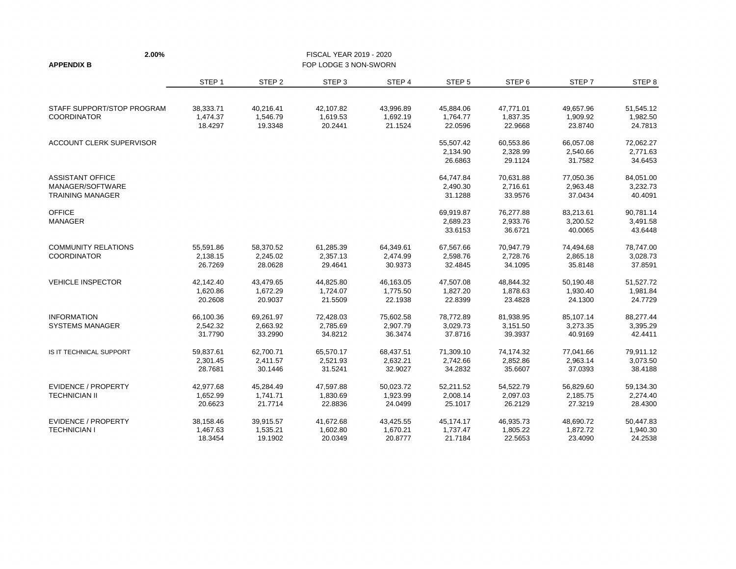**2.00%**

**APPENDIX B**

FISCAL YEAR 2019 - 2020

FOP LODGE 3 NON-SWORN

| | STEP 1 | STEP 2 | STEP 3 | STEP 4 | STEP 5 | STEP 6 | STEP 7 | STEP 8 |
|---|---|---|---|---|---|---|---|---|
| STAFF SUPPORT/STOP PROGRAM | 38,333.71 | 40,216.41 | 42,107.82 | 43,996.89 | 45,884.06 | 47,771.01 | 49,657.96 | 51,545.12 |
| COORDINATOR | 1,474.37 | 1,546.79 | 1,619.53 | 1,692.19 | 1,764.77 | 1,837.35 | 1,909.92 | 1,982.50 |
| | 18.4297 | 19.3348 | 20.2441 | 21.1524 | 22.0596 | 22.9668 | 23.8740 | 24.7813 |
| ACCOUNT CLERK SUPERVISOR | | | | | 55,507.42 | 60,553.86 | 66,057.08 | 72,062.27 |
| | | | | | 2,134.90 | 2,328.99 | 2,540.66 | 2,771.63 |
| | | | | | 26.6863 | 29.1124 | 31.7582 | 34.6453 |
| ASSISTANT OFFICE | | | | | 64,747.84 | 70,631.88 | 77,050.36 | 84,051.00 |
| MANAGER/SOFTWARE | | | | | 2,490.30 | 2,716.61 | 2,963.48 | 3,232.73 |
| TRAINING MANAGER | | | | | 31.1288 | 33.9576 | 37.0434 | 40.4091 |
| OFFICE | | | | | 69,919.87 | 76,277.88 | 83,213.61 | 90,781.14 |
| MANAGER | | | | | 2,689.23 | 2,933.76 | 3,200.52 | 3,491.58 |
| | | | | | 33.6153 | 36.6721 | 40.0065 | 43.6448 |
| COMMUNITY RELATIONS | 55,591.86 | 58,370.52 | 61,285.39 | 64,349.61 | 67,567.66 | 70,947.79 | 74,494.68 | 78,747.00 |
| COORDINATOR | 2,138.15 | 2,245.02 | 2,357.13 | 2,474.99 | 2,598.76 | 2,728.76 | 2,865.18 | 3,028.73 |
| | 26.7269 | 28.0628 | 29.4641 | 30.9373 | 32.4845 | 34.1095 | 35.8148 | 37.8591 |
| VEHICLE INSPECTOR | 42,142.40 | 43,479.65 | 44,825.80 | 46,163.05 | 47,507.08 | 48,844.32 | 50,190.48 | 51,527.72 |
| | 1,620.86 | 1,672.29 | 1,724.07 | 1,775.50 | 1,827.20 | 1,878.63 | 1,930.40 | 1,981.84 |
| | 20.2608 | 20.9037 | 21.5509 | 22.1938 | 22.8399 | 23.4828 | 24.1300 | 24.7729 |
| INFORMATION | 66,100.36 | 69,261.97 | 72,428.03 | 75,602.58 | 78,772.89 | 81,938.95 | 85,107.14 | 88,277.44 |
| SYSTEMS MANAGER | 2,542.32 | 2,663.92 | 2,785.69 | 2,907.79 | 3,029.73 | 3,151.50 | 3,273.35 | 3,395.29 |
| | 31.7790 | 33.2990 | 34.8212 | 36.3474 | 37.8716 | 39.3937 | 40.9169 | 42.4411 |
| IS IT TECHNICAL SUPPORT | 59,837.61 | 62,700.71 | 65,570.17 | 68,437.51 | 71,309.10 | 74,174.32 | 77,041.66 | 79,911.12 |
| | 2,301.45 | 2,411.57 | 2,521.93 | 2,632.21 | 2,742.66 | 2,852.86 | 2,963.14 | 3,073.50 |
| | 28.7681 | 30.1446 | 31.5241 | 32.9027 | 34.2832 | 35.6607 | 37.0393 | 38.4188 |
| EVIDENCE / PROPERTY | 42,977.68 | 45,284.49 | 47,597.88 | 50,023.72 | 52,211.52 | 54,522.79 | 56,829.60 | 59,134.30 |
| TECHNICIAN II | 1,652.99 | 1,741.71 | 1,830.69 | 1,923.99 | 2,008.14 | 2,097.03 | 2,185.75 | 2,274.40 |
| | 20.6623 | 21.7714 | 22.8836 | 24.0499 | 25.1017 | 26.2129 | 27.3219 | 28.4300 |
| EVIDENCE / PROPERTY | 38,158.46 | 39,915.57 | 41,672.68 | 43,425.55 | 45,174.17 | 46,935.73 | 48,690.72 | 50,447.83 |
| TECHNICIAN I | 1,467.63 | 1,535.21 | 1,602.80 | 1,670.21 | 1,737.47 | 1,805.22 | 1,872.72 | 1,940.30 |
| | 18.3454 | 19.1902 | 20.0349 | 20.8777 | 21.7184 | 22.5653 | 23.4090 | 24.2538 |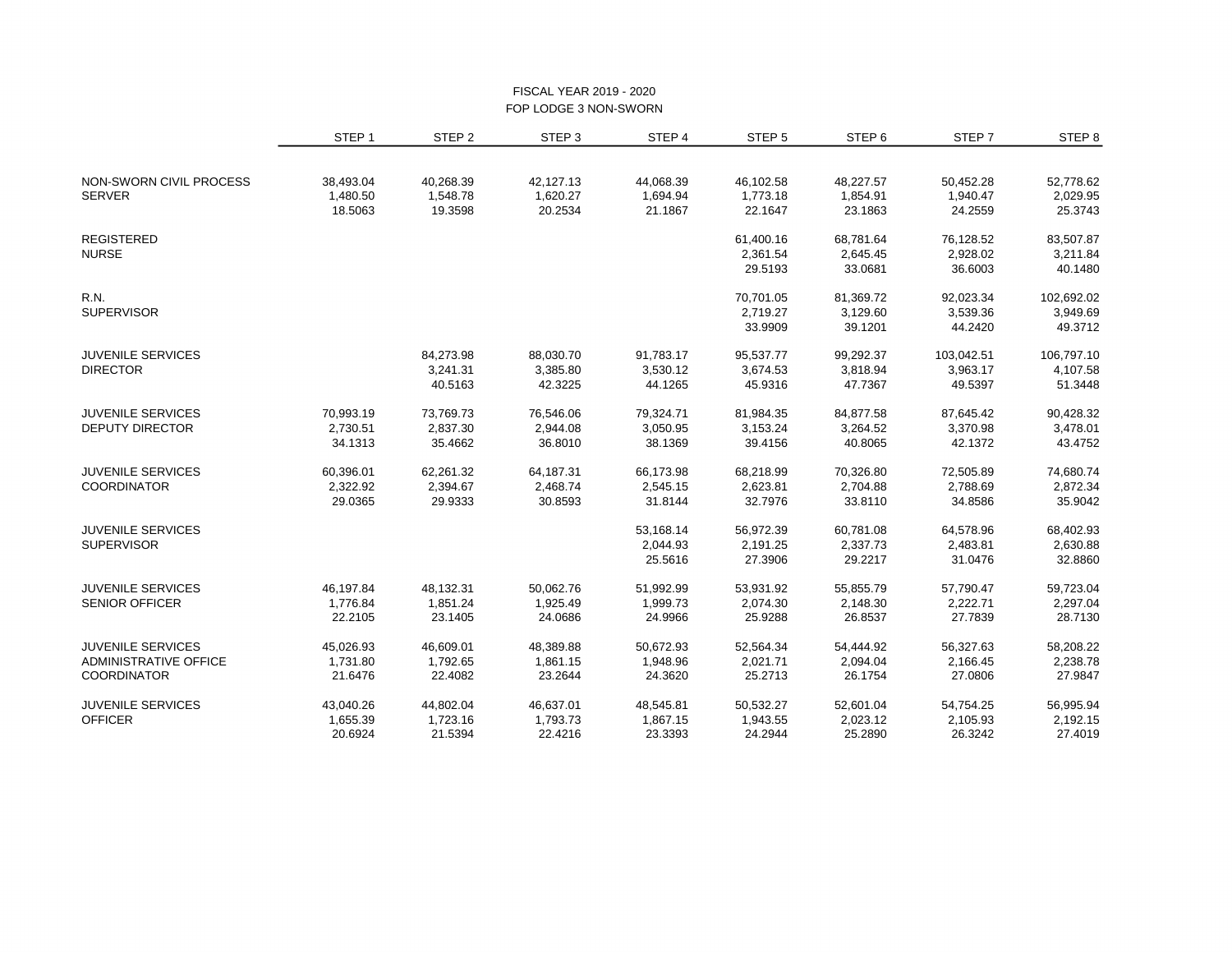FISCAL YEAR 2019 - 2020
FOP LODGE 3 NON-SWORN

| | STEP 1 | STEP 2 | STEP 3 | STEP 4 | STEP 5 | STEP 6 | STEP 7 | STEP 8 |
|---|---|---|---|---|---|---|---|---|
| NON-SWORN CIVIL PROCESS SERVER | 38,493.04 | 40,268.39 | 42,127.13 | 44,068.39 | 46,102.58 | 48,227.57 | 50,452.28 | 52,778.62 |
| | 1,480.50 | 1,548.78 | 1,620.27 | 1,694.94 | 1,773.18 | 1,854.91 | 1,940.47 | 2,029.95 |
| | 18.5063 | 19.3598 | 20.2534 | 21.1867 | 22.1647 | 23.1863 | 24.2559 | 25.3743 |
| REGISTERED NURSE | | | | | 61,400.16 | 68,781.64 | 76,128.52 | 83,507.87 |
| | | | | | 2,361.54 | 2,645.45 | 2,928.02 | 3,211.84 |
| | | | | | 29.5193 | 33.0681 | 36.6003 | 40.1480 |
| R.N. SUPERVISOR | | | | | 70,701.05 | 81,369.72 | 92,023.34 | 102,692.02 |
| | | | | | 2,719.27 | 3,129.60 | 3,539.36 | 3,949.69 |
| | | | | | 33.9909 | 39.1201 | 44.2420 | 49.3712 |
| JUVENILE SERVICES DIRECTOR | | 84,273.98 | 88,030.70 | 91,783.17 | 95,537.77 | 99,292.37 | 103,042.51 | 106,797.10 |
| | | 3,241.31 | 3,385.80 | 3,530.12 | 3,674.53 | 3,818.94 | 3,963.17 | 4,107.58 |
| | | 40.5163 | 42.3225 | 44.1265 | 45.9316 | 47.7367 | 49.5397 | 51.3448 |
| JUVENILE SERVICES DEPUTY DIRECTOR | 70,993.19 | 73,769.73 | 76,546.06 | 79,324.71 | 81,984.35 | 84,877.58 | 87,645.42 | 90,428.32 |
| | 2,730.51 | 2,837.30 | 2,944.08 | 3,050.95 | 3,153.24 | 3,264.52 | 3,370.98 | 3,478.01 |
| | 34.1313 | 35.4662 | 36.8010 | 38.1369 | 39.4156 | 40.8065 | 42.1372 | 43.4752 |
| JUVENILE SERVICES COORDINATOR | 60,396.01 | 62,261.32 | 64,187.31 | 66,173.98 | 68,218.99 | 70,326.80 | 72,505.89 | 74,680.74 |
| | 2,322.92 | 2,394.67 | 2,468.74 | 2,545.15 | 2,623.81 | 2,704.88 | 2,788.69 | 2,872.34 |
| | 29.0365 | 29.9333 | 30.8593 | 31.8144 | 32.7976 | 33.8110 | 34.8586 | 35.9042 |
| JUVENILE SERVICES SUPERVISOR | | | | 53,168.14 | 56,972.39 | 60,781.08 | 64,578.96 | 68,402.93 |
| | | | | 2,044.93 | 2,191.25 | 2,337.73 | 2,483.81 | 2,630.88 |
| | | | | 25.5616 | 27.3906 | 29.2217 | 31.0476 | 32.8860 |
| JUVENILE SERVICES SENIOR OFFICER | 46,197.84 | 48,132.31 | 50,062.76 | 51,992.99 | 53,931.92 | 55,855.79 | 57,790.47 | 59,723.04 |
| | 1,776.84 | 1,851.24 | 1,925.49 | 1,999.73 | 2,074.30 | 2,148.30 | 2,222.71 | 2,297.04 |
| | 22.2105 | 23.1405 | 24.0686 | 24.9966 | 25.9288 | 26.8537 | 27.7839 | 28.7130 |
| JUVENILE SERVICES ADMINISTRATIVE OFFICE COORDINATOR | 45,026.93 | 46,609.01 | 48,389.88 | 50,672.93 | 52,564.34 | 54,444.92 | 56,327.63 | 58,208.22 |
| | 1,731.80 | 1,792.65 | 1,861.15 | 1,948.96 | 2,021.71 | 2,094.04 | 2,166.45 | 2,238.78 |
| | 21.6476 | 22.4082 | 23.2644 | 24.3620 | 25.2713 | 26.1754 | 27.0806 | 27.9847 |
| JUVENILE SERVICES OFFICER | 43,040.26 | 44,802.04 | 46,637.01 | 48,545.81 | 50,532.27 | 52,601.04 | 54,754.25 | 56,995.94 |
| | 1,655.39 | 1,723.16 | 1,793.73 | 1,867.15 | 1,943.55 | 2,023.12 | 2,105.93 | 2,192.15 |
| | 20.6924 | 21.5394 | 22.4216 | 23.3393 | 24.2944 | 25.2890 | 26.3242 | 27.4019 |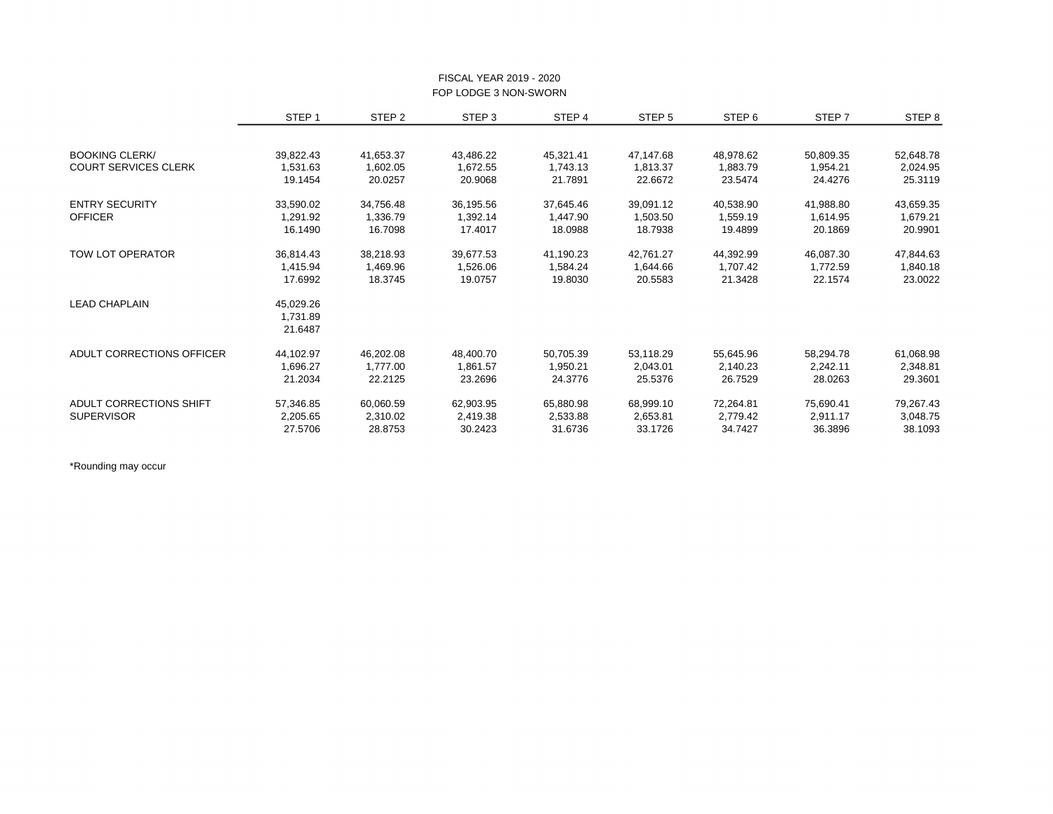FISCAL YEAR 2019 - 2020

FOP LODGE 3 NON-SWORN

| | STEP 1 | STEP 2 | STEP 3 | STEP 4 | STEP 5 | STEP 6 | STEP 7 | STEP 8 |
|---|---|---|---|---|---|---|---|---|
| BOOKING CLERK/ | 39,822.43 | 41,653.37 | 43,486.22 | 45,321.41 | 47,147.68 | 48,978.62 | 50,809.35 | 52,648.78 |
| COURT SERVICES CLERK | 1,531.63 | 1,602.05 | 1,672.55 | 1,743.13 | 1,813.37 | 1,883.79 | 1,954.21 | 2,024.95 |
| | 19.1454 | 20.0257 | 20.9068 | 21.7891 | 22.6672 | 23.5474 | 24.4276 | 25.3119 |
| ENTRY SECURITY | 33,590.02 | 34,756.48 | 36,195.56 | 37,645.46 | 39,091.12 | 40,538.90 | 41,988.80 | 43,659.35 |
| OFFICER | 1,291.92 | 1,336.79 | 1,392.14 | 1,447.90 | 1,503.50 | 1,559.19 | 1,614.95 | 1,679.21 |
| | 16.1490 | 16.7098 | 17.4017 | 18.0988 | 18.7938 | 19.4899 | 20.1869 | 20.9901 |
| TOW LOT OPERATOR | 36,814.43 | 38,218.93 | 39,677.53 | 41,190.23 | 42,761.27 | 44,392.99 | 46,087.30 | 47,844.63 |
| | 1,415.94 | 1,469.96 | 1,526.06 | 1,584.24 | 1,644.66 | 1,707.42 | 1,772.59 | 1,840.18 |
| | 17.6992 | 18.3745 | 19.0757 | 19.8030 | 20.5583 | 21.3428 | 22.1574 | 23.0022 |
| LEAD CHAPLAIN | 45,029.26 | | | | | | | |
| | 1,731.89 | | | | | | | |
| | 21.6487 | | | | | | | |
| ADULT CORRECTIONS OFFICER | 44,102.97 | 46,202.08 | 48,400.70 | 50,705.39 | 53,118.29 | 55,645.96 | 58,294.78 | 61,068.98 |
| | 1,696.27 | 1,777.00 | 1,861.57 | 1,950.21 | 2,043.01 | 2,140.23 | 2,242.11 | 2,348.81 |
| | 21.2034 | 22.2125 | 23.2696 | 24.3776 | 25.5376 | 26.7529 | 28.0263 | 29.3601 |
| ADULT CORRECTIONS SHIFT | 57,346.85 | 60,060.59 | 62,903.95 | 65,880.98 | 68,999.10 | 72,264.81 | 75,690.41 | 79,267.43 |
| SUPERVISOR | 2,205.65 | 2,310.02 | 2,419.38 | 2,533.88 | 2,653.81 | 2,779.42 | 2,911.17 | 3,048.75 |
| | 27.5706 | 28.8753 | 30.2423 | 31.6736 | 33.1726 | 34.7427 | 36.3896 | 38.1093 |

*Rounding may occur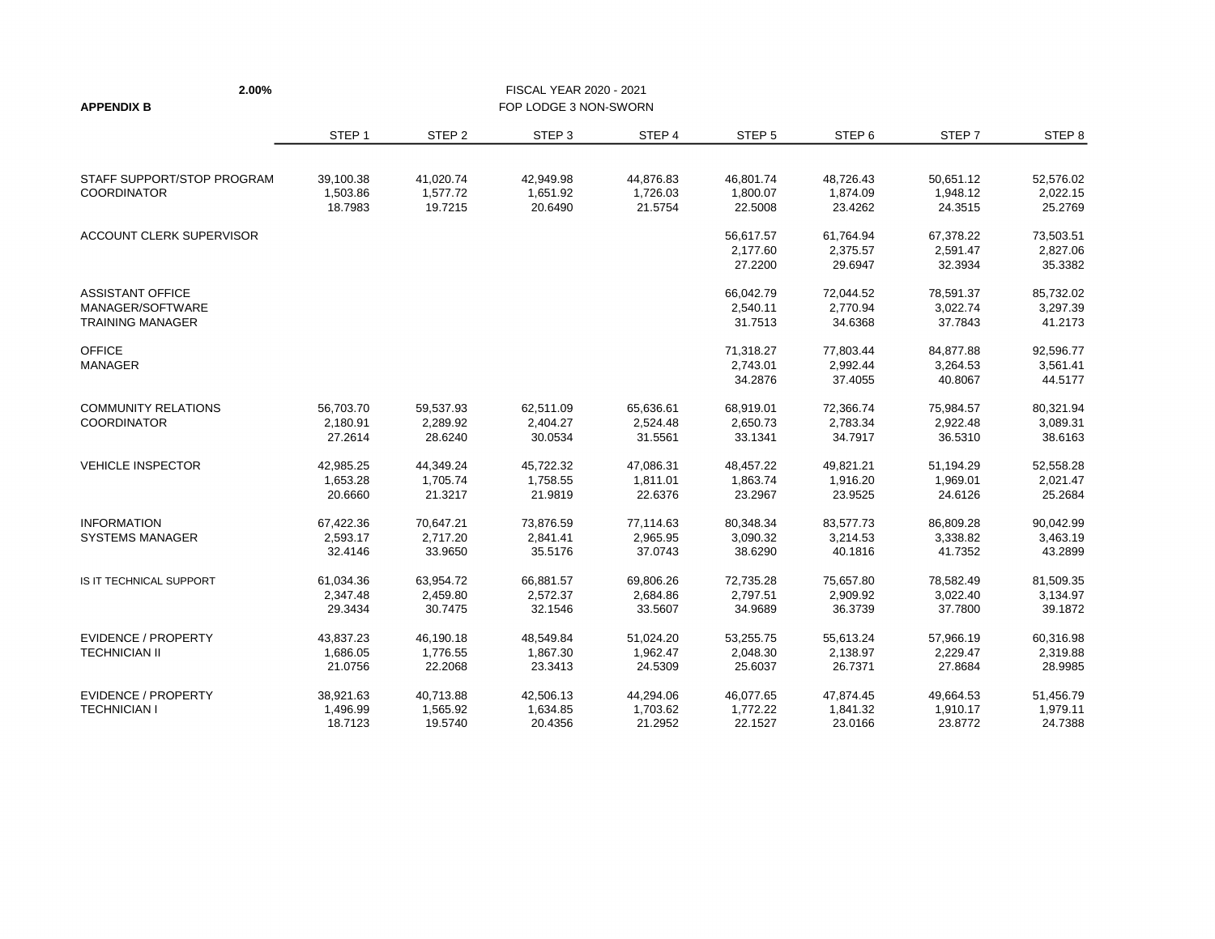**2.00%**

**APPENDIX B**

FISCAL YEAR 2020 - 2021

FOP LODGE 3 NON-SWORN

| | STEP 1 | STEP 2 | STEP 3 | STEP 4 | STEP 5 | STEP 6 | STEP 7 | STEP 8 |
|---|---|---|---|---|---|---|---|---|
| STAFF SUPPORT/STOP PROGRAM | 39,100.38 | 41,020.74 | 42,949.98 | 44,876.83 | 46,801.74 | 48,726.43 | 50,651.12 | 52,576.02 |
| COORDINATOR | 1,503.86 | 1,577.72 | 1,651.92 | 1,726.03 | 1,800.07 | 1,874.09 | 1,948.12 | 2,022.15 |
| | 18.7983 | 19.7215 | 20.6490 | 21.5754 | 22.5008 | 23.4262 | 24.3515 | 25.2769 |
| ACCOUNT CLERK SUPERVISOR | | | | | 56,617.57 | 61,764.94 | 67,378.22 | 73,503.51 |
| | | | | | 2,177.60 | 2,375.57 | 2,591.47 | 2,827.06 |
| | | | | | 27.2200 | 29.6947 | 32.3934 | 35.3382 |
| ASSISTANT OFFICE | | | | | 66,042.79 | 72,044.52 | 78,591.37 | 85,732.02 |
| MANAGER/SOFTWARE | | | | | 2,540.11 | 2,770.94 | 3,022.74 | 3,297.39 |
| TRAINING MANAGER | | | | | 31.7513 | 34.6368 | 37.7843 | 41.2173 |
| OFFICE | | | | | 71,318.27 | 77,803.44 | 84,877.88 | 92,596.77 |
| MANAGER | | | | | 2,743.01 | 2,992.44 | 3,264.53 | 3,561.41 |
| | | | | | 34.2876 | 37.4055 | 40.8067 | 44.5177 |
| COMMUNITY RELATIONS | 56,703.70 | 59,537.93 | 62,511.09 | 65,636.61 | 68,919.01 | 72,366.74 | 75,984.57 | 80,321.94 |
| COORDINATOR | 2,180.91 | 2,289.92 | 2,404.27 | 2,524.48 | 2,650.73 | 2,783.34 | 2,922.48 | 3,089.31 |
| | 27.2614 | 28.6240 | 30.0534 | 31.5561 | 33.1341 | 34.7917 | 36.5310 | 38.6163 |
| VEHICLE INSPECTOR | 42,985.25 | 44,349.24 | 45,722.32 | 47,086.31 | 48,457.22 | 49,821.21 | 51,194.29 | 52,558.28 |
| | 1,653.28 | 1,705.74 | 1,758.55 | 1,811.01 | 1,863.74 | 1,916.20 | 1,969.01 | 2,021.47 |
| | 20.6660 | 21.3217 | 21.9819 | 22.6376 | 23.2967 | 23.9525 | 24.6126 | 25.2684 |
| INFORMATION | 67,422.36 | 70,647.21 | 73,876.59 | 77,114.63 | 80,348.34 | 83,577.73 | 86,809.28 | 90,042.99 |
| SYSTEMS MANAGER | 2,593.17 | 2,717.20 | 2,841.41 | 2,965.95 | 3,090.32 | 3,214.53 | 3,338.82 | 3,463.19 |
| | 32.4146 | 33.9650 | 35.5176 | 37.0743 | 38.6290 | 40.1816 | 41.7352 | 43.2899 |
| IS IT TECHNICAL SUPPORT | 61,034.36 | 63,954.72 | 66,881.57 | 69,806.26 | 72,735.28 | 75,657.80 | 78,582.49 | 81,509.35 |
| | 2,347.48 | 2,459.80 | 2,572.37 | 2,684.86 | 2,797.51 | 2,909.92 | 3,022.40 | 3,134.97 |
| | 29.3434 | 30.7475 | 32.1546 | 33.5607 | 34.9689 | 36.3739 | 37.7800 | 39.1872 |
| EVIDENCE / PROPERTY | 43,837.23 | 46,190.18 | 48,549.84 | 51,024.20 | 53,255.75 | 55,613.24 | 57,966.19 | 60,316.98 |
| TECHNICIAN II | 1,686.05 | 1,776.55 | 1,867.30 | 1,962.47 | 2,048.30 | 2,138.97 | 2,229.47 | 2,319.88 |
| | 21.0756 | 22.2068 | 23.3413 | 24.5309 | 25.6037 | 26.7371 | 27.8684 | 28.9985 |
| EVIDENCE / PROPERTY | 38,921.63 | 40,713.88 | 42,506.13 | 44,294.06 | 46,077.65 | 47,874.45 | 49,664.53 | 51,456.79 |
| TECHNICIAN I | 1,496.99 | 1,565.92 | 1,634.85 | 1,703.62 | 1,772.22 | 1,841.32 | 1,910.17 | 1,979.11 |
| | 18.7123 | 19.5740 | 20.4356 | 21.2952 | 22.1527 | 23.0166 | 23.8772 | 24.7388 |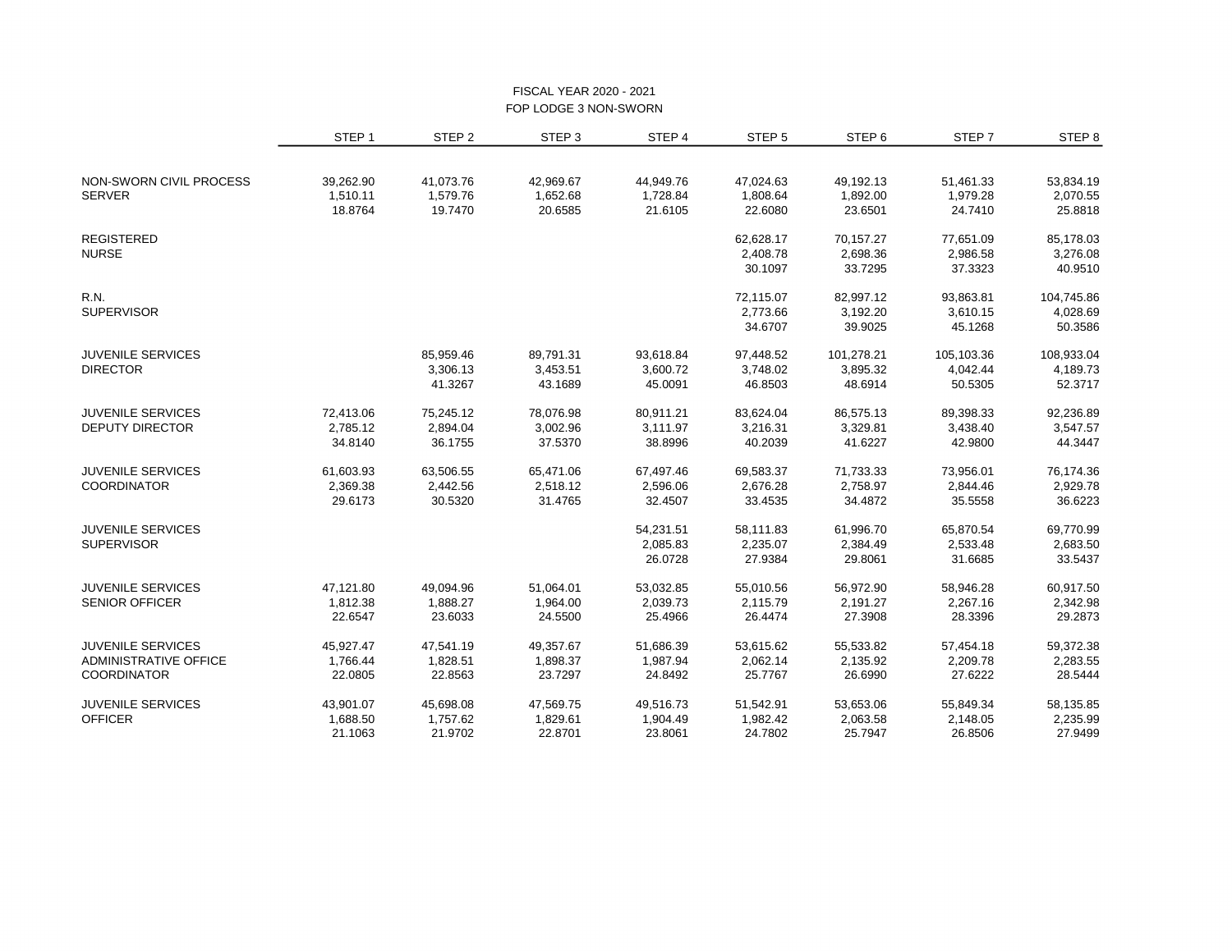FISCAL YEAR 2020 - 2021
FOP LODGE 3 NON-SWORN

| | STEP 1 | STEP 2 | STEP 3 | STEP 4 | STEP 5 | STEP 6 | STEP 7 | STEP 8 |
|---|---|---|---|---|---|---|---|---|
| NON-SWORN CIVIL PROCESS SERVER | 39,262.90 | 41,073.76 | 42,969.67 | 44,949.76 | 47,024.63 | 49,192.13 | 51,461.33 | 53,834.19 |
| | 1,510.11 | 1,579.76 | 1,652.68 | 1,728.84 | 1,808.64 | 1,892.00 | 1,979.28 | 2,070.55 |
| | 18.8764 | 19.7470 | 20.6585 | 21.6105 | 22.6080 | 23.6501 | 24.7410 | 25.8818 |
| REGISTERED NURSE | | | | | 62,628.17 | 70,157.27 | 77,651.09 | 85,178.03 |
| | | | | | 2,408.78 | 2,698.36 | 2,986.58 | 3,276.08 |
| | | | | | 30.1097 | 33.7295 | 37.3323 | 40.9510 |
| R.N. SUPERVISOR | | | | | 72,115.07 | 82,997.12 | 93,863.81 | 104,745.86 |
| | | | | | 2,773.66 | 3,192.20 | 3,610.15 | 4,028.69 |
| | | | | | 34.6707 | 39.9025 | 45.1268 | 50.3586 |
| JUVENILE SERVICES DIRECTOR | | 85,959.46 | 89,791.31 | 93,618.84 | 97,448.52 | 101,278.21 | 105,103.36 | 108,933.04 |
| | | 3,306.13 | 3,453.51 | 3,600.72 | 3,748.02 | 3,895.32 | 4,042.44 | 4,189.73 |
| | | 41.3267 | 43.1689 | 45.0091 | 46.8503 | 48.6914 | 50.5305 | 52.3717 |
| JUVENILE SERVICES DEPUTY DIRECTOR | 72,413.06 | 75,245.12 | 78,076.98 | 80,911.21 | 83,624.04 | 86,575.13 | 89,398.33 | 92,236.89 |
| | 2,785.12 | 2,894.04 | 3,002.96 | 3,111.97 | 3,216.31 | 3,329.81 | 3,438.40 | 3,547.57 |
| | 34.8140 | 36.1755 | 37.5370 | 38.8996 | 40.2039 | 41.6227 | 42.9800 | 44.3447 |
| JUVENILE SERVICES COORDINATOR | 61,603.93 | 63,506.55 | 65,471.06 | 67,497.46 | 69,583.37 | 71,733.33 | 73,956.01 | 76,174.36 |
| | 2,369.38 | 2,442.56 | 2,518.12 | 2,596.06 | 2,676.28 | 2,758.97 | 2,844.46 | 2,929.78 |
| | 29.6173 | 30.5320 | 31.4765 | 32.4507 | 33.4535 | 34.4872 | 35.5558 | 36.6223 |
| JUVENILE SERVICES SUPERVISOR | | | | 54,231.51 | 58,111.83 | 61,996.70 | 65,870.54 | 69,770.99 |
| | | | | 2,085.83 | 2,235.07 | 2,384.49 | 2,533.48 | 2,683.50 |
| | | | | 26.0728 | 27.9384 | 29.8061 | 31.6685 | 33.5437 |
| JUVENILE SERVICES SENIOR OFFICER | 47,121.80 | 49,094.96 | 51,064.01 | 53,032.85 | 55,010.56 | 56,972.90 | 58,946.28 | 60,917.50 |
| | 1,812.38 | 1,888.27 | 1,964.00 | 2,039.73 | 2,115.79 | 2,191.27 | 2,267.16 | 2,342.98 |
| | 22.6547 | 23.6033 | 24.5500 | 25.4966 | 26.4474 | 27.3908 | 28.3396 | 29.2873 |
| JUVENILE SERVICES ADMINISTRATIVE OFFICE COORDINATOR | 45,927.47 | 47,541.19 | 49,357.67 | 51,686.39 | 53,615.62 | 55,533.82 | 57,454.18 | 59,372.38 |
| | 1,766.44 | 1,828.51 | 1,898.37 | 1,987.94 | 2,062.14 | 2,135.92 | 2,209.78 | 2,283.55 |
| | 22.0805 | 22.8563 | 23.7297 | 24.8492 | 25.7767 | 26.6990 | 27.6222 | 28.5444 |
| JUVENILE SERVICES OFFICER | 43,901.07 | 45,698.08 | 47,569.75 | 49,516.73 | 51,542.91 | 53,653.06 | 55,849.34 | 58,135.85 |
| | 1,688.50 | 1,757.62 | 1,829.61 | 1,904.49 | 1,982.42 | 2,063.58 | 2,148.05 | 2,235.99 |
| | 21.1063 | 21.9702 | 22.8701 | 23.8061 | 24.7802 | 25.7947 | 26.8506 | 27.9499 |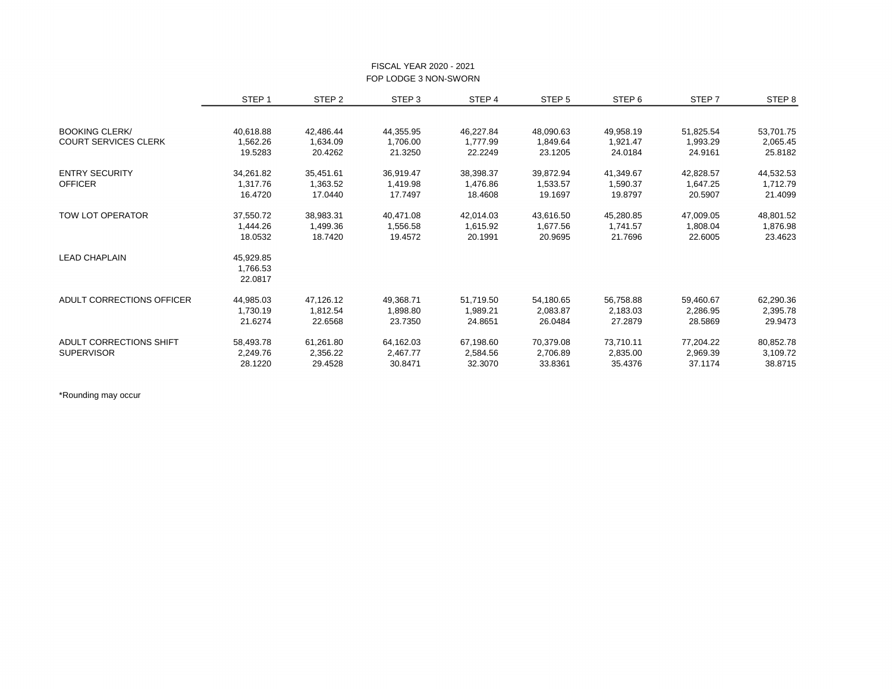FISCAL YEAR 2020 - 2021
FOP LODGE 3 NON-SWORN

| | STEP 1 | STEP 2 | STEP 3 | STEP 4 | STEP 5 | STEP 6 | STEP 7 | STEP 8 |
|---|---|---|---|---|---|---|---|---|
| BOOKING CLERK/ | 40,618.88 | 42,486.44 | 44,355.95 | 46,227.84 | 48,090.63 | 49,958.19 | 51,825.54 | 53,701.75 |
| COURT SERVICES CLERK | 1,562.26 | 1,634.09 | 1,706.00 | 1,777.99 | 1,849.64 | 1,921.47 | 1,993.29 | 2,065.45 |
| | 19.5283 | 20.4262 | 21.3250 | 22.2249 | 23.1205 | 24.0184 | 24.9161 | 25.8182 |
| ENTRY SECURITY | 34,261.82 | 35,451.61 | 36,919.47 | 38,398.37 | 39,872.94 | 41,349.67 | 42,828.57 | 44,532.53 |
| OFFICER | 1,317.76 | 1,363.52 | 1,419.98 | 1,476.86 | 1,533.57 | 1,590.37 | 1,647.25 | 1,712.79 |
| | 16.4720 | 17.0440 | 17.7497 | 18.4608 | 19.1697 | 19.8797 | 20.5907 | 21.4099 |
| TOW LOT OPERATOR | 37,550.72 | 38,983.31 | 40,471.08 | 42,014.03 | 43,616.50 | 45,280.85 | 47,009.05 | 48,801.52 |
| | 1,444.26 | 1,499.36 | 1,556.58 | 1,615.92 | 1,677.56 | 1,741.57 | 1,808.04 | 1,876.98 |
| | 18.0532 | 18.7420 | 19.4572 | 20.1991 | 20.9695 | 21.7696 | 22.6005 | 23.4623 |
| LEAD CHAPLAIN | 45,929.85 | | | | | | | |
| | 1,766.53 | | | | | | | |
| | 22.0817 | | | | | | | |
| ADULT CORRECTIONS OFFICER | 44,985.03 | 47,126.12 | 49,368.71 | 51,719.50 | 54,180.65 | 56,758.88 | 59,460.67 | 62,290.36 |
| | 1,730.19 | 1,812.54 | 1,898.80 | 1,989.21 | 2,083.87 | 2,183.03 | 2,286.95 | 2,395.78 |
| | 21.6274 | 22.6568 | 23.7350 | 24.8651 | 26.0484 | 27.2879 | 28.5869 | 29.9473 |
| ADULT CORRECTIONS SHIFT | 58,493.78 | 61,261.80 | 64,162.03 | 67,198.60 | 70,379.08 | 73,710.11 | 77,204.22 | 80,852.78 |
| SUPERVISOR | 2,249.76 | 2,356.22 | 2,467.77 | 2,584.56 | 2,706.89 | 2,835.00 | 2,969.39 | 3,109.72 |
| | 28.1220 | 29.4528 | 30.8471 | 32.3070 | 33.8361 | 35.4376 | 37.1174 | 38.8715 |

*Rounding may occur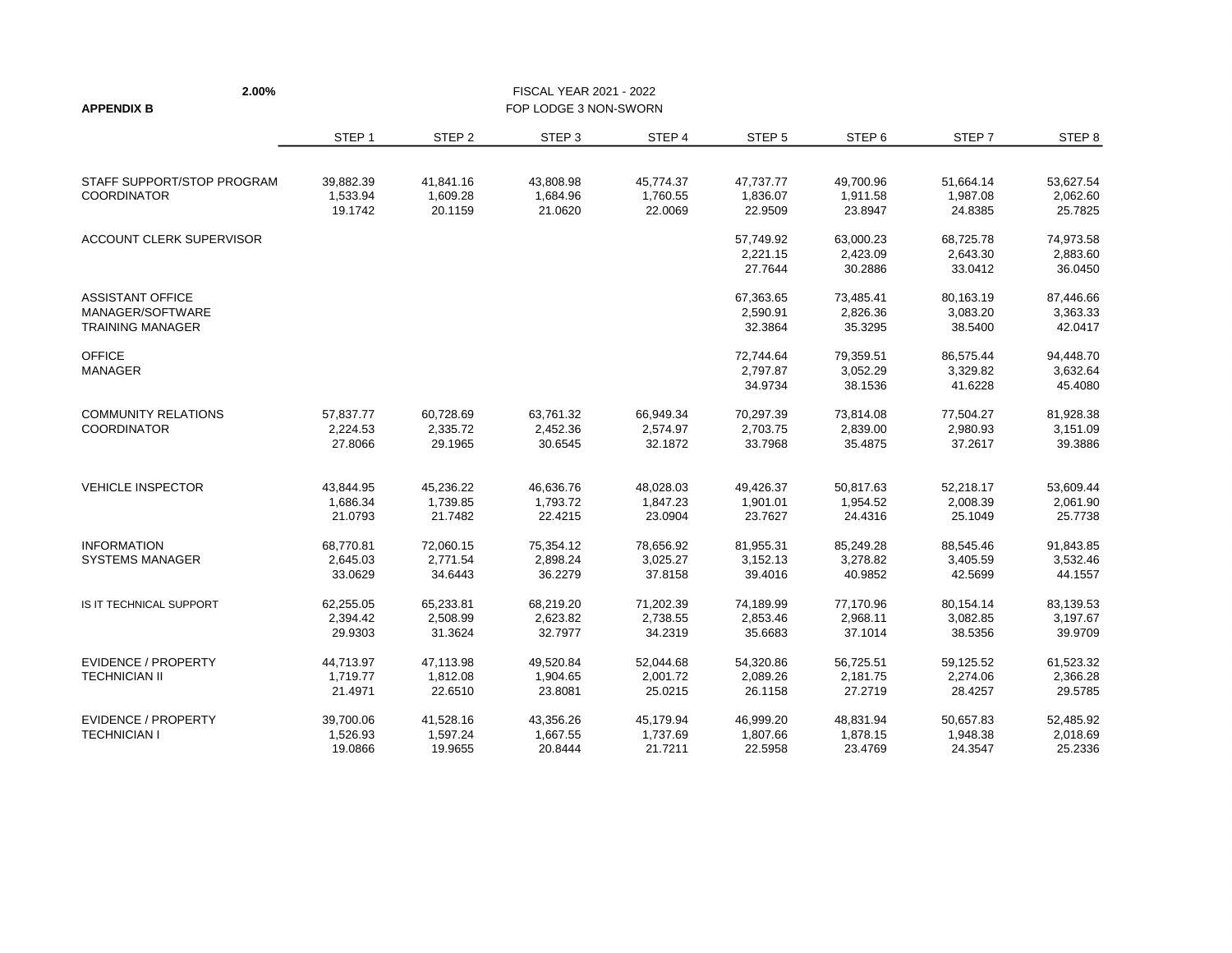**2.00%**

**APPENDIX B**

FISCAL YEAR 2021 - 2022

FOP LODGE 3 NON-SWORN

| | STEP 1 | STEP 2 | STEP 3 | STEP 4 | STEP 5 | STEP 6 | STEP 7 | STEP 8 |
|---|---|---|---|---|---|---|---|---|
| STAFF SUPPORT/STOP PROGRAM COORDINATOR | 39,882.39 | 41,841.16 | 43,808.98 | 45,774.37 | 47,737.77 | 49,700.96 | 51,664.14 | 53,627.54 |
| | 1,533.94 | 1,609.28 | 1,684.96 | 1,760.55 | 1,836.07 | 1,911.58 | 1,987.08 | 2,062.60 |
| | 19.1742 | 20.1159 | 21.0620 | 22.0069 | 22.9509 | 23.8947 | 24.8385 | 25.7825 |
| ACCOUNT CLERK SUPERVISOR | | | | | 57,749.92 | 63,000.23 | 68,725.78 | 74,973.58 |
| | | | | | 2,221.15 | 2,423.09 | 2,643.30 | 2,883.60 |
| | | | | | 27.7644 | 30.2886 | 33.0412 | 36.0450 |
| ASSISTANT OFFICE MANAGER/SOFTWARE TRAINING MANAGER | | | | | 67,363.65 | 73,485.41 | 80,163.19 | 87,446.66 |
| | | | | | 2,590.91 | 2,826.36 | 3,083.20 | 3,363.33 |
| | | | | | 32.3864 | 35.3295 | 38.5400 | 42.0417 |
| OFFICE MANAGER | | | | | 72,744.64 | 79,359.51 | 86,575.44 | 94,448.70 |
| | | | | | 2,797.87 | 3,052.29 | 3,329.82 | 3,632.64 |
| | | | | | 34.9734 | 38.1536 | 41.6228 | 45.4080 |
| COMMUNITY RELATIONS COORDINATOR | 57,837.77 | 60,728.69 | 63,761.32 | 66,949.34 | 70,297.39 | 73,814.08 | 77,504.27 | 81,928.38 |
| | 2,224.53 | 2,335.72 | 2,452.36 | 2,574.97 | 2,703.75 | 2,839.00 | 2,980.93 | 3,151.09 |
| | 27.8066 | 29.1965 | 30.6545 | 32.1872 | 33.7968 | 35.4875 | 37.2617 | 39.3886 |
| VEHICLE INSPECTOR | 43,844.95 | 45,236.22 | 46,636.76 | 48,028.03 | 49,426.37 | 50,817.63 | 52,218.17 | 53,609.44 |
| | 1,686.34 | 1,739.85 | 1,793.72 | 1,847.23 | 1,901.01 | 1,954.52 | 2,008.39 | 2,061.90 |
| | 21.0793 | 21.7482 | 22.4215 | 23.0904 | 23.7627 | 24.4316 | 25.1049 | 25.7738 |
| INFORMATION SYSTEMS MANAGER | 68,770.81 | 72,060.15 | 75,354.12 | 78,656.92 | 81,955.31 | 85,249.28 | 88,545.46 | 91,843.85 |
| | 2,645.03 | 2,771.54 | 2,898.24 | 3,025.27 | 3,152.13 | 3,278.82 | 3,405.59 | 3,532.46 |
| | 33.0629 | 34.6443 | 36.2279 | 37.8158 | 39.4016 | 40.9852 | 42.5699 | 44.1557 |
| IS IT TECHNICAL SUPPORT | 62,255.05 | 65,233.81 | 68,219.20 | 71,202.39 | 74,189.99 | 77,170.96 | 80,154.14 | 83,139.53 |
| | 2,394.42 | 2,508.99 | 2,623.82 | 2,738.55 | 2,853.46 | 2,968.11 | 3,082.85 | 3,197.67 |
| | 29.9303 | 31.3624 | 32.7977 | 34.2319 | 35.6683 | 37.1014 | 38.5356 | 39.9709 |
| EVIDENCE / PROPERTY TECHNICIAN II | 44,713.97 | 47,113.98 | 49,520.84 | 52,044.68 | 54,320.86 | 56,725.51 | 59,125.52 | 61,523.32 |
| | 1,719.77 | 1,812.08 | 1,904.65 | 2,001.72 | 2,089.26 | 2,181.75 | 2,274.06 | 2,366.28 |
| | 21.4971 | 22.6510 | 23.8081 | 25.0215 | 26.1158 | 27.2719 | 28.4257 | 29.5785 |
| EVIDENCE / PROPERTY TECHNICIAN I | 39,700.06 | 41,528.16 | 43,356.26 | 45,179.94 | 46,999.20 | 48,831.94 | 50,657.83 | 52,485.92 |
| | 1,526.93 | 1,597.24 | 1,667.55 | 1,737.69 | 1,807.66 | 1,878.15 | 1,948.38 | 2,018.69 |
| | 19.0866 | 19.9655 | 20.8444 | 21.7211 | 22.5958 | 23.4769 | 24.3547 | 25.2336 |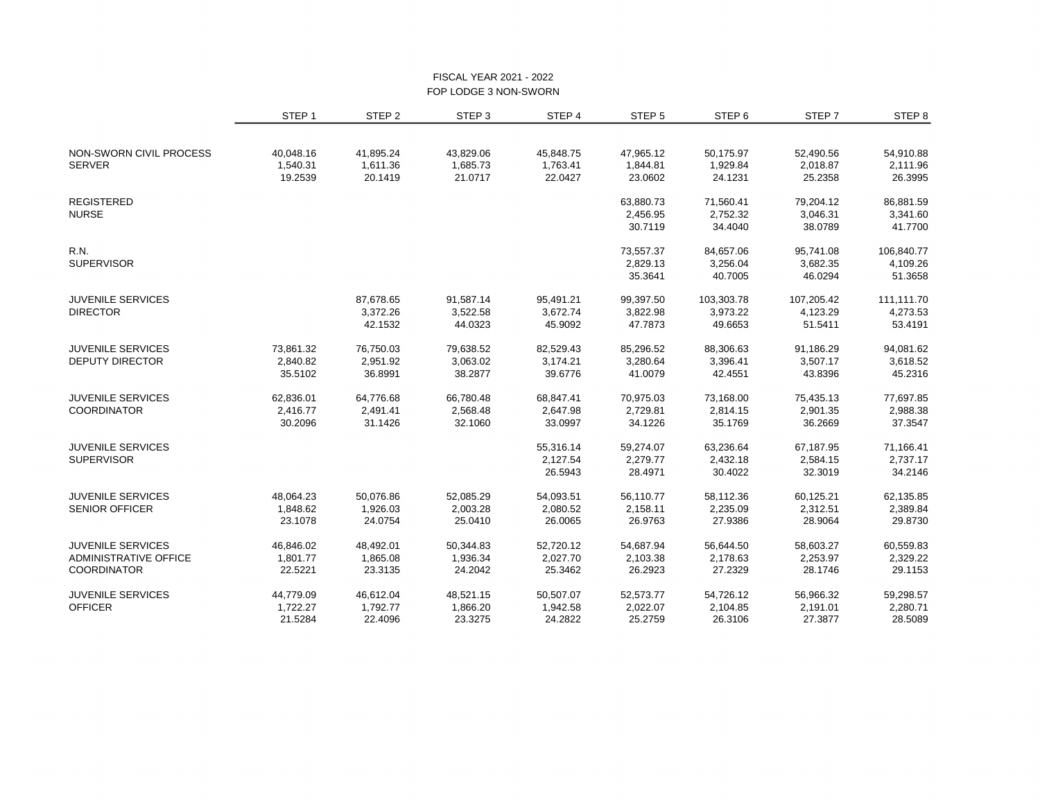FISCAL YEAR 2021 - 2022
FOP LODGE 3 NON-SWORN

| | STEP 1 | STEP 2 | STEP 3 | STEP 4 | STEP 5 | STEP 6 | STEP 7 | STEP 8 |
|---|---|---|---|---|---|---|---|---|
| NON-SWORN CIVIL PROCESS SERVER | 40,048.16 | 41,895.24 | 43,829.06 | 45,848.75 | 47,965.12 | 50,175.97 | 52,490.56 | 54,910.88 |
| | 1,540.31 | 1,611.36 | 1,685.73 | 1,763.41 | 1,844.81 | 1,929.84 | 2,018.87 | 2,111.96 |
| | 19.2539 | 20.1419 | 21.0717 | 22.0427 | 23.0602 | 24.1231 | 25.2358 | 26.3995 |
| REGISTERED NURSE | | | | | 63,880.73 | 71,560.41 | 79,204.12 | 86,881.59 |
| | | | | | 2,456.95 | 2,752.32 | 3,046.31 | 3,341.60 |
| | | | | | 30.7119 | 34.4040 | 38.0789 | 41.7700 |
| R.N. SUPERVISOR | | | | | 73,557.37 | 84,657.06 | 95,741.08 | 106,840.77 |
| | | | | | 2,829.13 | 3,256.04 | 3,682.35 | 4,109.26 |
| | | | | | 35.3641 | 40.7005 | 46.0294 | 51.3658 |
| JUVENILE SERVICES DIRECTOR | | 87,678.65 | 91,587.14 | 95,491.21 | 99,397.50 | 103,303.78 | 107,205.42 | 111,111.70 |
| | | 3,372.26 | 3,522.58 | 3,672.74 | 3,822.98 | 3,973.22 | 4,123.29 | 4,273.53 |
| | | 42.1532 | 44.0323 | 45.9092 | 47.7873 | 49.6653 | 51.5411 | 53.4191 |
| JUVENILE SERVICES DEPUTY DIRECTOR | 73,861.32 | 76,750.03 | 79,638.52 | 82,529.43 | 85,296.52 | 88,306.63 | 91,186.29 | 94,081.62 |
| | 2,840.82 | 2,951.92 | 3,063.02 | 3,174.21 | 3,280.64 | 3,396.41 | 3,507.17 | 3,618.52 |
| | 35.5102 | 36.8991 | 38.2877 | 39.6776 | 41.0079 | 42.4551 | 43.8396 | 45.2316 |
| JUVENILE SERVICES COORDINATOR | 62,836.01 | 64,776.68 | 66,780.48 | 68,847.41 | 70,975.03 | 73,168.00 | 75,435.13 | 77,697.85 |
| | 2,416.77 | 2,491.41 | 2,568.48 | 2,647.98 | 2,729.81 | 2,814.15 | 2,901.35 | 2,988.38 |
| | 30.2096 | 31.1426 | 32.1060 | 33.0997 | 34.1226 | 35.1769 | 36.2669 | 37.3547 |
| JUVENILE SERVICES SUPERVISOR | | | | 55,316.14 | 59,274.07 | 63,236.64 | 67,187.95 | 71,166.41 |
| | | | | 2,127.54 | 2,279.77 | 2,432.18 | 2,584.15 | 2,737.17 |
| | | | | 26.5943 | 28.4971 | 30.4022 | 32.3019 | 34.2146 |
| JUVENILE SERVICES SENIOR OFFICER | 48,064.23 | 50,076.86 | 52,085.29 | 54,093.51 | 56,110.77 | 58,112.36 | 60,125.21 | 62,135.85 |
| | 1,848.62 | 1,926.03 | 2,003.28 | 2,080.52 | 2,158.11 | 2,235.09 | 2,312.51 | 2,389.84 |
| | 23.1078 | 24.0754 | 25.0410 | 26.0065 | 26.9763 | 27.9386 | 28.9064 | 29.8730 |
| JUVENILE SERVICES ADMINISTRATIVE OFFICE COORDINATOR | 46,846.02 | 48,492.01 | 50,344.83 | 52,720.12 | 54,687.94 | 56,644.50 | 58,603.27 | 60,559.83 |
| | 1,801.77 | 1,865.08 | 1,936.34 | 2,027.70 | 2,103.38 | 2,178.63 | 2,253.97 | 2,329.22 |
| | 22.5221 | 23.3135 | 24.2042 | 25.3462 | 26.2923 | 27.2329 | 28.1746 | 29.1153 |
| JUVENILE SERVICES OFFICER | 44,779.09 | 46,612.04 | 48,521.15 | 50,507.07 | 52,573.77 | 54,726.12 | 56,966.32 | 59,298.57 |
| | 1,722.27 | 1,792.77 | 1,866.20 | 1,942.58 | 2,022.07 | 2,104.85 | 2,191.01 | 2,280.71 |
| | 21.5284 | 22.4096 | 23.3275 | 24.2822 | 25.2759 | 26.3106 | 27.3877 | 28.5089 |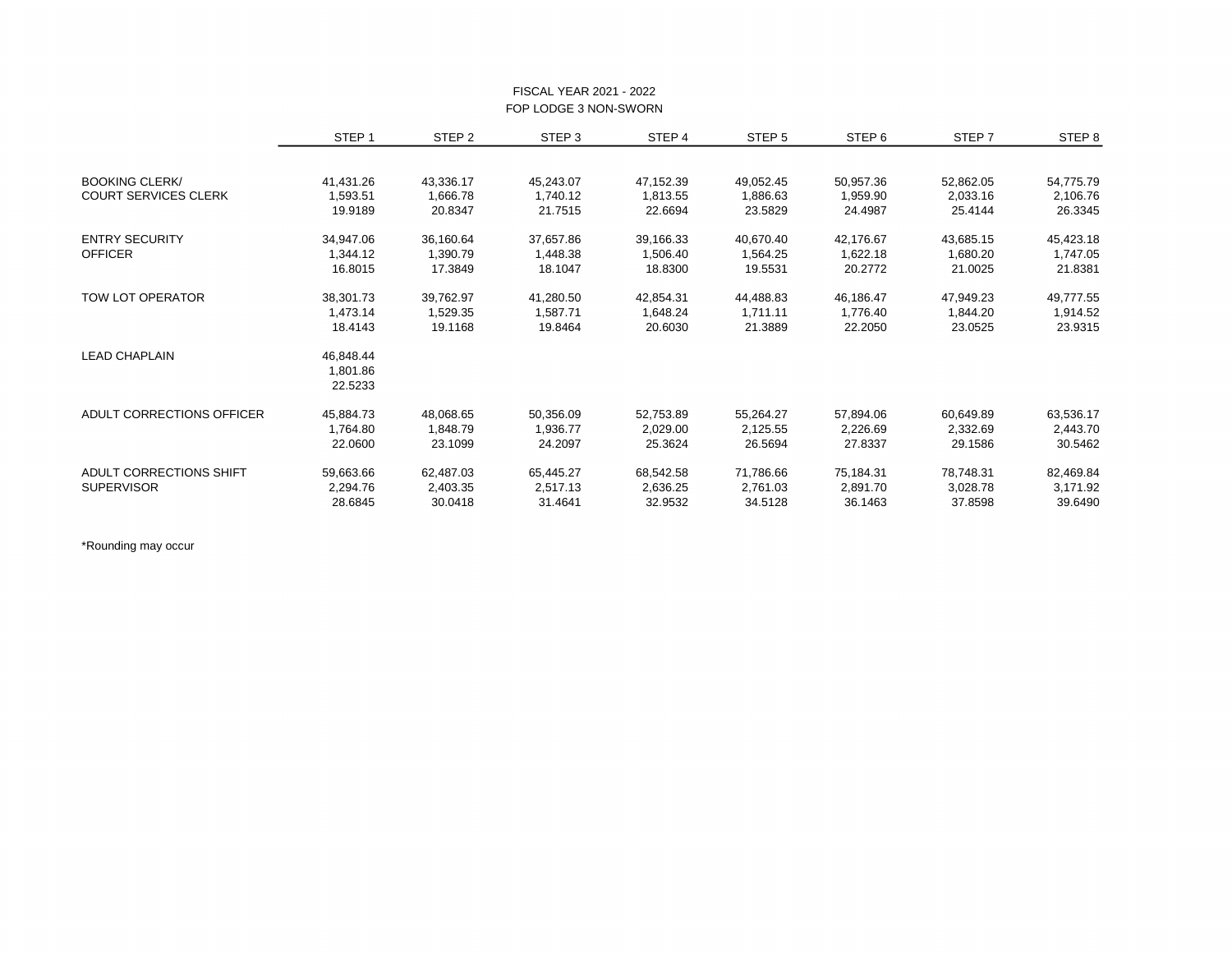FISCAL YEAR 2021 - 2022

FOP LODGE 3 NON-SWORN

| | STEP 1 | STEP 2 | STEP 3 | STEP 4 | STEP 5 | STEP 6 | STEP 7 | STEP 8 |
|---|---|---|---|---|---|---|---|---|
| BOOKING CLERK/ | 41,431.26 | 43,336.17 | 45,243.07 | 47,152.39 | 49,052.45 | 50,957.36 | 52,862.05 | 54,775.79 |
| COURT SERVICES CLERK | 1,593.51 | 1,666.78 | 1,740.12 | 1,813.55 | 1,886.63 | 1,959.90 | 2,033.16 | 2,106.76 |
| | 19.9189 | 20.8347 | 21.7515 | 22.6694 | 23.5829 | 24.4987 | 25.4144 | 26.3345 |
| ENTRY SECURITY | 34,947.06 | 36,160.64 | 37,657.86 | 39,166.33 | 40,670.40 | 42,176.67 | 43,685.15 | 45,423.18 |
| OFFICER | 1,344.12 | 1,390.79 | 1,448.38 | 1,506.40 | 1,564.25 | 1,622.18 | 1,680.20 | 1,747.05 |
| | 16.8015 | 17.3849 | 18.1047 | 18.8300 | 19.5531 | 20.2772 | 21.0025 | 21.8381 |
| TOW LOT OPERATOR | 38,301.73 | 39,762.97 | 41,280.50 | 42,854.31 | 44,488.83 | 46,186.47 | 47,949.23 | 49,777.55 |
| | 1,473.14 | 1,529.35 | 1,587.71 | 1,648.24 | 1,711.11 | 1,776.40 | 1,844.20 | 1,914.52 |
| | 18.4143 | 19.1168 | 19.8464 | 20.6030 | 21.3889 | 22.2050 | 23.0525 | 23.9315 |
| LEAD CHAPLAIN | 46,848.44 | | | | | | | |
| | 1,801.86 | | | | | | | |
| | 22.5233 | | | | | | | |
| ADULT CORRECTIONS OFFICER | 45,884.73 | 48,068.65 | 50,356.09 | 52,753.89 | 55,264.27 | 57,894.06 | 60,649.89 | 63,536.17 |
| | 1,764.80 | 1,848.79 | 1,936.77 | 2,029.00 | 2,125.55 | 2,226.69 | 2,332.69 | 2,443.70 |
| | 22.0600 | 23.1099 | 24.2097 | 25.3624 | 26.5694 | 27.8337 | 29.1586 | 30.5462 |
| ADULT CORRECTIONS SHIFT | 59,663.66 | 62,487.03 | 65,445.27 | 68,542.58 | 71,786.66 | 75,184.31 | 78,748.31 | 82,469.84 |
| SUPERVISOR | 2,294.76 | 2,403.35 | 2,517.13 | 2,636.25 | 2,761.03 | 2,891.70 | 3,028.78 | 3,171.92 |
| | 28.6845 | 30.0418 | 31.4641 | 32.9532 | 34.5128 | 36.1463 | 37.8598 | 39.6490 |

*Rounding may occur